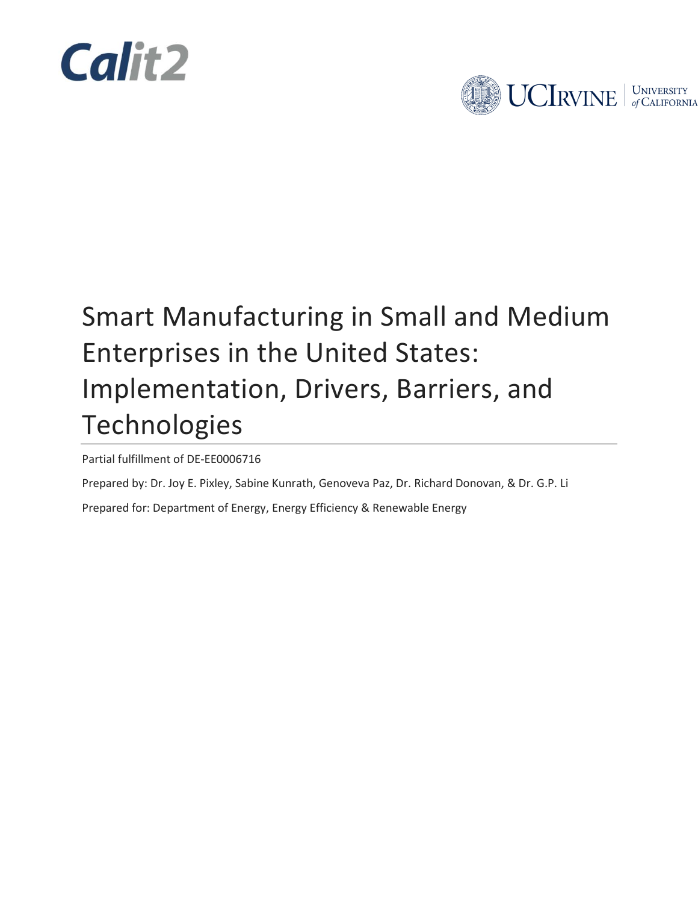Calit2

UCIrvine | University of California

# Smart Manufacturing in Small and Medium Enterprises in the United States: Implementation, Drivers, Barriers, and Technologies

Partial fulfillment of DE-EE0006716

Prepared by: Dr. Joy E. Pixley, Sabine Kunrath, Genoveva Paz, Dr. Richard Donovan, & Dr. G.P. Li

Prepared for: Department of Energy, Energy Efficiency & Renewable Energy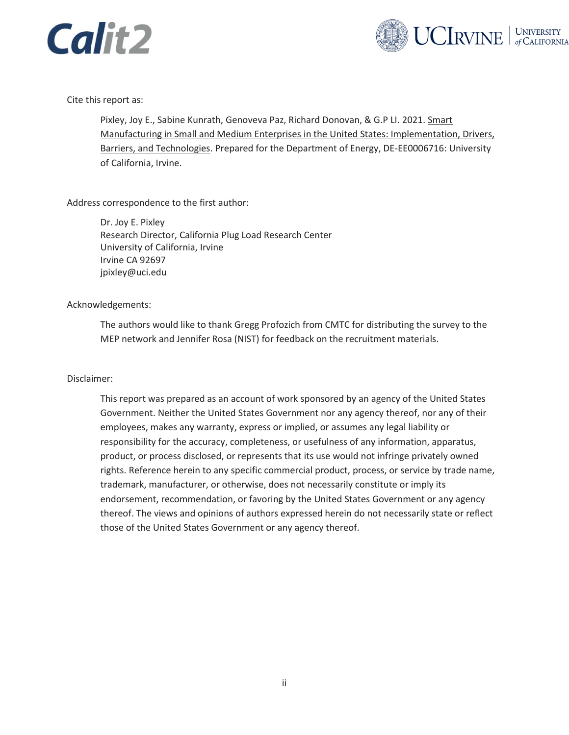Cite this report as:

Pixley, Joy E., Sabine Kunrath, Genoveva Paz, Richard Donovan, & G.P LI. 2021. Smart Manufacturing in Small and Medium Enterprises in the United States: Implementation, Drivers, Barriers, and Technologies. Prepared for the Department of Energy, DE-EE0006716: University of California, Irvine.

Address correspondence to the first author:

Dr. Joy E. Pixley
Research Director, California Plug Load Research Center
University of California, Irvine
Irvine CA 92697
jpixley@uci.edu

Acknowledgements:

The authors would like to thank Gregg Profozich from CMTC for distributing the survey to the MEP network and Jennifer Rosa (NIST) for feedback on the recruitment materials.

Disclaimer:

This report was prepared as an account of work sponsored by an agency of the United States Government. Neither the United States Government nor any agency thereof, nor any of their employees, makes any warranty, express or implied, or assumes any legal liability or responsibility for the accuracy, completeness, or usefulness of any information, apparatus, product, or process disclosed, or represents that its use would not infringe privately owned rights. Reference herein to any specific commercial product, process, or service by trade name, trademark, manufacturer, or otherwise, does not necessarily constitute or imply its endorsement, recommendation, or favoring by the United States Government or any agency thereof. The views and opinions of authors expressed herein do not necessarily state or reflect those of the United States Government or any agency thereof.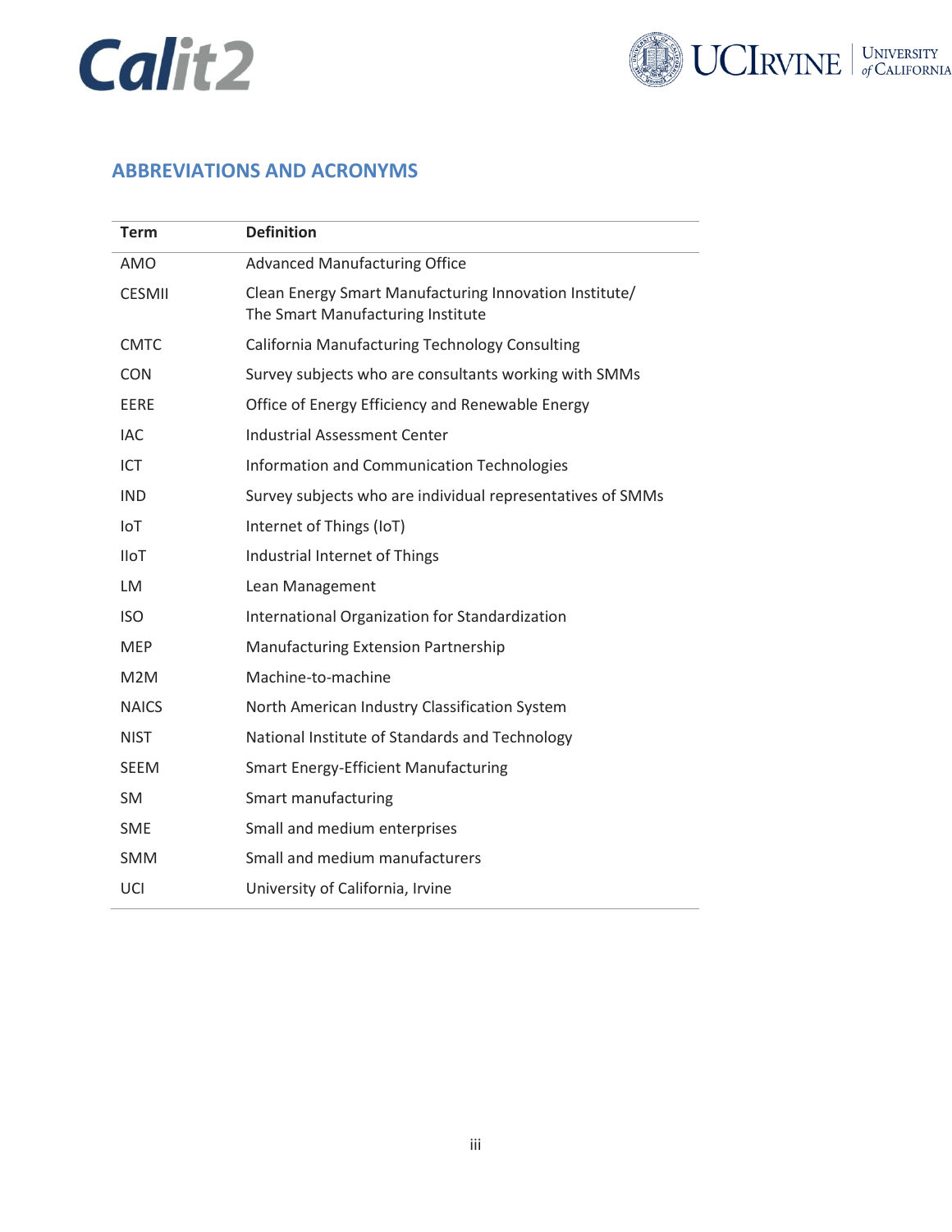## ABBREVIATIONS AND ACRONYMS

| Term | Definition |
|---|---|
| AMO | Advanced Manufacturing Office |
| CESMII | Clean Energy Smart Manufacturing Innovation Institute/ The Smart Manufacturing Institute |
| CMTC | California Manufacturing Technology Consulting |
| CON | Survey subjects who are consultants working with SMMs |
| EERE | Office of Energy Efficiency and Renewable Energy |
| IAC | Industrial Assessment Center |
| ICT | Information and Communication Technologies |
| IND | Survey subjects who are individual representatives of SMMs |
| IoT | Internet of Things (IoT) |
| IIoT | Industrial Internet of Things |
| LM | Lean Management |
| ISO | International Organization for Standardization |
| MEP | Manufacturing Extension Partnership |
| M2M | Machine-to-machine |
| NAICS | North American Industry Classification System |
| NIST | National Institute of Standards and Technology |
| SEEM | Smart Energy-Efficient Manufacturing |
| SM | Smart manufacturing |
| SME | Small and medium enterprises |
| SMM | Small and medium manufacturers |
| UCI | University of California, Irvine |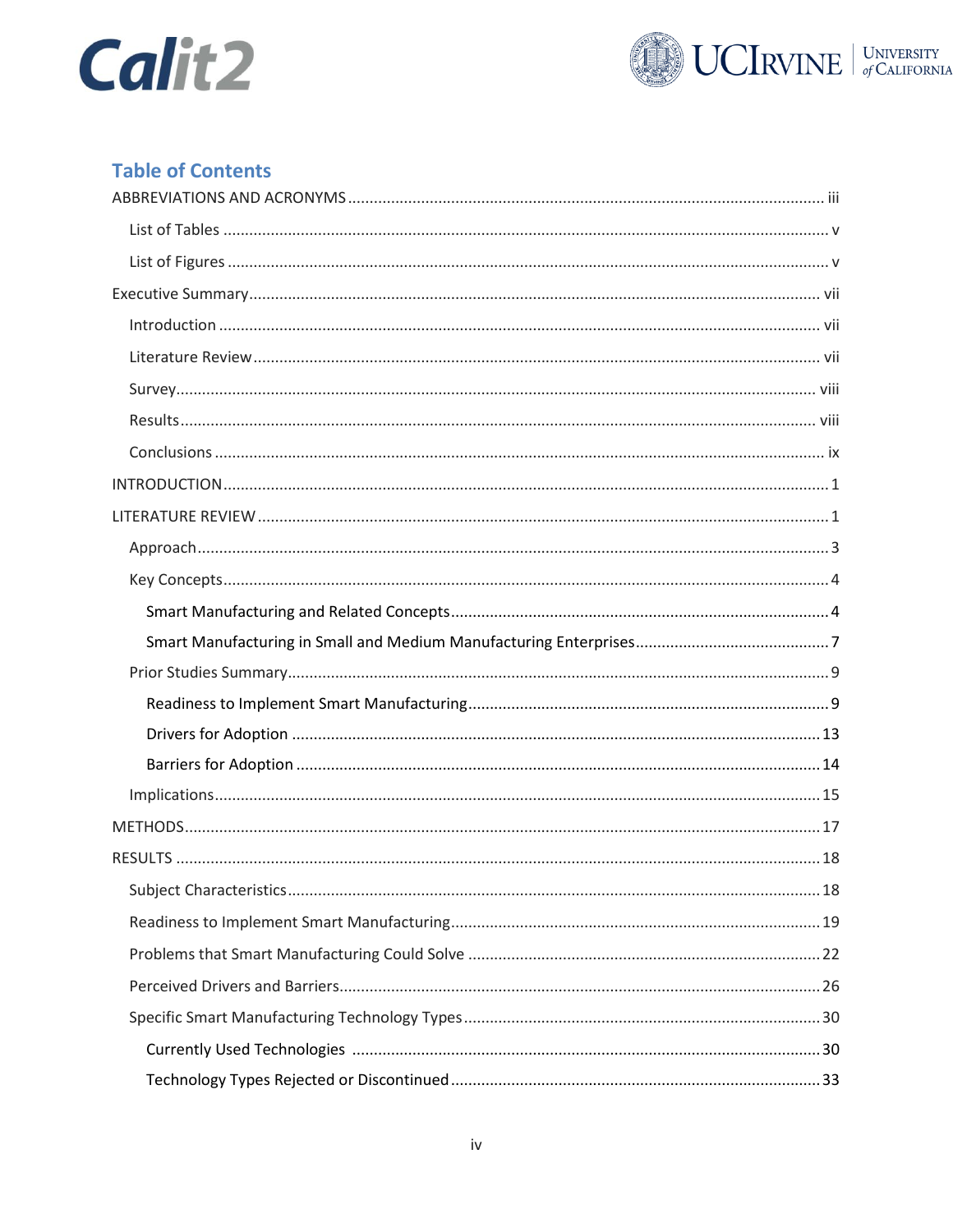## Table of Contents

ABBREVIATIONS AND ACRONYMS ..... iii

- List of Tables ..... v
- List of Figures ..... v

Executive Summary ..... vii

- Introduction ..... vii
- Literature Review ..... vii
- Survey ..... viii
- Results ..... viii
- Conclusions ..... ix

INTRODUCTION ..... 1

LITERATURE REVIEW ..... 1

- Approach ..... 3
- Key Concepts ..... 4
  - Smart Manufacturing and Related Concepts ..... 4
  - Smart Manufacturing in Small and Medium Manufacturing Enterprises ..... 7
- Prior Studies Summary ..... 9
  - Readiness to Implement Smart Manufacturing ..... 9
  - Drivers for Adoption ..... 13
  - Barriers for Adoption ..... 14
- Implications ..... 15

METHODS ..... 17

RESULTS ..... 18

- Subject Characteristics ..... 18
- Readiness to Implement Smart Manufacturing ..... 19
- Problems that Smart Manufacturing Could Solve ..... 22
- Perceived Drivers and Barriers ..... 26
- Specific Smart Manufacturing Technology Types ..... 30
  - Currently Used Technologies ..... 30
  - Technology Types Rejected or Discontinued ..... 33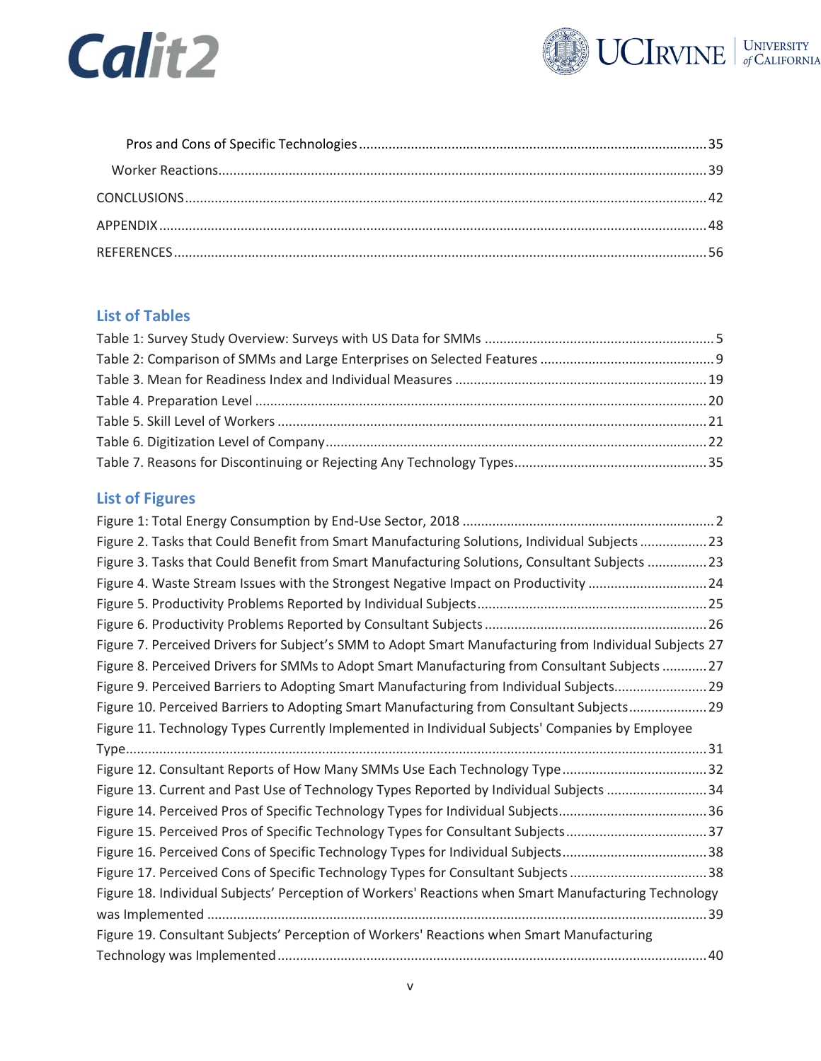Pros and Cons of Specific Technologies ... 35

Worker Reactions ... 39

CONCLUSIONS ... 42

APPENDIX ... 48

REFERENCES ... 56

## List of Tables

Table 1: Survey Study Overview: Surveys with US Data for SMMs ... 5
Table 2: Comparison of SMMs and Large Enterprises on Selected Features ... 9
Table 3. Mean for Readiness Index and Individual Measures ... 19
Table 4. Preparation Level ... 20
Table 5. Skill Level of Workers ... 21
Table 6. Digitization Level of Company ... 22
Table 7. Reasons for Discontinuing or Rejecting Any Technology Types ... 35

## List of Figures

Figure 1: Total Energy Consumption by End-Use Sector, 2018 ... 2
Figure 2. Tasks that Could Benefit from Smart Manufacturing Solutions, Individual Subjects ... 23
Figure 3. Tasks that Could Benefit from Smart Manufacturing Solutions, Consultant Subjects ... 23
Figure 4. Waste Stream Issues with the Strongest Negative Impact on Productivity ... 24
Figure 5. Productivity Problems Reported by Individual Subjects ... 25
Figure 6. Productivity Problems Reported by Consultant Subjects ... 26
Figure 7. Perceived Drivers for Subject's SMM to Adopt Smart Manufacturing from Individual Subjects 27
Figure 8. Perceived Drivers for SMMs to Adopt Smart Manufacturing from Consultant Subjects ... 27
Figure 9. Perceived Barriers to Adopting Smart Manufacturing from Individual Subjects ... 29
Figure 10. Perceived Barriers to Adopting Smart Manufacturing from Consultant Subjects ... 29
Figure 11. Technology Types Currently Implemented in Individual Subjects' Companies by Employee Type ... 31
Figure 12. Consultant Reports of How Many SMMs Use Each Technology Type ... 32
Figure 13. Current and Past Use of Technology Types Reported by Individual Subjects ... 34
Figure 14. Perceived Pros of Specific Technology Types for Individual Subjects ... 36
Figure 15. Perceived Pros of Specific Technology Types for Consultant Subjects ... 37
Figure 16. Perceived Cons of Specific Technology Types for Individual Subjects ... 38
Figure 17. Perceived Cons of Specific Technology Types for Consultant Subjects ... 38
Figure 18. Individual Subjects' Perception of Workers' Reactions when Smart Manufacturing Technology was Implemented ... 39
Figure 19. Consultant Subjects' Perception of Workers' Reactions when Smart Manufacturing Technology was Implemented ... 40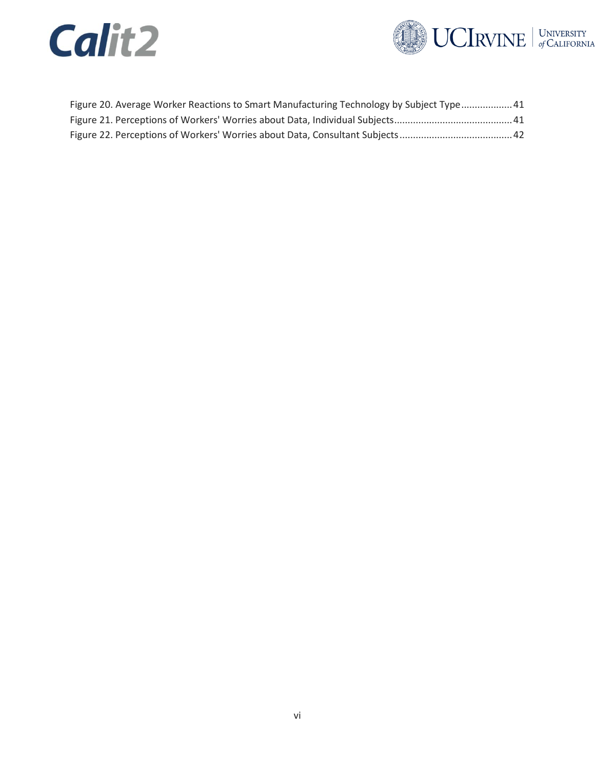Figure 20. Average Worker Reactions to Smart Manufacturing Technology by Subject Type .................. 41
Figure 21. Perceptions of Workers' Worries about Data, Individual Subjects ........................................... 41
Figure 22. Perceptions of Workers' Worries about Data, Consultant Subjects .......................................... 42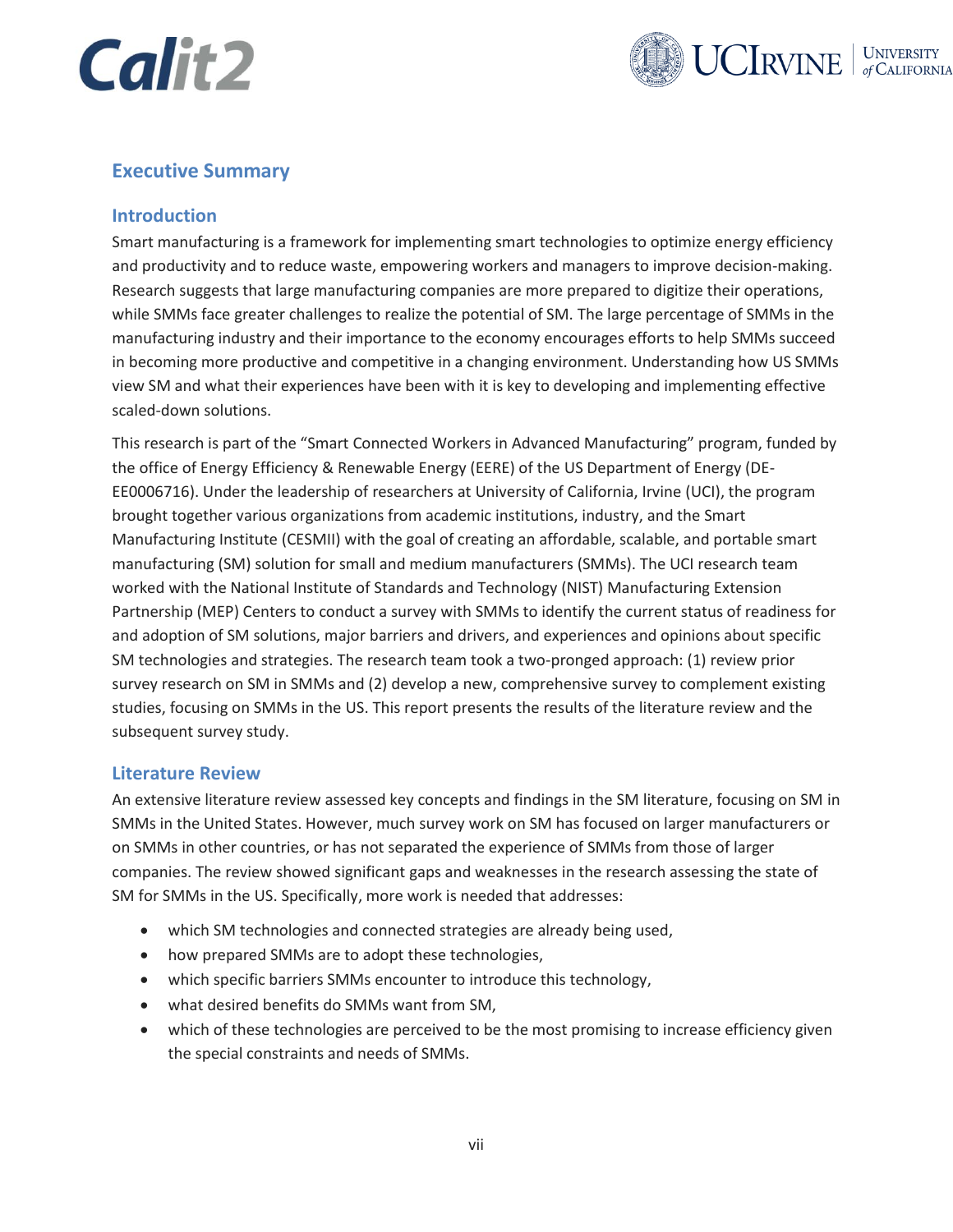## Executive Summary

### Introduction

Smart manufacturing is a framework for implementing smart technologies to optimize energy efficiency and productivity and to reduce waste, empowering workers and managers to improve decision-making. Research suggests that large manufacturing companies are more prepared to digitize their operations, while SMMs face greater challenges to realize the potential of SM. The large percentage of SMMs in the manufacturing industry and their importance to the economy encourages efforts to help SMMs succeed in becoming more productive and competitive in a changing environment. Understanding how US SMMs view SM and what their experiences have been with it is key to developing and implementing effective scaled-down solutions.

This research is part of the "Smart Connected Workers in Advanced Manufacturing" program, funded by the office of Energy Efficiency & Renewable Energy (EERE) of the US Department of Energy (DE-EE0006716). Under the leadership of researchers at University of California, Irvine (UCI), the program brought together various organizations from academic institutions, industry, and the Smart Manufacturing Institute (CESMII) with the goal of creating an affordable, scalable, and portable smart manufacturing (SM) solution for small and medium manufacturers (SMMs). The UCI research team worked with the National Institute of Standards and Technology (NIST) Manufacturing Extension Partnership (MEP) Centers to conduct a survey with SMMs to identify the current status of readiness for and adoption of SM solutions, major barriers and drivers, and experiences and opinions about specific SM technologies and strategies. The research team took a two-pronged approach: (1) review prior survey research on SM in SMMs and (2) develop a new, comprehensive survey to complement existing studies, focusing on SMMs in the US. This report presents the results of the literature review and the subsequent survey study.

### Literature Review

An extensive literature review assessed key concepts and findings in the SM literature, focusing on SM in SMMs in the United States. However, much survey work on SM has focused on larger manufacturers or on SMMs in other countries, or has not separated the experience of SMMs from those of larger companies. The review showed significant gaps and weaknesses in the research assessing the state of SM for SMMs in the US. Specifically, more work is needed that addresses:

- which SM technologies and connected strategies are already being used,
- how prepared SMMs are to adopt these technologies,
- which specific barriers SMMs encounter to introduce this technology,
- what desired benefits do SMMs want from SM,
- which of these technologies are perceived to be the most promising to increase efficiency given the special constraints and needs of SMMs.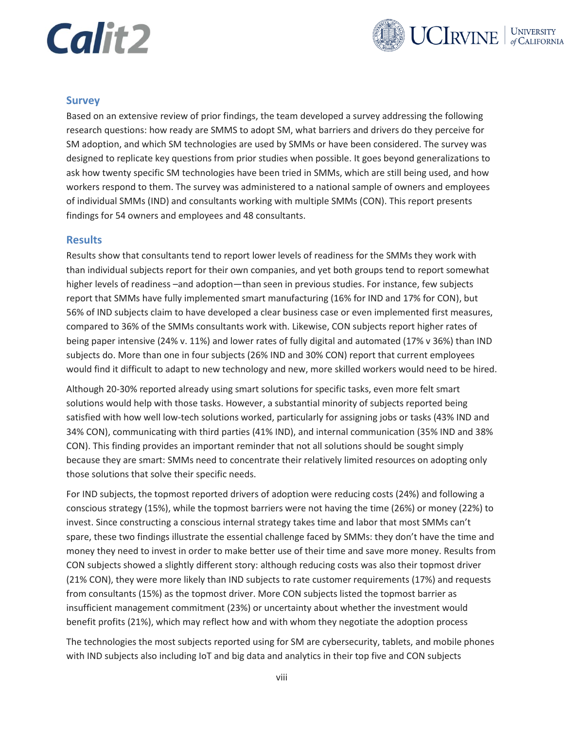## Survey

Based on an extensive review of prior findings, the team developed a survey addressing the following research questions: how ready are SMMS to adopt SM, what barriers and drivers do they perceive for SM adoption, and which SM technologies are used by SMMs or have been considered. The survey was designed to replicate key questions from prior studies when possible. It goes beyond generalizations to ask how twenty specific SM technologies have been tried in SMMs, which are still being used, and how workers respond to them. The survey was administered to a national sample of owners and employees of individual SMMs (IND) and consultants working with multiple SMMs (CON). This report presents findings for 54 owners and employees and 48 consultants.

## Results

Results show that consultants tend to report lower levels of readiness for the SMMs they work with than individual subjects report for their own companies, and yet both groups tend to report somewhat higher levels of readiness –and adoption—than seen in previous studies. For instance, few subjects report that SMMs have fully implemented smart manufacturing (16% for IND and 17% for CON), but 56% of IND subjects claim to have developed a clear business case or even implemented first measures, compared to 36% of the SMMs consultants work with. Likewise, CON subjects report higher rates of being paper intensive (24% v. 11%) and lower rates of fully digital and automated (17% v 36%) than IND subjects do. More than one in four subjects (26% IND and 30% CON) report that current employees would find it difficult to adapt to new technology and new, more skilled workers would need to be hired.

Although 20-30% reported already using smart solutions for specific tasks, even more felt smart solutions would help with those tasks. However, a substantial minority of subjects reported being satisfied with how well low-tech solutions worked, particularly for assigning jobs or tasks (43% IND and 34% CON), communicating with third parties (41% IND), and internal communication (35% IND and 38% CON). This finding provides an important reminder that not all solutions should be sought simply because they are smart: SMMs need to concentrate their relatively limited resources on adopting only those solutions that solve their specific needs.

For IND subjects, the topmost reported drivers of adoption were reducing costs (24%) and following a conscious strategy (15%), while the topmost barriers were not having the time (26%) or money (22%) to invest. Since constructing a conscious internal strategy takes time and labor that most SMMs can't spare, these two findings illustrate the essential challenge faced by SMMs: they don't have the time and money they need to invest in order to make better use of their time and save more money. Results from CON subjects showed a slightly different story: although reducing costs was also their topmost driver (21% CON), they were more likely than IND subjects to rate customer requirements (17%) and requests from consultants (15%) as the topmost driver. More CON subjects listed the topmost barrier as insufficient management commitment (23%) or uncertainty about whether the investment would benefit profits (21%), which may reflect how and with whom they negotiate the adoption process

The technologies the most subjects reported using for SM are cybersecurity, tablets, and mobile phones with IND subjects also including IoT and big data and analytics in their top five and CON subjects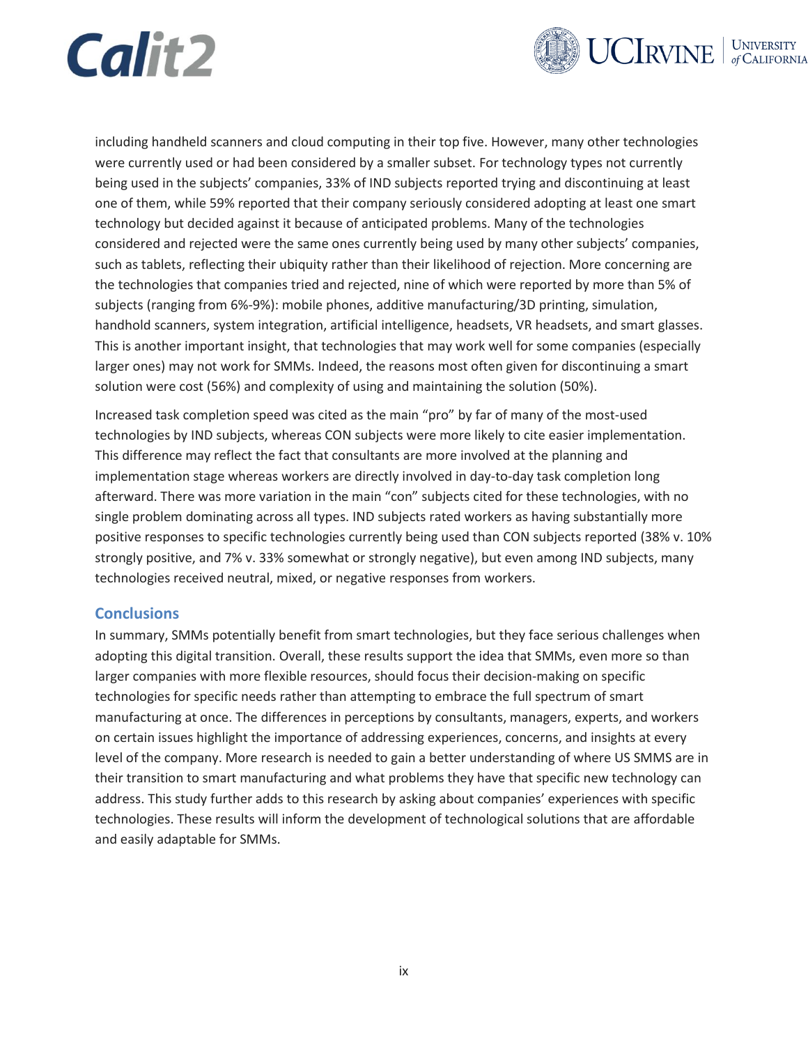including handheld scanners and cloud computing in their top five. However, many other technologies were currently used or had been considered by a smaller subset. For technology types not currently being used in the subjects' companies, 33% of IND subjects reported trying and discontinuing at least one of them, while 59% reported that their company seriously considered adopting at least one smart technology but decided against it because of anticipated problems. Many of the technologies considered and rejected were the same ones currently being used by many other subjects' companies, such as tablets, reflecting their ubiquity rather than their likelihood of rejection. More concerning are the technologies that companies tried and rejected, nine of which were reported by more than 5% of subjects (ranging from 6%-9%): mobile phones, additive manufacturing/3D printing, simulation, handhold scanners, system integration, artificial intelligence, headsets, VR headsets, and smart glasses. This is another important insight, that technologies that may work well for some companies (especially larger ones) may not work for SMMs. Indeed, the reasons most often given for discontinuing a smart solution were cost (56%) and complexity of using and maintaining the solution (50%).

Increased task completion speed was cited as the main "pro" by far of many of the most-used technologies by IND subjects, whereas CON subjects were more likely to cite easier implementation. This difference may reflect the fact that consultants are more involved at the planning and implementation stage whereas workers are directly involved in day-to-day task completion long afterward. There was more variation in the main "con" subjects cited for these technologies, with no single problem dominating across all types. IND subjects rated workers as having substantially more positive responses to specific technologies currently being used than CON subjects reported (38% v. 10% strongly positive, and 7% v. 33% somewhat or strongly negative), but even among IND subjects, many technologies received neutral, mixed, or negative responses from workers.

## Conclusions

In summary, SMMs potentially benefit from smart technologies, but they face serious challenges when adopting this digital transition. Overall, these results support the idea that SMMs, even more so than larger companies with more flexible resources, should focus their decision-making on specific technologies for specific needs rather than attempting to embrace the full spectrum of smart manufacturing at once. The differences in perceptions by consultants, managers, experts, and workers on certain issues highlight the importance of addressing experiences, concerns, and insights at every level of the company. More research is needed to gain a better understanding of where US SMMS are in their transition to smart manufacturing and what problems they have that specific new technology can address. This study further adds to this research by asking about companies' experiences with specific technologies. These results will inform the development of technological solutions that are affordable and easily adaptable for SMMs.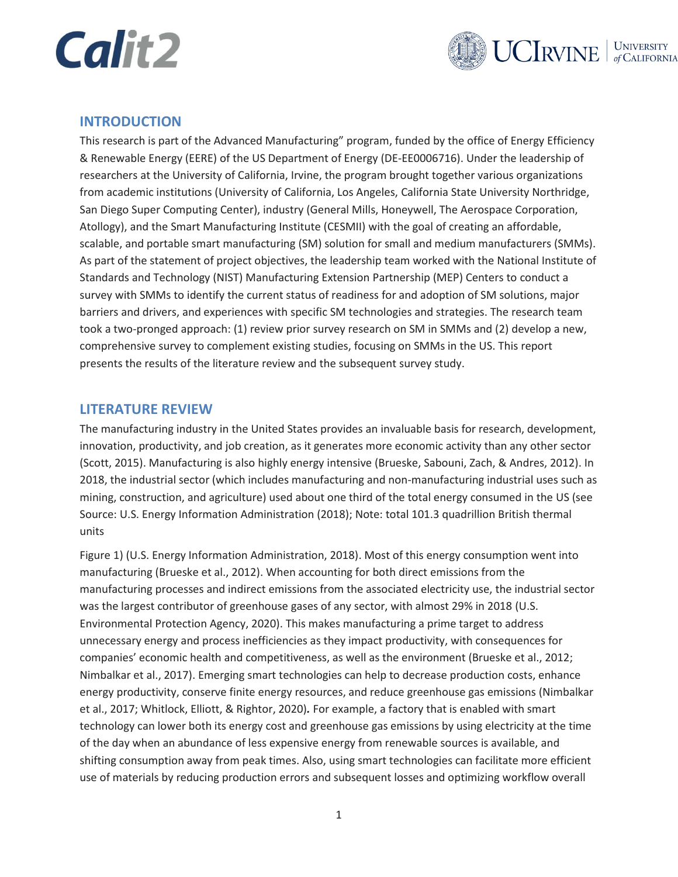## INTRODUCTION

This research is part of the Advanced Manufacturing" program, funded by the office of Energy Efficiency & Renewable Energy (EERE) of the US Department of Energy (DE-EE0006716). Under the leadership of researchers at the University of California, Irvine, the program brought together various organizations from academic institutions (University of California, Los Angeles, California State University Northridge, San Diego Super Computing Center), industry (General Mills, Honeywell, The Aerospace Corporation, Atollogy), and the Smart Manufacturing Institute (CESMII) with the goal of creating an affordable, scalable, and portable smart manufacturing (SM) solution for small and medium manufacturers (SMMs). As part of the statement of project objectives, the leadership team worked with the National Institute of Standards and Technology (NIST) Manufacturing Extension Partnership (MEP) Centers to conduct a survey with SMMs to identify the current status of readiness for and adoption of SM solutions, major barriers and drivers, and experiences with specific SM technologies and strategies. The research team took a two-pronged approach: (1) review prior survey research on SM in SMMs and (2) develop a new, comprehensive survey to complement existing studies, focusing on SMMs in the US. This report presents the results of the literature review and the subsequent survey study.

## LITERATURE REVIEW

The manufacturing industry in the United States provides an invaluable basis for research, development, innovation, productivity, and job creation, as it generates more economic activity than any other sector (Scott, 2015). Manufacturing is also highly energy intensive (Brueske, Sabouni, Zach, & Andres, 2012). In 2018, the industrial sector (which includes manufacturing and non-manufacturing industrial uses such as mining, construction, and agriculture) used about one third of the total energy consumed in the US (see Source: U.S. Energy Information Administration (2018); Note: total 101.3 quadrillion British thermal units

Figure 1) (U.S. Energy Information Administration, 2018). Most of this energy consumption went into manufacturing (Brueske et al., 2012). When accounting for both direct emissions from the manufacturing processes and indirect emissions from the associated electricity use, the industrial sector was the largest contributor of greenhouse gases of any sector, with almost 29% in 2018 (U.S. Environmental Protection Agency, 2020). This makes manufacturing a prime target to address unnecessary energy and process inefficiencies as they impact productivity, with consequences for companies' economic health and competitiveness, as well as the environment (Brueske et al., 2012; Nimbalkar et al., 2017). Emerging smart technologies can help to decrease production costs, enhance energy productivity, conserve finite energy resources, and reduce greenhouse gas emissions (Nimbalkar et al., 2017; Whitlock, Elliott, & Rightor, 2020). For example, a factory that is enabled with smart technology can lower both its energy cost and greenhouse gas emissions by using electricity at the time of the day when an abundance of less expensive energy from renewable sources is available, and shifting consumption away from peak times. Also, using smart technologies can facilitate more efficient use of materials by reducing production errors and subsequent losses and optimizing workflow overall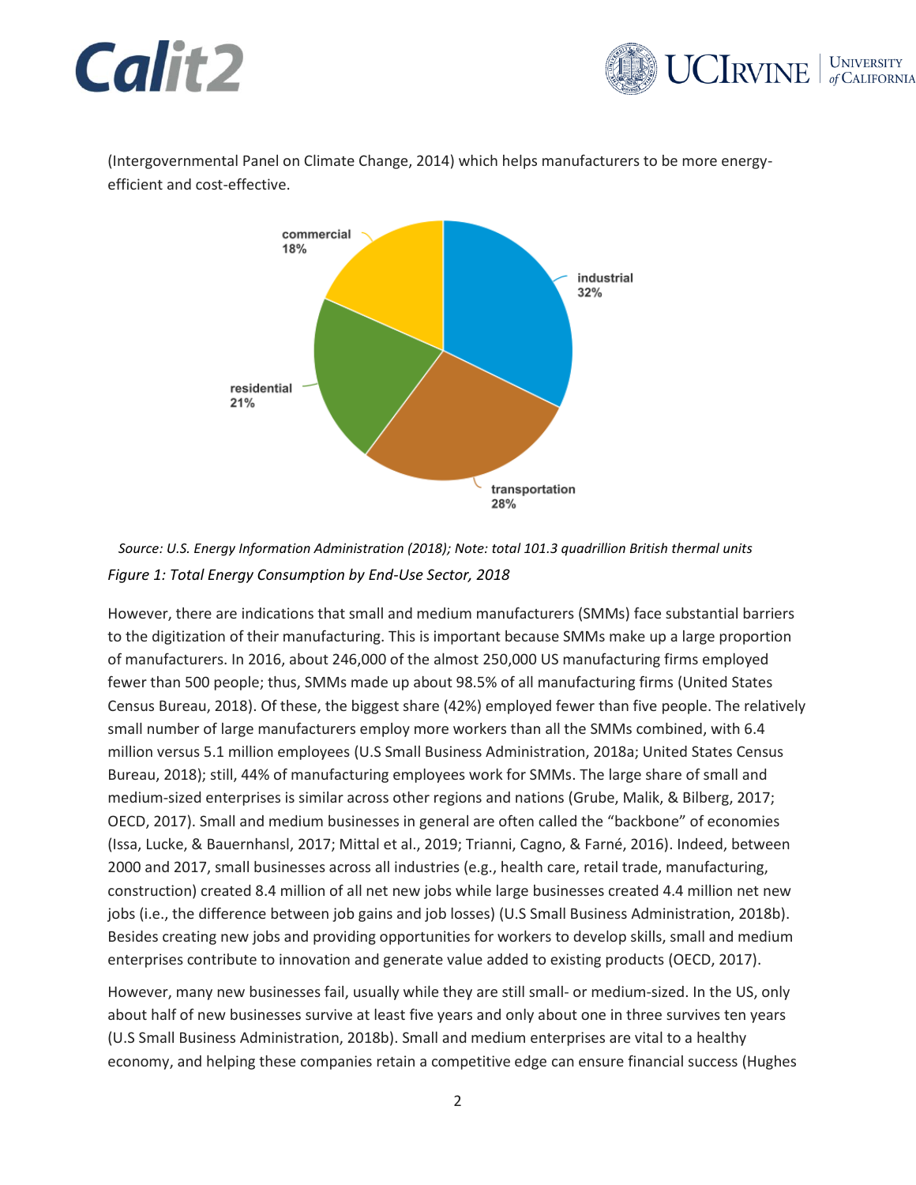(Intergovernmental Panel on Climate Change, 2014) which helps manufacturers to be more energy-efficient and cost-effective.

*Source: U.S. Energy Information Administration (2018); Note: total 101.3 quadrillion British thermal units*

*Figure 1: Total Energy Consumption by End-Use Sector, 2018*

However, there are indications that small and medium manufacturers (SMMs) face substantial barriers to the digitization of their manufacturing. This is important because SMMs make up a large proportion of manufacturers. In 2016, about 246,000 of the almost 250,000 US manufacturing firms employed fewer than 500 people; thus, SMMs made up about 98.5% of all manufacturing firms (United States Census Bureau, 2018). Of these, the biggest share (42%) employed fewer than five people. The relatively small number of large manufacturers employ more workers than all the SMMs combined, with 6.4 million versus 5.1 million employees (U.S Small Business Administration, 2018a; United States Census Bureau, 2018); still, 44% of manufacturing employees work for SMMs. The large share of small and medium-sized enterprises is similar across other regions and nations (Grube, Malik, & Bilberg, 2017; OECD, 2017). Small and medium businesses in general are often called the "backbone" of economies (Issa, Lucke, & Bauernhansl, 2017; Mittal et al., 2019; Trianni, Cagno, & Farné, 2016). Indeed, between 2000 and 2017, small businesses across all industries (e.g., health care, retail trade, manufacturing, construction) created 8.4 million of all net new jobs while large businesses created 4.4 million net new jobs (i.e., the difference between job gains and job losses) (U.S Small Business Administration, 2018b). Besides creating new jobs and providing opportunities for workers to develop skills, small and medium enterprises contribute to innovation and generate value added to existing products (OECD, 2017).

However, many new businesses fail, usually while they are still small- or medium-sized. In the US, only about half of new businesses survive at least five years and only about one in three survives ten years (U.S Small Business Administration, 2018b). Small and medium enterprises are vital to a healthy economy, and helping these companies retain a competitive edge can ensure financial success (Hughes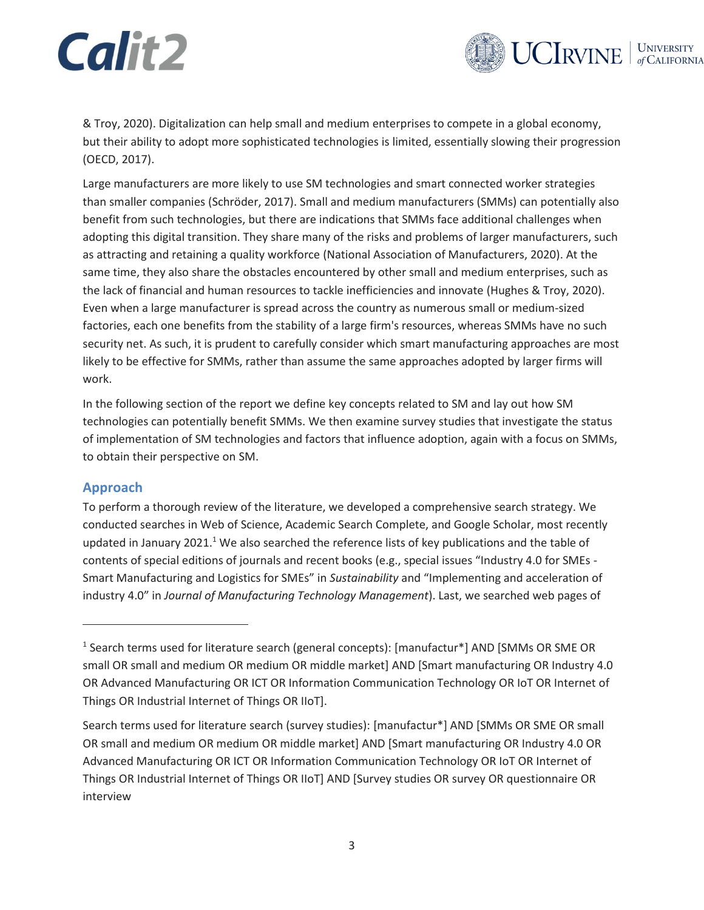& Troy, 2020). Digitalization can help small and medium enterprises to compete in a global economy, but their ability to adopt more sophisticated technologies is limited, essentially slowing their progression (OECD, 2017).

Large manufacturers are more likely to use SM technologies and smart connected worker strategies than smaller companies (Schröder, 2017). Small and medium manufacturers (SMMs) can potentially also benefit from such technologies, but there are indications that SMMs face additional challenges when adopting this digital transition. They share many of the risks and problems of larger manufacturers, such as attracting and retaining a quality workforce (National Association of Manufacturers, 2020). At the same time, they also share the obstacles encountered by other small and medium enterprises, such as the lack of financial and human resources to tackle inefficiencies and innovate (Hughes & Troy, 2020). Even when a large manufacturer is spread across the country as numerous small or medium-sized factories, each one benefits from the stability of a large firm's resources, whereas SMMs have no such security net. As such, it is prudent to carefully consider which smart manufacturing approaches are most likely to be effective for SMMs, rather than assume the same approaches adopted by larger firms will work.

In the following section of the report we define key concepts related to SM and lay out how SM technologies can potentially benefit SMMs. We then examine survey studies that investigate the status of implementation of SM technologies and factors that influence adoption, again with a focus on SMMs, to obtain their perspective on SM.

## Approach

To perform a thorough review of the literature, we developed a comprehensive search strategy. We conducted searches in Web of Science, Academic Search Complete, and Google Scholar, most recently updated in January 2021.[1] We also searched the reference lists of key publications and the table of contents of special editions of journals and recent books (e.g., special issues "Industry 4.0 for SMEs - Smart Manufacturing and Logistics for SMEs" in *Sustainability* and "Implementing and acceleration of industry 4.0" in *Journal of Manufacturing Technology Management*). Last, we searched web pages of

---

[1] Search terms used for literature search (general concepts): [manufactur*] AND [SMMs OR SME OR small OR small and medium OR medium OR middle market] AND [Smart manufacturing OR Industry 4.0 OR Advanced Manufacturing OR ICT OR Information Communication Technology OR IoT OR Internet of Things OR Industrial Internet of Things OR IIoT].

Search terms used for literature search (survey studies): [manufactur*] AND [SMMs OR SME OR small OR small and medium OR medium OR middle market] AND [Smart manufacturing OR Industry 4.0 OR Advanced Manufacturing OR ICT OR Information Communication Technology OR IoT OR Internet of Things OR Industrial Internet of Things OR IIoT] AND [Survey studies OR survey OR questionnaire OR interview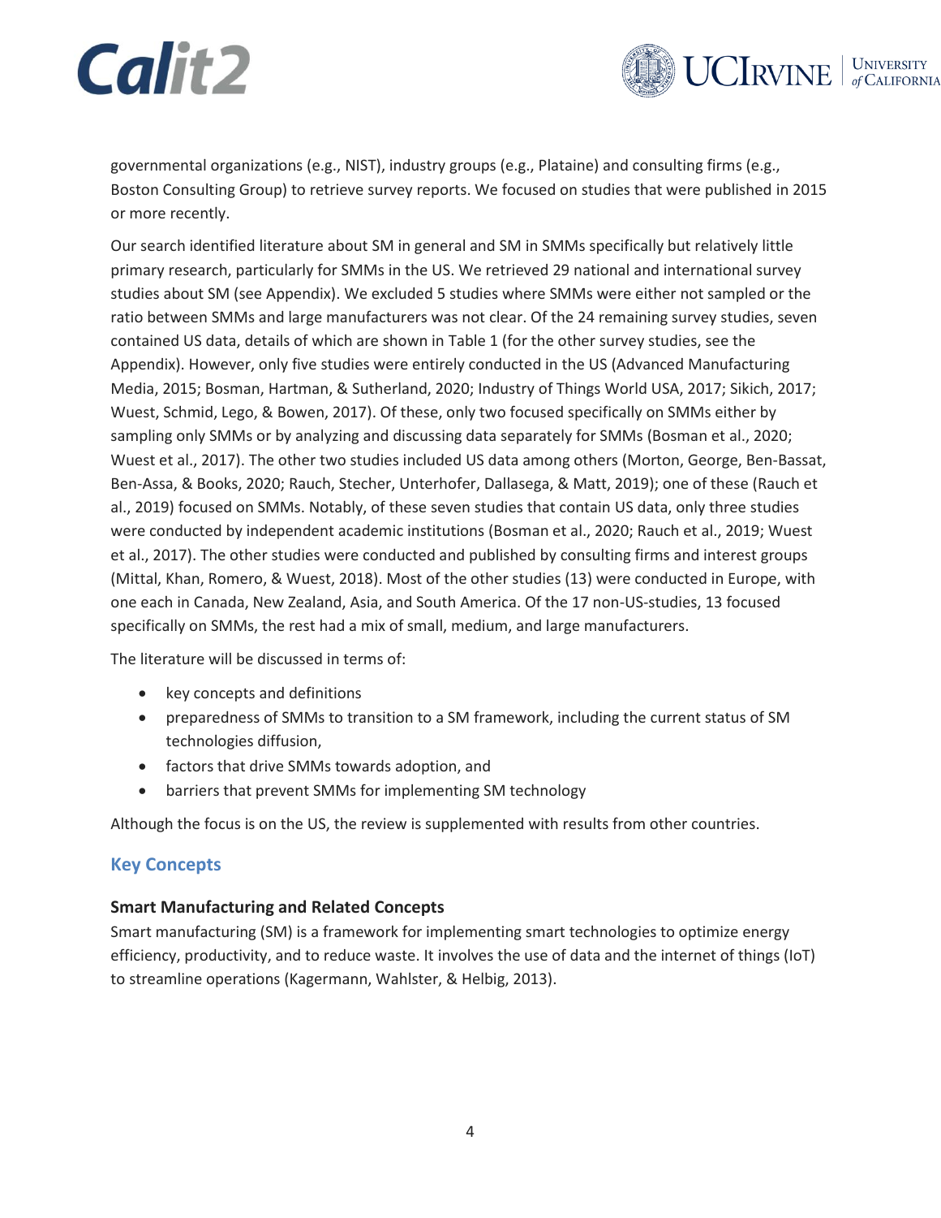governmental organizations (e.g., NIST), industry groups (e.g., Plataine) and consulting firms (e.g., Boston Consulting Group) to retrieve survey reports. We focused on studies that were published in 2015 or more recently.

Our search identified literature about SM in general and SM in SMMs specifically but relatively little primary research, particularly for SMMs in the US. We retrieved 29 national and international survey studies about SM (see Appendix). We excluded 5 studies where SMMs were either not sampled or the ratio between SMMs and large manufacturers was not clear. Of the 24 remaining survey studies, seven contained US data, details of which are shown in Table 1 (for the other survey studies, see the Appendix). However, only five studies were entirely conducted in the US (Advanced Manufacturing Media, 2015; Bosman, Hartman, & Sutherland, 2020; Industry of Things World USA, 2017; Sikich, 2017; Wuest, Schmid, Lego, & Bowen, 2017). Of these, only two focused specifically on SMMs either by sampling only SMMs or by analyzing and discussing data separately for SMMs (Bosman et al., 2020; Wuest et al., 2017). The other two studies included US data among others (Morton, George, Ben-Bassat, Ben-Assa, & Books, 2020; Rauch, Stecher, Unterhofer, Dallasega, & Matt, 2019); one of these (Rauch et al., 2019) focused on SMMs. Notably, of these seven studies that contain US data, only three studies were conducted by independent academic institutions (Bosman et al., 2020; Rauch et al., 2019; Wuest et al., 2017). The other studies were conducted and published by consulting firms and interest groups (Mittal, Khan, Romero, & Wuest, 2018). Most of the other studies (13) were conducted in Europe, with one each in Canada, New Zealand, Asia, and South America. Of the 17 non-US-studies, 13 focused specifically on SMMs, the rest had a mix of small, medium, and large manufacturers.

The literature will be discussed in terms of:

- key concepts and definitions
- preparedness of SMMs to transition to a SM framework, including the current status of SM technologies diffusion,
- factors that drive SMMs towards adoption, and
- barriers that prevent SMMs for implementing SM technology

Although the focus is on the US, the review is supplemented with results from other countries.

## Key Concepts

### Smart Manufacturing and Related Concepts

Smart manufacturing (SM) is a framework for implementing smart technologies to optimize energy efficiency, productivity, and to reduce waste. It involves the use of data and the internet of things (IoT) to streamline operations (Kagermann, Wahlster, & Helbig, 2013).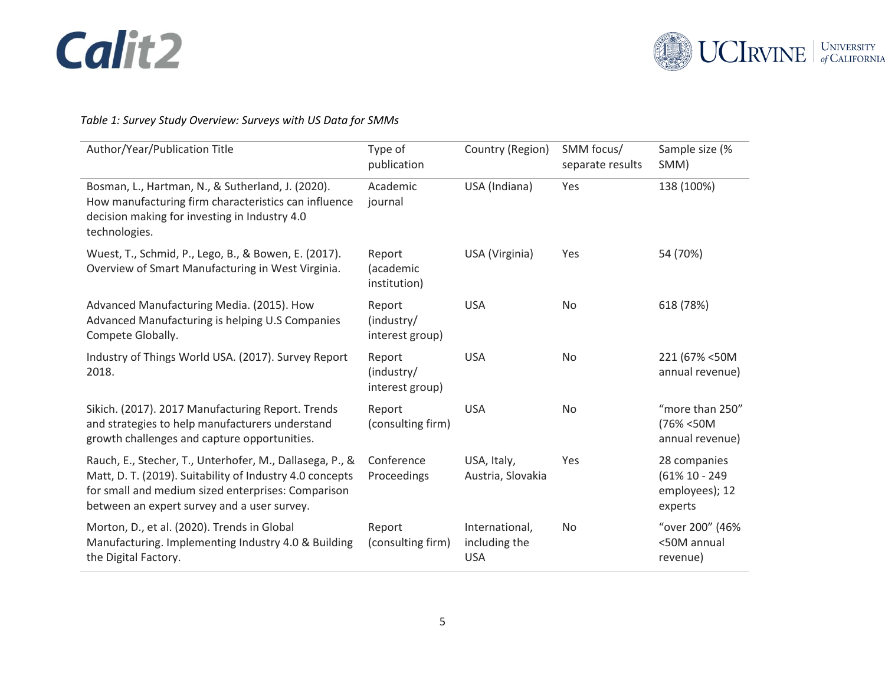*Table 1: Survey Study Overview: Surveys with US Data for SMMs*

| Author/Year/Publication Title | Type of publication | Country (Region) | SMM focus/ separate results | Sample size (% SMM) |
|---|---|---|---|---|
| Bosman, L., Hartman, N., & Sutherland, J. (2020). How manufacturing firm characteristics can influence decision making for investing in Industry 4.0 technologies. | Academic journal | USA (Indiana) | Yes | 138 (100%) |
| Wuest, T., Schmid, P., Lego, B., & Bowen, E. (2017). Overview of Smart Manufacturing in West Virginia. | Report (academic institution) | USA (Virginia) | Yes | 54 (70%) |
| Advanced Manufacturing Media. (2015). How Advanced Manufacturing is helping U.S Companies Compete Globally. | Report (industry/ interest group) | USA | No | 618 (78%) |
| Industry of Things World USA. (2017). Survey Report 2018. | Report (industry/ interest group) | USA | No | 221 (67% <50M annual revenue) |
| Sikich. (2017). 2017 Manufacturing Report. Trends and strategies to help manufacturers understand growth challenges and capture opportunities. | Report (consulting firm) | USA | No | "more than 250" (76% <50M annual revenue) |
| Rauch, E., Stecher, T., Unterhofer, M., Dallasega, P., & Matt, D. T. (2019). Suitability of Industry 4.0 concepts for small and medium sized enterprises: Comparison between an expert survey and a user survey. | Conference Proceedings | USA, Italy, Austria, Slovakia | Yes | 28 companies (61% 10 - 249 employees); 12 experts |
| Morton, D., et al. (2020). Trends in Global Manufacturing. Implementing Industry 4.0 & Building the Digital Factory. | Report (consulting firm) | International, including the USA | No | "over 200" (46% <50M annual revenue) |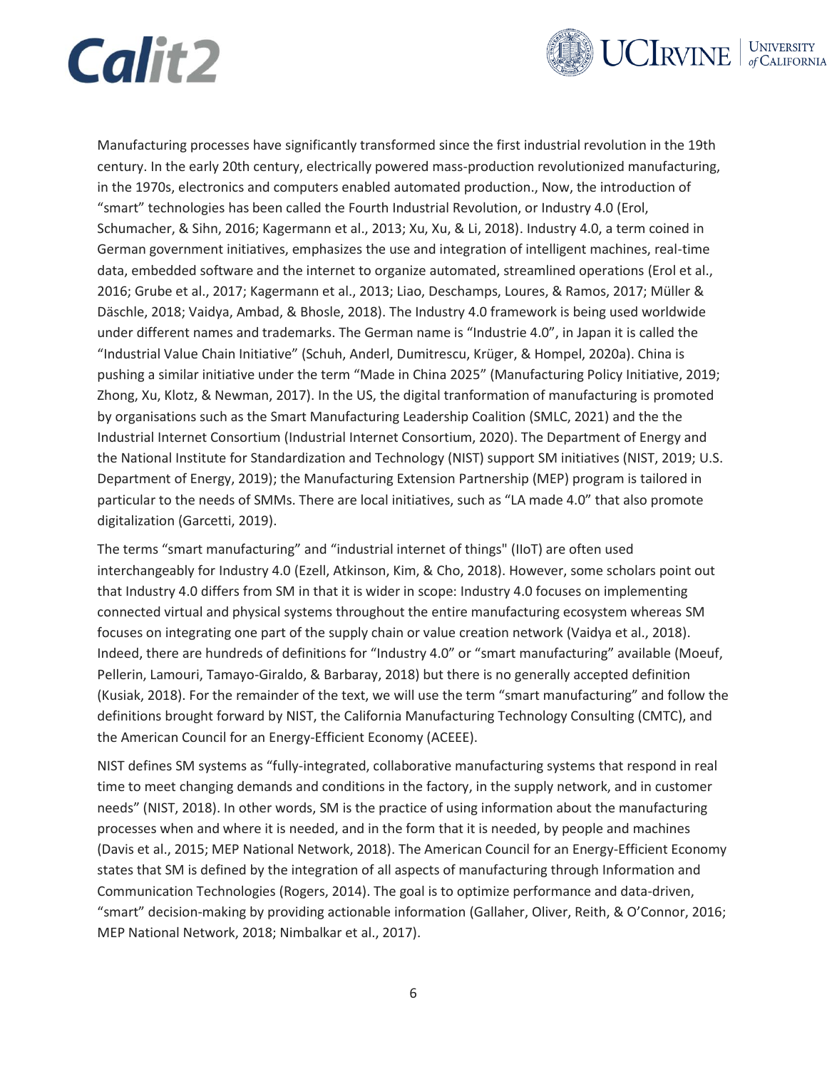Manufacturing processes have significantly transformed since the first industrial revolution in the 19th century. In the early 20th century, electrically powered mass-production revolutionized manufacturing, in the 1970s, electronics and computers enabled automated production., Now, the introduction of "smart" technologies has been called the Fourth Industrial Revolution, or Industry 4.0 (Erol, Schumacher, & Sihn, 2016; Kagermann et al., 2013; Xu, Xu, & Li, 2018). Industry 4.0, a term coined in German government initiatives, emphasizes the use and integration of intelligent machines, real-time data, embedded software and the internet to organize automated, streamlined operations (Erol et al., 2016; Grube et al., 2017; Kagermann et al., 2013; Liao, Deschamps, Loures, & Ramos, 2017; Müller & Däschle, 2018; Vaidya, Ambad, & Bhosle, 2018). The Industry 4.0 framework is being used worldwide under different names and trademarks. The German name is "Industrie 4.0", in Japan it is called the "Industrial Value Chain Initiative" (Schuh, Anderl, Dumitrescu, Krüger, & Hompel, 2020a). China is pushing a similar initiative under the term "Made in China 2025" (Manufacturing Policy Initiative, 2019; Zhong, Xu, Klotz, & Newman, 2017). In the US, the digital tranformation of manufacturing is promoted by organisations such as the Smart Manufacturing Leadership Coalition (SMLC, 2021) and the the Industrial Internet Consortium (Industrial Internet Consortium, 2020). The Department of Energy and the National Institute for Standardization and Technology (NIST) support SM initiatives (NIST, 2019; U.S. Department of Energy, 2019); the Manufacturing Extension Partnership (MEP) program is tailored in particular to the needs of SMMs. There are local initiatives, such as "LA made 4.0" that also promote digitalization (Garcetti, 2019).

The terms "smart manufacturing" and "industrial internet of things" (IIoT) are often used interchangeably for Industry 4.0 (Ezell, Atkinson, Kim, & Cho, 2018). However, some scholars point out that Industry 4.0 differs from SM in that it is wider in scope: Industry 4.0 focuses on implementing connected virtual and physical systems throughout the entire manufacturing ecosystem whereas SM focuses on integrating one part of the supply chain or value creation network (Vaidya et al., 2018). Indeed, there are hundreds of definitions for "Industry 4.0" or "smart manufacturing" available (Moeuf, Pellerin, Lamouri, Tamayo-Giraldo, & Barbaray, 2018) but there is no generally accepted definition (Kusiak, 2018). For the remainder of the text, we will use the term "smart manufacturing" and follow the definitions brought forward by NIST, the California Manufacturing Technology Consulting (CMTC), and the American Council for an Energy-Efficient Economy (ACEEE).

NIST defines SM systems as "fully-integrated, collaborative manufacturing systems that respond in real time to meet changing demands and conditions in the factory, in the supply network, and in customer needs" (NIST, 2018). In other words, SM is the practice of using information about the manufacturing processes when and where it is needed, and in the form that it is needed, by people and machines (Davis et al., 2015; MEP National Network, 2018). The American Council for an Energy-Efficient Economy states that SM is defined by the integration of all aspects of manufacturing through Information and Communication Technologies (Rogers, 2014). The goal is to optimize performance and data-driven, "smart" decision-making by providing actionable information (Gallaher, Oliver, Reith, & O'Connor, 2016; MEP National Network, 2018; Nimbalkar et al., 2017).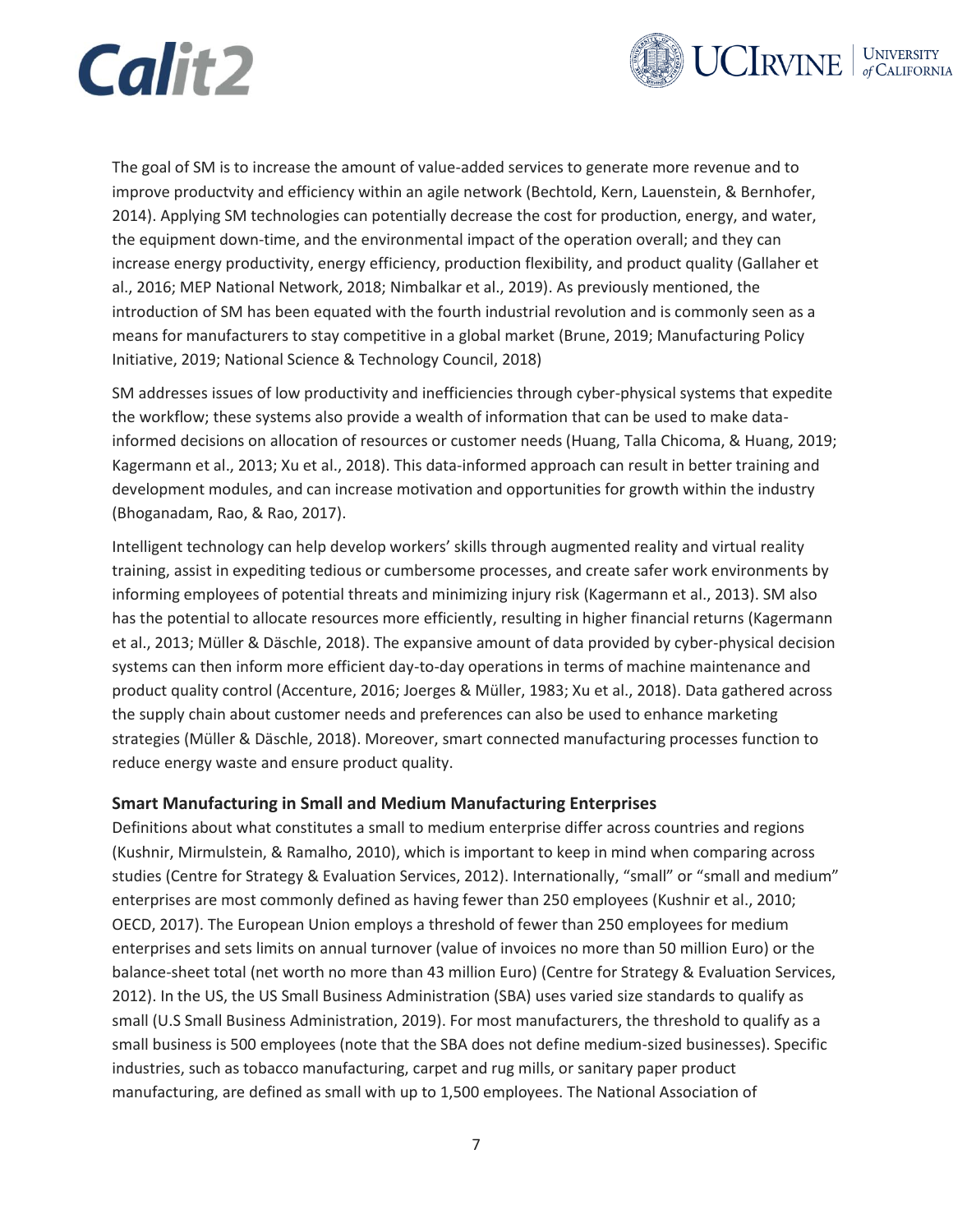The goal of SM is to increase the amount of value-added services to generate more revenue and to improve productvity and efficiency within an agile network (Bechtold, Kern, Lauenstein, & Bernhofer, 2014). Applying SM technologies can potentially decrease the cost for production, energy, and water, the equipment down-time, and the environmental impact of the operation overall; and they can increase energy productivity, energy efficiency, production flexibility, and product quality (Gallaher et al., 2016; MEP National Network, 2018; Nimbalkar et al., 2019). As previously mentioned, the introduction of SM has been equated with the fourth industrial revolution and is commonly seen as a means for manufacturers to stay competitive in a global market (Brune, 2019; Manufacturing Policy Initiative, 2019; National Science & Technology Council, 2018)

SM addresses issues of low productivity and inefficiencies through cyber-physical systems that expedite the workflow; these systems also provide a wealth of information that can be used to make data-informed decisions on allocation of resources or customer needs (Huang, Talla Chicoma, & Huang, 2019; Kagermann et al., 2013; Xu et al., 2018). This data-informed approach can result in better training and development modules, and can increase motivation and opportunities for growth within the industry (Bhoganadam, Rao, & Rao, 2017).

Intelligent technology can help develop workers' skills through augmented reality and virtual reality training, assist in expediting tedious or cumbersome processes, and create safer work environments by informing employees of potential threats and minimizing injury risk (Kagermann et al., 2013). SM also has the potential to allocate resources more efficiently, resulting in higher financial returns (Kagermann et al., 2013; Müller & Däschle, 2018). The expansive amount of data provided by cyber-physical decision systems can then inform more efficient day-to-day operations in terms of machine maintenance and product quality control (Accenture, 2016; Joerges & Müller, 1983; Xu et al., 2018). Data gathered across the supply chain about customer needs and preferences can also be used to enhance marketing strategies (Müller & Däschle, 2018). Moreover, smart connected manufacturing processes function to reduce energy waste and ensure product quality.

### Smart Manufacturing in Small and Medium Manufacturing Enterprises

Definitions about what constitutes a small to medium enterprise differ across countries and regions (Kushnir, Mirmulstein, & Ramalho, 2010), which is important to keep in mind when comparing across studies (Centre for Strategy & Evaluation Services, 2012). Internationally, "small" or "small and medium" enterprises are most commonly defined as having fewer than 250 employees (Kushnir et al., 2010; OECD, 2017). The European Union employs a threshold of fewer than 250 employees for medium enterprises and sets limits on annual turnover (value of invoices no more than 50 million Euro) or the balance-sheet total (net worth no more than 43 million Euro) (Centre for Strategy & Evaluation Services, 2012). In the US, the US Small Business Administration (SBA) uses varied size standards to qualify as small (U.S Small Business Administration, 2019). For most manufacturers, the threshold to qualify as a small business is 500 employees (note that the SBA does not define medium-sized businesses). Specific industries, such as tobacco manufacturing, carpet and rug mills, or sanitary paper product manufacturing, are defined as small with up to 1,500 employees. The National Association of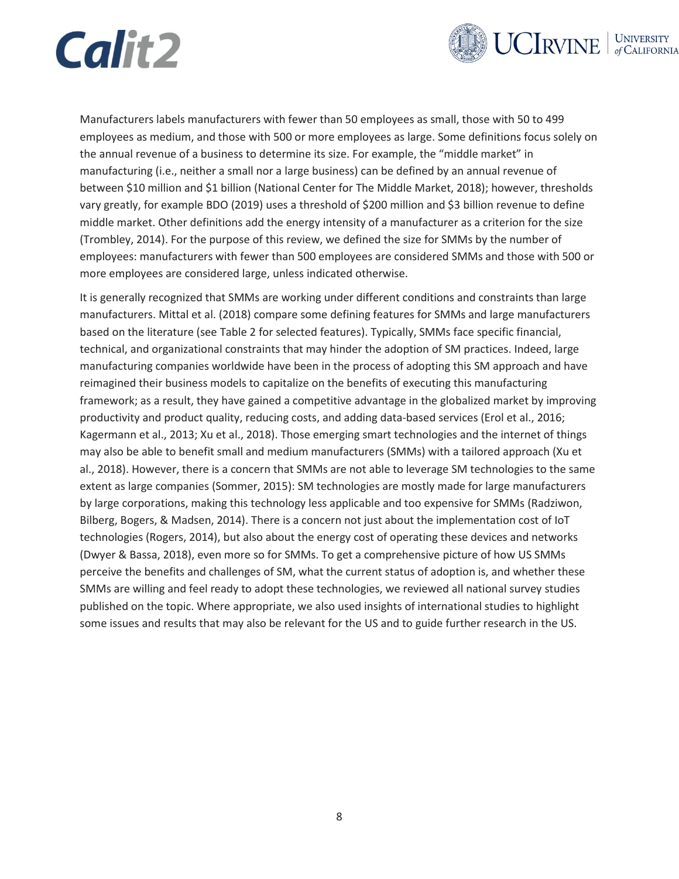Manufacturers labels manufacturers with fewer than 50 employees as small, those with 50 to 499 employees as medium, and those with 500 or more employees as large. Some definitions focus solely on the annual revenue of a business to determine its size. For example, the "middle market" in manufacturing (i.e., neither a small nor a large business) can be defined by an annual revenue of between $10 million and $1 billion (National Center for The Middle Market, 2018); however, thresholds vary greatly, for example BDO (2019) uses a threshold of $200 million and $3 billion revenue to define middle market. Other definitions add the energy intensity of a manufacturer as a criterion for the size (Trombley, 2014). For the purpose of this review, we defined the size for SMMs by the number of employees: manufacturers with fewer than 500 employees are considered SMMs and those with 500 or more employees are considered large, unless indicated otherwise.

It is generally recognized that SMMs are working under different conditions and constraints than large manufacturers. Mittal et al. (2018) compare some defining features for SMMs and large manufacturers based on the literature (see Table 2 for selected features). Typically, SMMs face specific financial, technical, and organizational constraints that may hinder the adoption of SM practices. Indeed, large manufacturing companies worldwide have been in the process of adopting this SM approach and have reimagined their business models to capitalize on the benefits of executing this manufacturing framework; as a result, they have gained a competitive advantage in the globalized market by improving productivity and product quality, reducing costs, and adding data-based services (Erol et al., 2016; Kagermann et al., 2013; Xu et al., 2018). Those emerging smart technologies and the internet of things may also be able to benefit small and medium manufacturers (SMMs) with a tailored approach (Xu et al., 2018). However, there is a concern that SMMs are not able to leverage SM technologies to the same extent as large companies (Sommer, 2015): SM technologies are mostly made for large manufacturers by large corporations, making this technology less applicable and too expensive for SMMs (Radziwon, Bilberg, Bogers, & Madsen, 2014). There is a concern not just about the implementation cost of IoT technologies (Rogers, 2014), but also about the energy cost of operating these devices and networks (Dwyer & Bassa, 2018), even more so for SMMs. To get a comprehensive picture of how US SMMs perceive the benefits and challenges of SM, what the current status of adoption is, and whether these SMMs are willing and feel ready to adopt these technologies, we reviewed all national survey studies published on the topic. Where appropriate, we also used insights of international studies to highlight some issues and results that may also be relevant for the US and to guide further research in the US.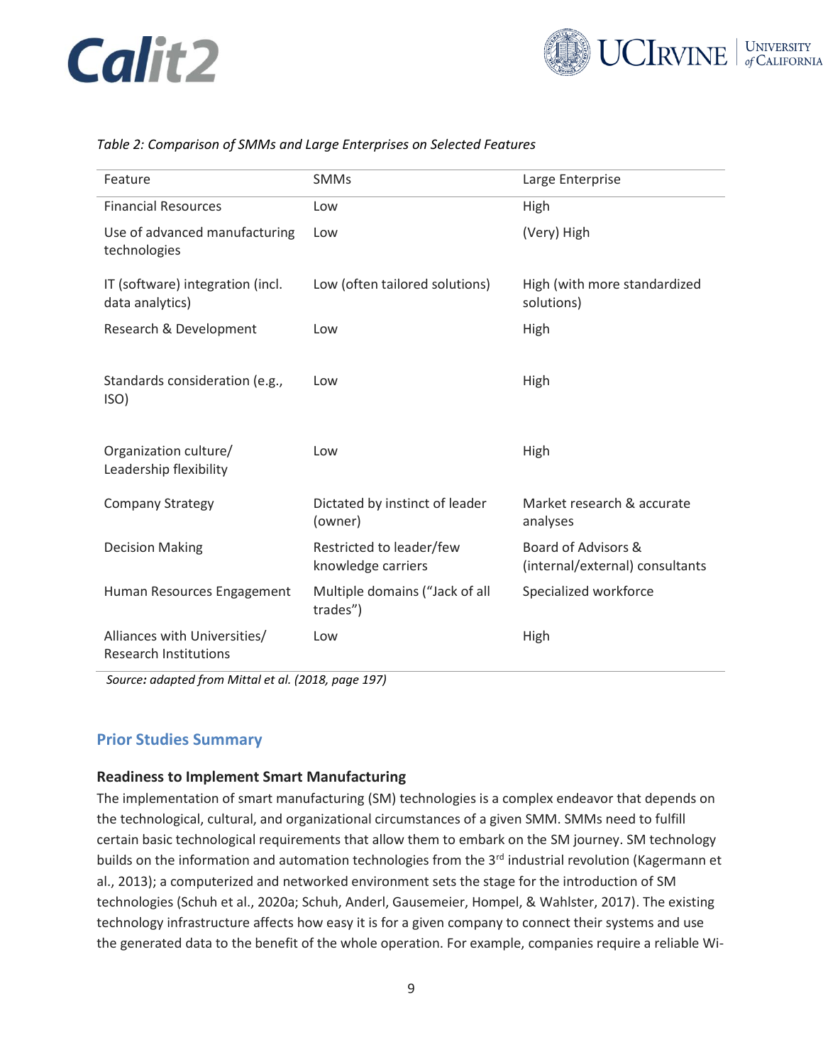*Table 2: Comparison of SMMs and Large Enterprises on Selected Features*

| Feature | SMMs | Large Enterprise |
|---|---|---|
| Financial Resources | Low | High |
| Use of advanced manufacturing technologies | Low | (Very) High |
| IT (software) integration (incl. data analytics) | Low (often tailored solutions) | High (with more standardized solutions) |
| Research & Development | Low | High |
| Standards consideration (e.g., ISO) | Low | High |
| Organization culture/ Leadership flexibility | Low | High |
| Company Strategy | Dictated by instinct of leader (owner) | Market research & accurate analyses |
| Decision Making | Restricted to leader/few knowledge carriers | Board of Advisors & (internal/external) consultants |
| Human Resources Engagement | Multiple domains ("Jack of all trades") | Specialized workforce |
| Alliances with Universities/ Research Institutions | Low | High |

*Source: adapted from Mittal et al. (2018, page 197)*

## Prior Studies Summary

### Readiness to Implement Smart Manufacturing

The implementation of smart manufacturing (SM) technologies is a complex endeavor that depends on the technological, cultural, and organizational circumstances of a given SMM. SMMs need to fulfill certain basic technological requirements that allow them to embark on the SM journey. SM technology builds on the information and automation technologies from the 3rd industrial revolution (Kagermann et al., 2013); a computerized and networked environment sets the stage for the introduction of SM technologies (Schuh et al., 2020a; Schuh, Anderl, Gausemeier, Hompel, & Wahlster, 2017). The existing technology infrastructure affects how easy it is for a given company to connect their systems and use the generated data to the benefit of the whole operation. For example, companies require a reliable Wi-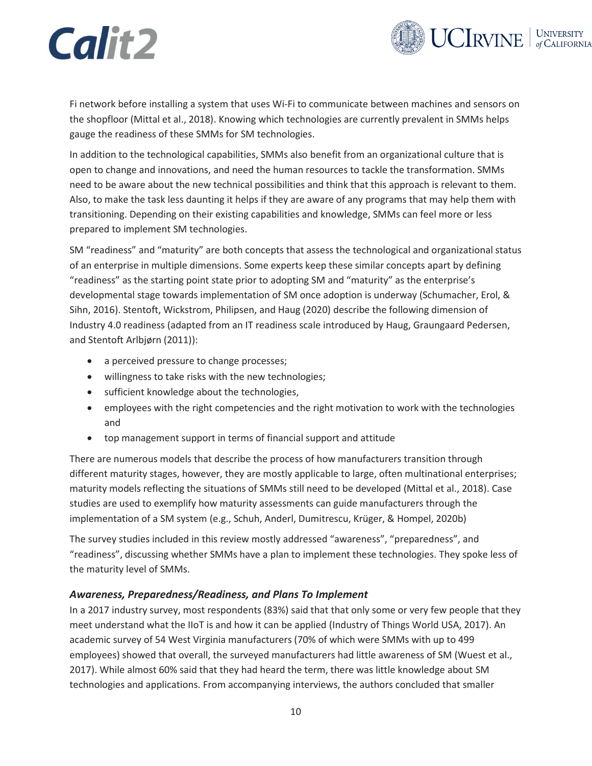Fi network before installing a system that uses Wi-Fi to communicate between machines and sensors on the shopfloor (Mittal et al., 2018). Knowing which technologies are currently prevalent in SMMs helps gauge the readiness of these SMMs for SM technologies.

In addition to the technological capabilities, SMMs also benefit from an organizational culture that is open to change and innovations, and need the human resources to tackle the transformation. SMMs need to be aware about the new technical possibilities and think that this approach is relevant to them. Also, to make the task less daunting it helps if they are aware of any programs that may help them with transitioning. Depending on their existing capabilities and knowledge, SMMs can feel more or less prepared to implement SM technologies.

SM "readiness" and "maturity" are both concepts that assess the technological and organizational status of an enterprise in multiple dimensions. Some experts keep these similar concepts apart by defining "readiness" as the starting point state prior to adopting SM and "maturity" as the enterprise's developmental stage towards implementation of SM once adoption is underway (Schumacher, Erol, & Sihn, 2016). Stentoft, Wickstrom, Philipsen, and Haug (2020) describe the following dimension of Industry 4.0 readiness (adapted from an IT readiness scale introduced by Haug, Graungaard Pedersen, and Stentoft Arlbjørn (2011)):

- a perceived pressure to change processes;
- willingness to take risks with the new technologies;
- sufficient knowledge about the technologies,
- employees with the right competencies and the right motivation to work with the technologies and
- top management support in terms of financial support and attitude

There are numerous models that describe the process of how manufacturers transition through different maturity stages, however, they are mostly applicable to large, often multinational enterprises; maturity models reflecting the situations of SMMs still need to be developed (Mittal et al., 2018). Case studies are used to exemplify how maturity assessments can guide manufacturers through the implementation of a SM system (e.g., Schuh, Anderl, Dumitrescu, Krüger, & Hompel, 2020b)

The survey studies included in this review mostly addressed "awareness", "preparedness", and "readiness", discussing whether SMMs have a plan to implement these technologies. They spoke less of the maturity level of SMMs.

### *Awareness, Preparedness/Readiness, and Plans To Implement*

In a 2017 industry survey, most respondents (83%) said that that only some or very few people that they meet understand what the IIoT is and how it can be applied (Industry of Things World USA, 2017). An academic survey of 54 West Virginia manufacturers (70% of which were SMMs with up to 499 employees) showed that overall, the surveyed manufacturers had little awareness of SM (Wuest et al., 2017). While almost 60% said that they had heard the term, there was little knowledge about SM technologies and applications. From accompanying interviews, the authors concluded that smaller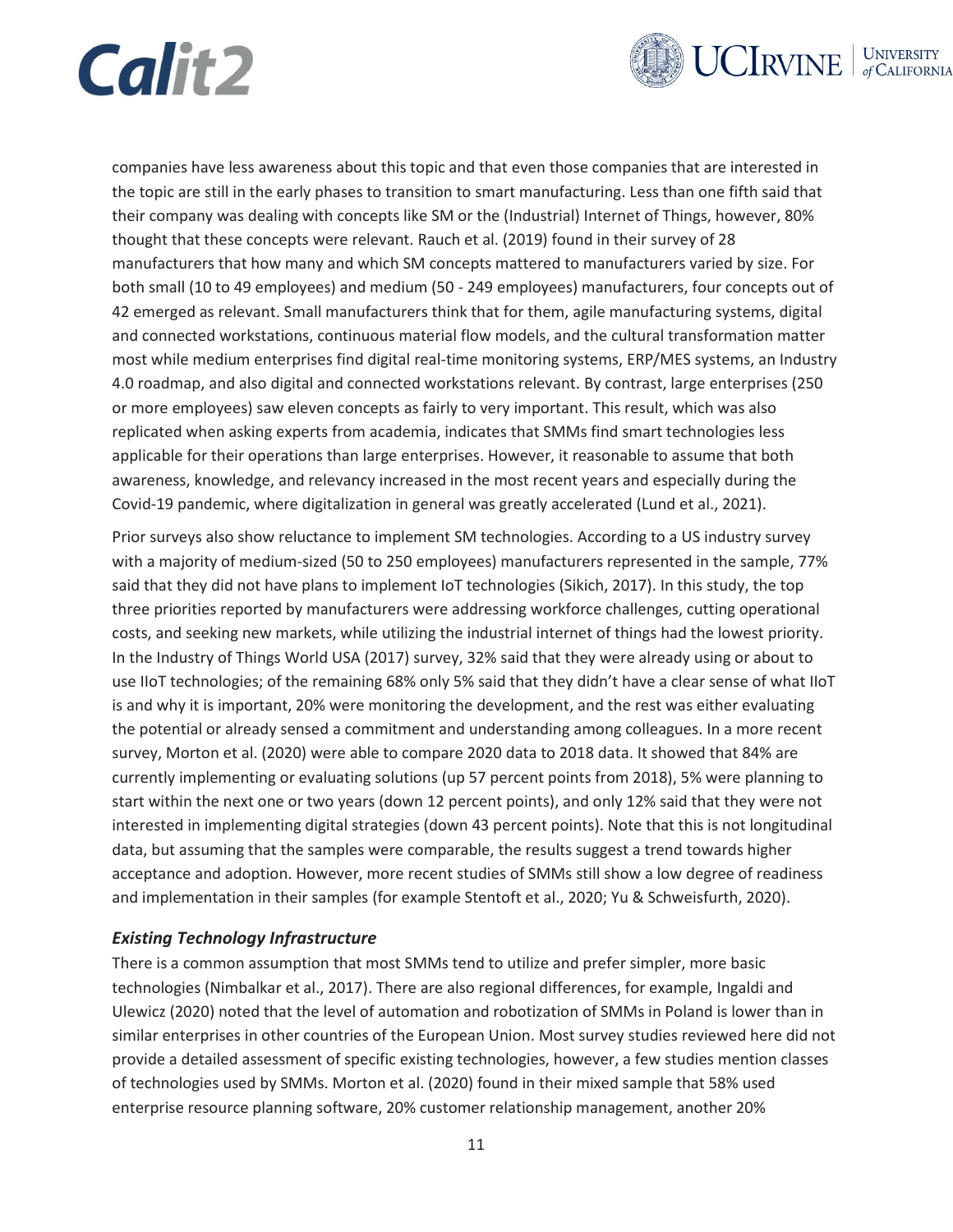companies have less awareness about this topic and that even those companies that are interested in the topic are still in the early phases to transition to smart manufacturing. Less than one fifth said that their company was dealing with concepts like SM or the (Industrial) Internet of Things, however, 80% thought that these concepts were relevant. Rauch et al. (2019) found in their survey of 28 manufacturers that how many and which SM concepts mattered to manufacturers varied by size. For both small (10 to 49 employees) and medium (50 - 249 employees) manufacturers, four concepts out of 42 emerged as relevant. Small manufacturers think that for them, agile manufacturing systems, digital and connected workstations, continuous material flow models, and the cultural transformation matter most while medium enterprises find digital real-time monitoring systems, ERP/MES systems, an Industry 4.0 roadmap, and also digital and connected workstations relevant. By contrast, large enterprises (250 or more employees) saw eleven concepts as fairly to very important. This result, which was also replicated when asking experts from academia, indicates that SMMs find smart technologies less applicable for their operations than large enterprises. However, it reasonable to assume that both awareness, knowledge, and relevancy increased in the most recent years and especially during the Covid-19 pandemic, where digitalization in general was greatly accelerated (Lund et al., 2021).

Prior surveys also show reluctance to implement SM technologies. According to a US industry survey with a majority of medium-sized (50 to 250 employees) manufacturers represented in the sample, 77% said that they did not have plans to implement IoT technologies (Sikich, 2017). In this study, the top three priorities reported by manufacturers were addressing workforce challenges, cutting operational costs, and seeking new markets, while utilizing the industrial internet of things had the lowest priority. In the Industry of Things World USA (2017) survey, 32% said that they were already using or about to use IIoT technologies; of the remaining 68% only 5% said that they didn't have a clear sense of what IIoT is and why it is important, 20% were monitoring the development, and the rest was either evaluating the potential or already sensed a commitment and understanding among colleagues. In a more recent survey, Morton et al. (2020) were able to compare 2020 data to 2018 data. It showed that 84% are currently implementing or evaluating solutions (up 57 percent points from 2018), 5% were planning to start within the next one or two years (down 12 percent points), and only 12% said that they were not interested in implementing digital strategies (down 43 percent points). Note that this is not longitudinal data, but assuming that the samples were comparable, the results suggest a trend towards higher acceptance and adoption. However, more recent studies of SMMs still show a low degree of readiness and implementation in their samples (for example Stentoft et al., 2020; Yu & Schweisfurth, 2020).

### *Existing Technology Infrastructure*

There is a common assumption that most SMMs tend to utilize and prefer simpler, more basic technologies (Nimbalkar et al., 2017). There are also regional differences, for example, Ingaldi and Ulewicz (2020) noted that the level of automation and robotization of SMMs in Poland is lower than in similar enterprises in other countries of the European Union. Most survey studies reviewed here did not provide a detailed assessment of specific existing technologies, however, a few studies mention classes of technologies used by SMMs. Morton et al. (2020) found in their mixed sample that 58% used enterprise resource planning software, 20% customer relationship management, another 20%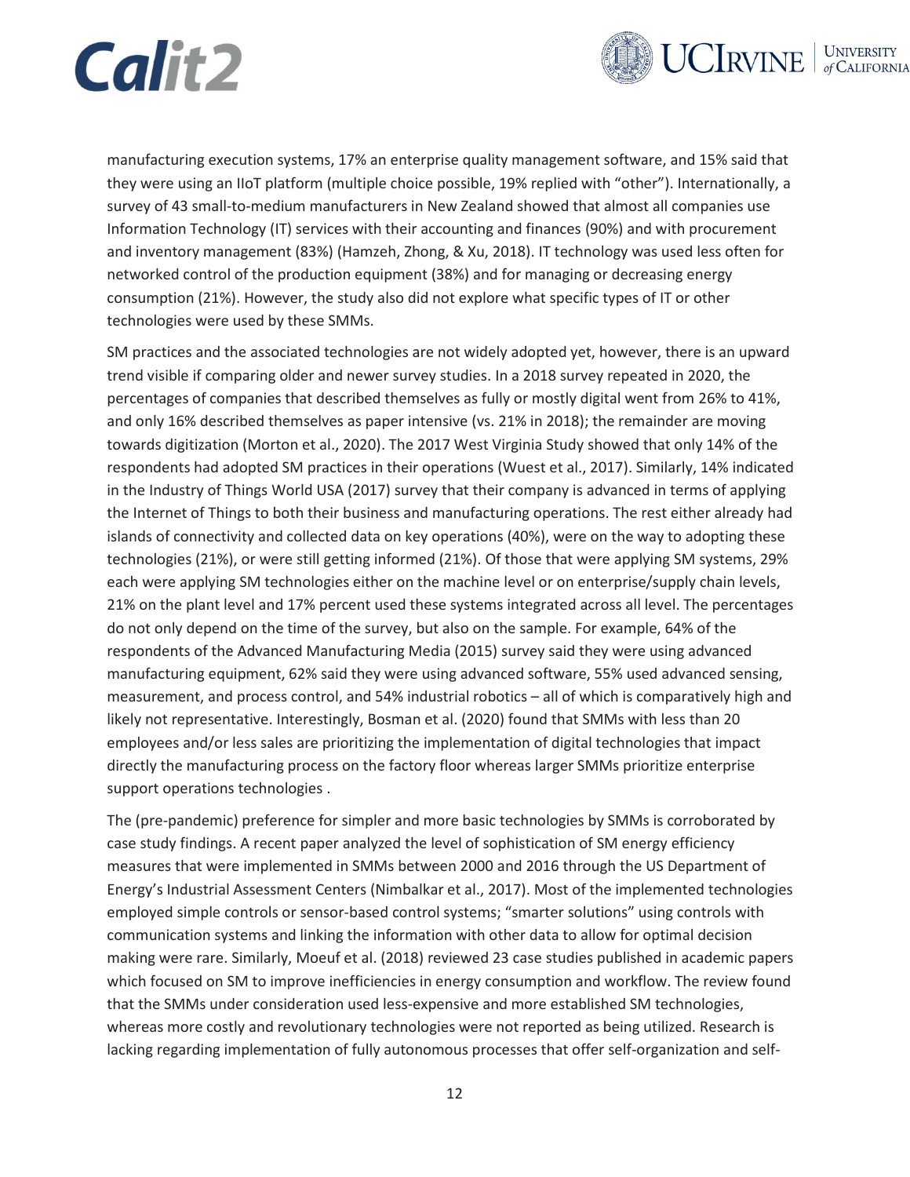manufacturing execution systems, 17% an enterprise quality management software, and 15% said that they were using an IIoT platform (multiple choice possible, 19% replied with "other"). Internationally, a survey of 43 small-to-medium manufacturers in New Zealand showed that almost all companies use Information Technology (IT) services with their accounting and finances (90%) and with procurement and inventory management (83%) (Hamzeh, Zhong, & Xu, 2018). IT technology was used less often for networked control of the production equipment (38%) and for managing or decreasing energy consumption (21%). However, the study also did not explore what specific types of IT or other technologies were used by these SMMs.

SM practices and the associated technologies are not widely adopted yet, however, there is an upward trend visible if comparing older and newer survey studies. In a 2018 survey repeated in 2020, the percentages of companies that described themselves as fully or mostly digital went from 26% to 41%, and only 16% described themselves as paper intensive (vs. 21% in 2018); the remainder are moving towards digitization (Morton et al., 2020). The 2017 West Virginia Study showed that only 14% of the respondents had adopted SM practices in their operations (Wuest et al., 2017). Similarly, 14% indicated in the Industry of Things World USA (2017) survey that their company is advanced in terms of applying the Internet of Things to both their business and manufacturing operations. The rest either already had islands of connectivity and collected data on key operations (40%), were on the way to adopting these technologies (21%), or were still getting informed (21%). Of those that were applying SM systems, 29% each were applying SM technologies either on the machine level or on enterprise/supply chain levels, 21% on the plant level and 17% percent used these systems integrated across all level. The percentages do not only depend on the time of the survey, but also on the sample. For example, 64% of the respondents of the Advanced Manufacturing Media (2015) survey said they were using advanced manufacturing equipment, 62% said they were using advanced software, 55% used advanced sensing, measurement, and process control, and 54% industrial robotics – all of which is comparatively high and likely not representative. Interestingly, Bosman et al. (2020) found that SMMs with less than 20 employees and/or less sales are prioritizing the implementation of digital technologies that impact directly the manufacturing process on the factory floor whereas larger SMMs prioritize enterprise support operations technologies .

The (pre-pandemic) preference for simpler and more basic technologies by SMMs is corroborated by case study findings. A recent paper analyzed the level of sophistication of SM energy efficiency measures that were implemented in SMMs between 2000 and 2016 through the US Department of Energy's Industrial Assessment Centers (Nimbalkar et al., 2017). Most of the implemented technologies employed simple controls or sensor-based control systems; "smarter solutions" using controls with communication systems and linking the information with other data to allow for optimal decision making were rare. Similarly, Moeuf et al. (2018) reviewed 23 case studies published in academic papers which focused on SM to improve inefficiencies in energy consumption and workflow. The review found that the SMMs under consideration used less-expensive and more established SM technologies, whereas more costly and revolutionary technologies were not reported as being utilized. Research is lacking regarding implementation of fully autonomous processes that offer self-organization and self-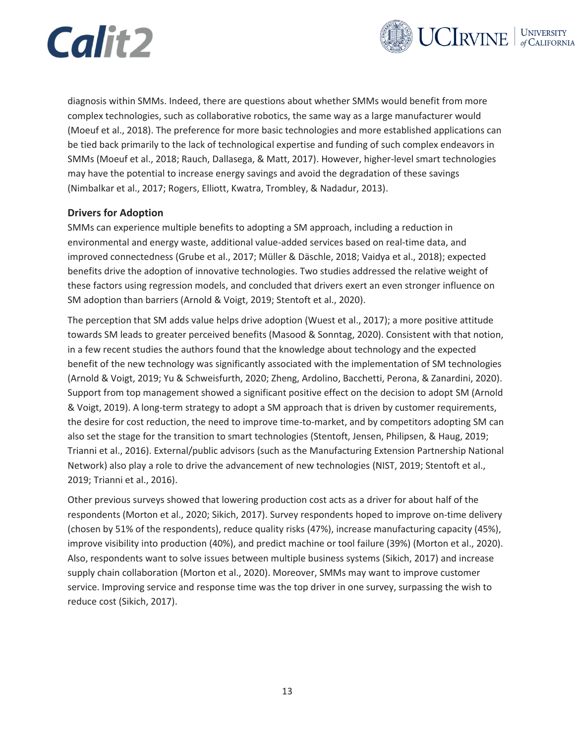diagnosis within SMMs. Indeed, there are questions about whether SMMs would benefit from more complex technologies, such as collaborative robotics, the same way as a large manufacturer would (Moeuf et al., 2018). The preference for more basic technologies and more established applications can be tied back primarily to the lack of technological expertise and funding of such complex endeavors in SMMs (Moeuf et al., 2018; Rauch, Dallasega, & Matt, 2017). However, higher-level smart technologies may have the potential to increase energy savings and avoid the degradation of these savings (Nimbalkar et al., 2017; Rogers, Elliott, Kwatra, Trombley, & Nadadur, 2013).

### Drivers for Adoption

SMMs can experience multiple benefits to adopting a SM approach, including a reduction in environmental and energy waste, additional value-added services based on real-time data, and improved connectedness (Grube et al., 2017; Müller & Däschle, 2018; Vaidya et al., 2018); expected benefits drive the adoption of innovative technologies. Two studies addressed the relative weight of these factors using regression models, and concluded that drivers exert an even stronger influence on SM adoption than barriers (Arnold & Voigt, 2019; Stentoft et al., 2020).

The perception that SM adds value helps drive adoption (Wuest et al., 2017); a more positive attitude towards SM leads to greater perceived benefits (Masood & Sonntag, 2020). Consistent with that notion, in a few recent studies the authors found that the knowledge about technology and the expected benefit of the new technology was significantly associated with the implementation of SM technologies (Arnold & Voigt, 2019; Yu & Schweisfurth, 2020; Zheng, Ardolino, Bacchetti, Perona, & Zanardini, 2020). Support from top management showed a significant positive effect on the decision to adopt SM (Arnold & Voigt, 2019). A long-term strategy to adopt a SM approach that is driven by customer requirements, the desire for cost reduction, the need to improve time-to-market, and by competitors adopting SM can also set the stage for the transition to smart technologies (Stentoft, Jensen, Philipsen, & Haug, 2019; Trianni et al., 2016). External/public advisors (such as the Manufacturing Extension Partnership National Network) also play a role to drive the advancement of new technologies (NIST, 2019; Stentoft et al., 2019; Trianni et al., 2016).

Other previous surveys showed that lowering production cost acts as a driver for about half of the respondents (Morton et al., 2020; Sikich, 2017). Survey respondents hoped to improve on-time delivery (chosen by 51% of the respondents), reduce quality risks (47%), increase manufacturing capacity (45%), improve visibility into production (40%), and predict machine or tool failure (39%) (Morton et al., 2020). Also, respondents want to solve issues between multiple business systems (Sikich, 2017) and increase supply chain collaboration (Morton et al., 2020). Moreover, SMMs may want to improve customer service. Improving service and response time was the top driver in one survey, surpassing the wish to reduce cost (Sikich, 2017).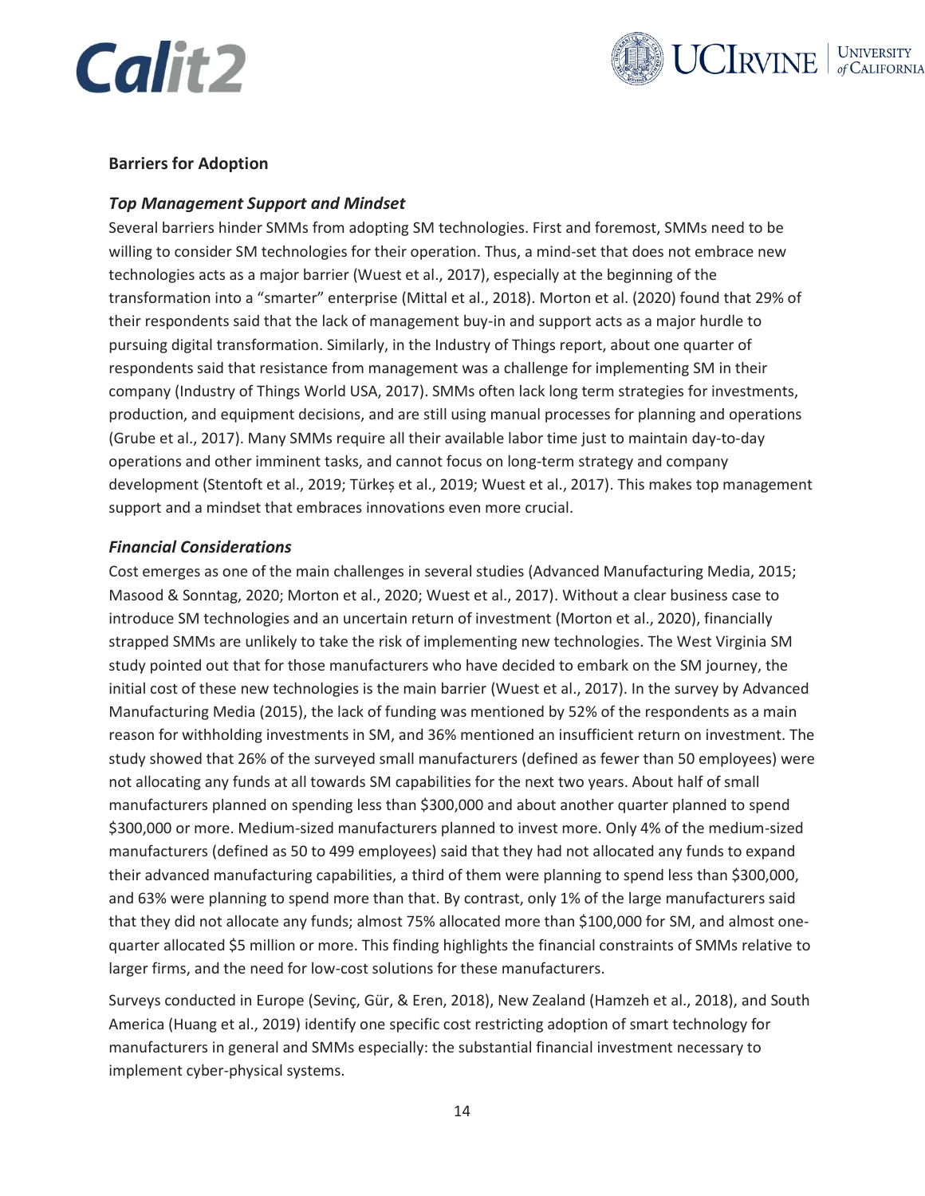## Barriers for Adoption

### *Top Management Support and Mindset*

Several barriers hinder SMMs from adopting SM technologies. First and foremost, SMMs need to be willing to consider SM technologies for their operation. Thus, a mind-set that does not embrace new technologies acts as a major barrier (Wuest et al., 2017), especially at the beginning of the transformation into a "smarter" enterprise (Mittal et al., 2018). Morton et al. (2020) found that 29% of their respondents said that the lack of management buy-in and support acts as a major hurdle to pursuing digital transformation. Similarly, in the Industry of Things report, about one quarter of respondents said that resistance from management was a challenge for implementing SM in their company (Industry of Things World USA, 2017). SMMs often lack long term strategies for investments, production, and equipment decisions, and are still using manual processes for planning and operations (Grube et al., 2017). Many SMMs require all their available labor time just to maintain day-to-day operations and other imminent tasks, and cannot focus on long-term strategy and company development (Stentoft et al., 2019; Türkeș et al., 2019; Wuest et al., 2017). This makes top management support and a mindset that embraces innovations even more crucial.

### *Financial Considerations*

Cost emerges as one of the main challenges in several studies (Advanced Manufacturing Media, 2015; Masood & Sonntag, 2020; Morton et al., 2020; Wuest et al., 2017). Without a clear business case to introduce SM technologies and an uncertain return of investment (Morton et al., 2020), financially strapped SMMs are unlikely to take the risk of implementing new technologies. The West Virginia SM study pointed out that for those manufacturers who have decided to embark on the SM journey, the initial cost of these new technologies is the main barrier (Wuest et al., 2017). In the survey by Advanced Manufacturing Media (2015), the lack of funding was mentioned by 52% of the respondents as a main reason for withholding investments in SM, and 36% mentioned an insufficient return on investment. The study showed that 26% of the surveyed small manufacturers (defined as fewer than 50 employees) were not allocating any funds at all towards SM capabilities for the next two years. About half of small manufacturers planned on spending less than $300,000 and about another quarter planned to spend $300,000 or more. Medium-sized manufacturers planned to invest more. Only 4% of the medium-sized manufacturers (defined as 50 to 499 employees) said that they had not allocated any funds to expand their advanced manufacturing capabilities, a third of them were planning to spend less than $300,000, and 63% were planning to spend more than that. By contrast, only 1% of the large manufacturers said that they did not allocate any funds; almost 75% allocated more than $100,000 for SM, and almost one-quarter allocated $5 million or more. This finding highlights the financial constraints of SMMs relative to larger firms, and the need for low-cost solutions for these manufacturers.

Surveys conducted in Europe (Sevinç, Gür, & Eren, 2018), New Zealand (Hamzeh et al., 2018), and South America (Huang et al., 2019) identify one specific cost restricting adoption of smart technology for manufacturers in general and SMMs especially: the substantial financial investment necessary to implement cyber-physical systems.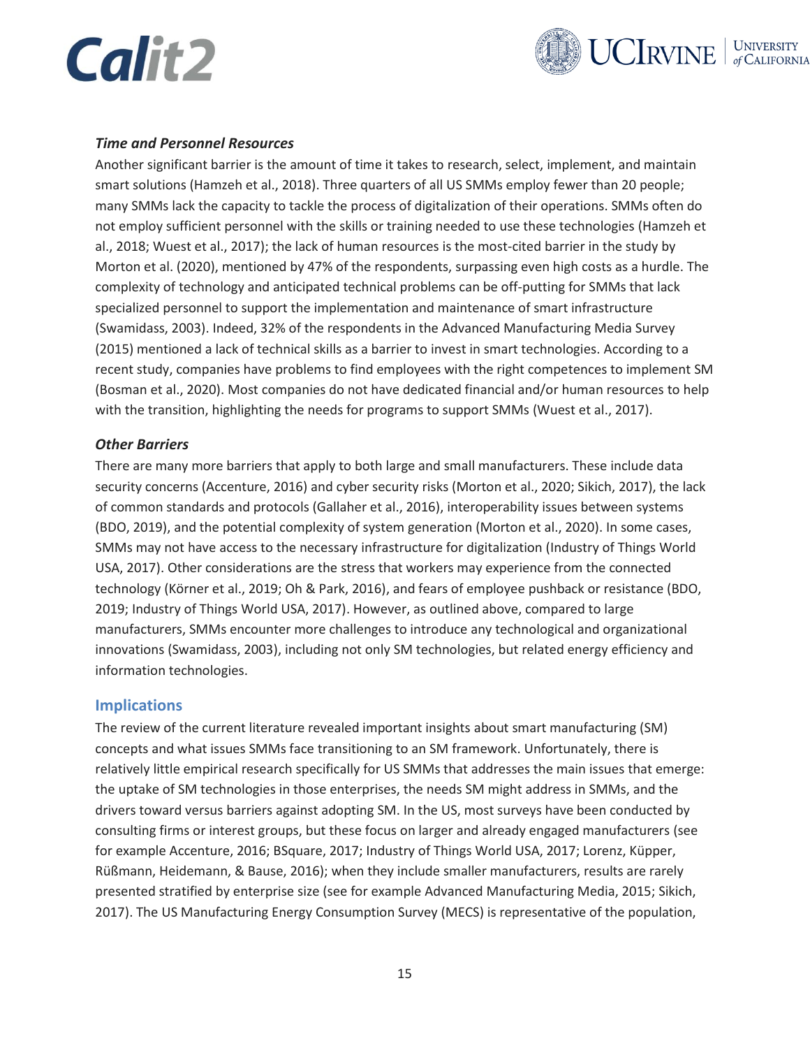### *Time and Personnel Resources*

Another significant barrier is the amount of time it takes to research, select, implement, and maintain smart solutions (Hamzeh et al., 2018). Three quarters of all US SMMs employ fewer than 20 people; many SMMs lack the capacity to tackle the process of digitalization of their operations. SMMs often do not employ sufficient personnel with the skills or training needed to use these technologies (Hamzeh et al., 2018; Wuest et al., 2017); the lack of human resources is the most-cited barrier in the study by Morton et al. (2020), mentioned by 47% of the respondents, surpassing even high costs as a hurdle. The complexity of technology and anticipated technical problems can be off-putting for SMMs that lack specialized personnel to support the implementation and maintenance of smart infrastructure (Swamidass, 2003). Indeed, 32% of the respondents in the Advanced Manufacturing Media Survey (2015) mentioned a lack of technical skills as a barrier to invest in smart technologies. According to a recent study, companies have problems to find employees with the right competences to implement SM (Bosman et al., 2020). Most companies do not have dedicated financial and/or human resources to help with the transition, highlighting the needs for programs to support SMMs (Wuest et al., 2017).

### *Other Barriers*

There are many more barriers that apply to both large and small manufacturers. These include data security concerns (Accenture, 2016) and cyber security risks (Morton et al., 2020; Sikich, 2017), the lack of common standards and protocols (Gallaher et al., 2016), interoperability issues between systems (BDO, 2019), and the potential complexity of system generation (Morton et al., 2020). In some cases, SMMs may not have access to the necessary infrastructure for digitalization (Industry of Things World USA, 2017). Other considerations are the stress that workers may experience from the connected technology (Körner et al., 2019; Oh & Park, 2016), and fears of employee pushback or resistance (BDO, 2019; Industry of Things World USA, 2017). However, as outlined above, compared to large manufacturers, SMMs encounter more challenges to introduce any technological and organizational innovations (Swamidass, 2003), including not only SM technologies, but related energy efficiency and information technologies.

## Implications

The review of the current literature revealed important insights about smart manufacturing (SM) concepts and what issues SMMs face transitioning to an SM framework. Unfortunately, there is relatively little empirical research specifically for US SMMs that addresses the main issues that emerge: the uptake of SM technologies in those enterprises, the needs SM might address in SMMs, and the drivers toward versus barriers against adopting SM. In the US, most surveys have been conducted by consulting firms or interest groups, but these focus on larger and already engaged manufacturers (see for example Accenture, 2016; BSquare, 2017; Industry of Things World USA, 2017; Lorenz, Küpper, Rüßmann, Heidemann, & Bause, 2016); when they include smaller manufacturers, results are rarely presented stratified by enterprise size (see for example Advanced Manufacturing Media, 2015; Sikich, 2017). The US Manufacturing Energy Consumption Survey (MECS) is representative of the population,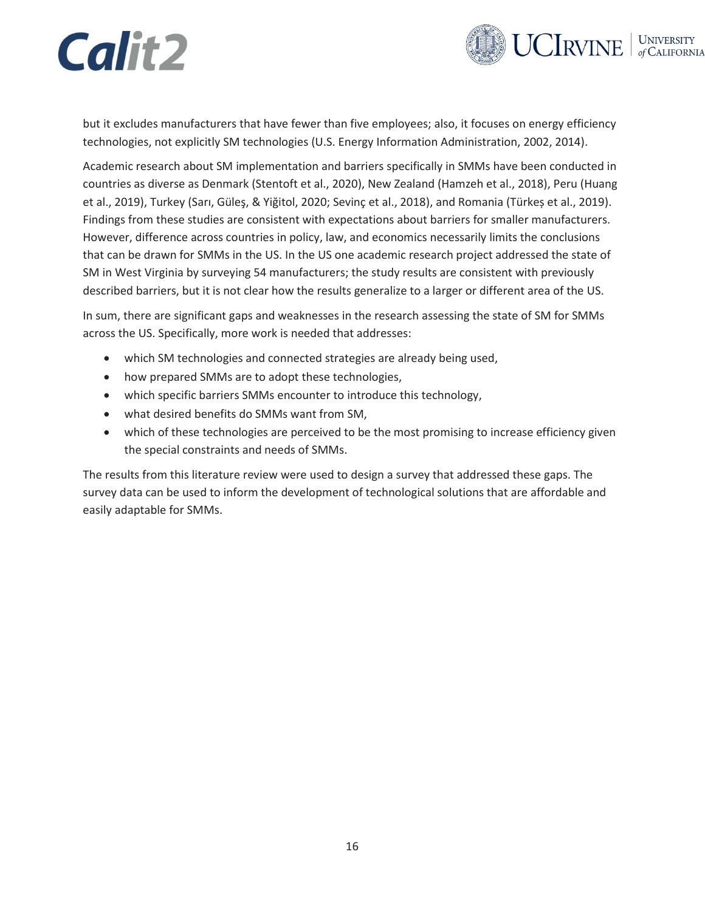but it excludes manufacturers that have fewer than five employees; also, it focuses on energy efficiency technologies, not explicitly SM technologies (U.S. Energy Information Administration, 2002, 2014).

Academic research about SM implementation and barriers specifically in SMMs have been conducted in countries as diverse as Denmark (Stentoft et al., 2020), New Zealand (Hamzeh et al., 2018), Peru (Huang et al., 2019), Turkey (Sarı, Güleş, & Yiğitol, 2020; Sevinç et al., 2018), and Romania (Türkeș et al., 2019). Findings from these studies are consistent with expectations about barriers for smaller manufacturers. However, difference across countries in policy, law, and economics necessarily limits the conclusions that can be drawn for SMMs in the US. In the US one academic research project addressed the state of SM in West Virginia by surveying 54 manufacturers; the study results are consistent with previously described barriers, but it is not clear how the results generalize to a larger or different area of the US.

In sum, there are significant gaps and weaknesses in the research assessing the state of SM for SMMs across the US. Specifically, more work is needed that addresses:

- which SM technologies and connected strategies are already being used,
- how prepared SMMs are to adopt these technologies,
- which specific barriers SMMs encounter to introduce this technology,
- what desired benefits do SMMs want from SM,
- which of these technologies are perceived to be the most promising to increase efficiency given the special constraints and needs of SMMs.

The results from this literature review were used to design a survey that addressed these gaps. The survey data can be used to inform the development of technological solutions that are affordable and easily adaptable for SMMs.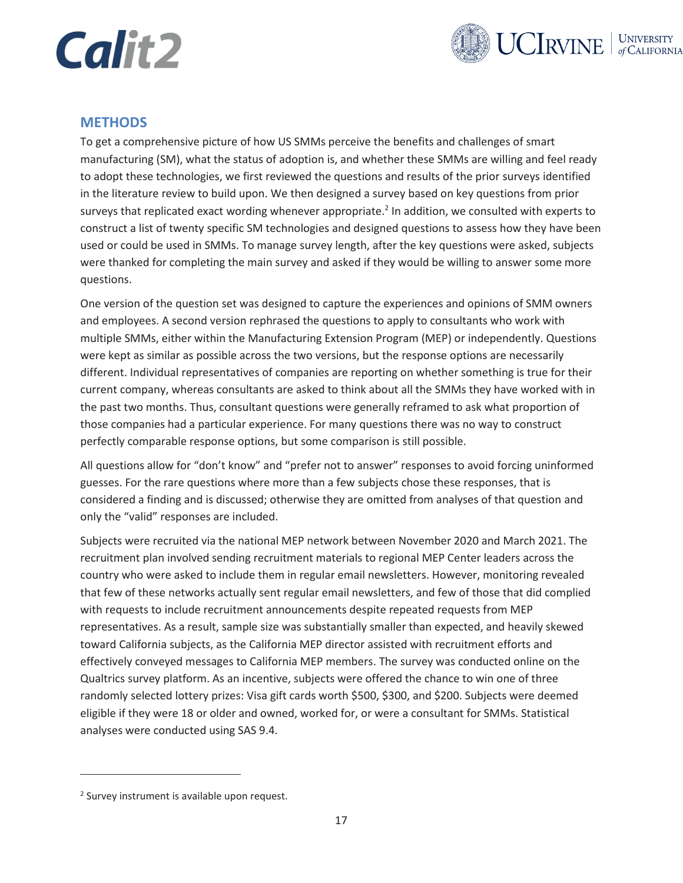## METHODS

To get a comprehensive picture of how US SMMs perceive the benefits and challenges of smart manufacturing (SM), what the status of adoption is, and whether these SMMs are willing and feel ready to adopt these technologies, we first reviewed the questions and results of the prior surveys identified in the literature review to build upon. We then designed a survey based on key questions from prior surveys that replicated exact wording whenever appropriate.[2] In addition, we consulted with experts to construct a list of twenty specific SM technologies and designed questions to assess how they have been used or could be used in SMMs. To manage survey length, after the key questions were asked, subjects were thanked for completing the main survey and asked if they would be willing to answer some more questions.

One version of the question set was designed to capture the experiences and opinions of SMM owners and employees. A second version rephrased the questions to apply to consultants who work with multiple SMMs, either within the Manufacturing Extension Program (MEP) or independently. Questions were kept as similar as possible across the two versions, but the response options are necessarily different. Individual representatives of companies are reporting on whether something is true for their current company, whereas consultants are asked to think about all the SMMs they have worked with in the past two months. Thus, consultant questions were generally reframed to ask what proportion of those companies had a particular experience. For many questions there was no way to construct perfectly comparable response options, but some comparison is still possible.

All questions allow for "don't know" and "prefer not to answer" responses to avoid forcing uninformed guesses. For the rare questions where more than a few subjects chose these responses, that is considered a finding and is discussed; otherwise they are omitted from analyses of that question and only the "valid" responses are included.

Subjects were recruited via the national MEP network between November 2020 and March 2021. The recruitment plan involved sending recruitment materials to regional MEP Center leaders across the country who were asked to include them in regular email newsletters. However, monitoring revealed that few of these networks actually sent regular email newsletters, and few of those that did complied with requests to include recruitment announcements despite repeated requests from MEP representatives. As a result, sample size was substantially smaller than expected, and heavily skewed toward California subjects, as the California MEP director assisted with recruitment efforts and effectively conveyed messages to California MEP members. The survey was conducted online on the Qualtrics survey platform. As an incentive, subjects were offered the chance to win one of three randomly selected lottery prizes: Visa gift cards worth $500, $300, and $200. Subjects were deemed eligible if they were 18 or older and owned, worked for, or were a consultant for SMMs. Statistical analyses were conducted using SAS 9.4.

---

[2] Survey instrument is available upon request.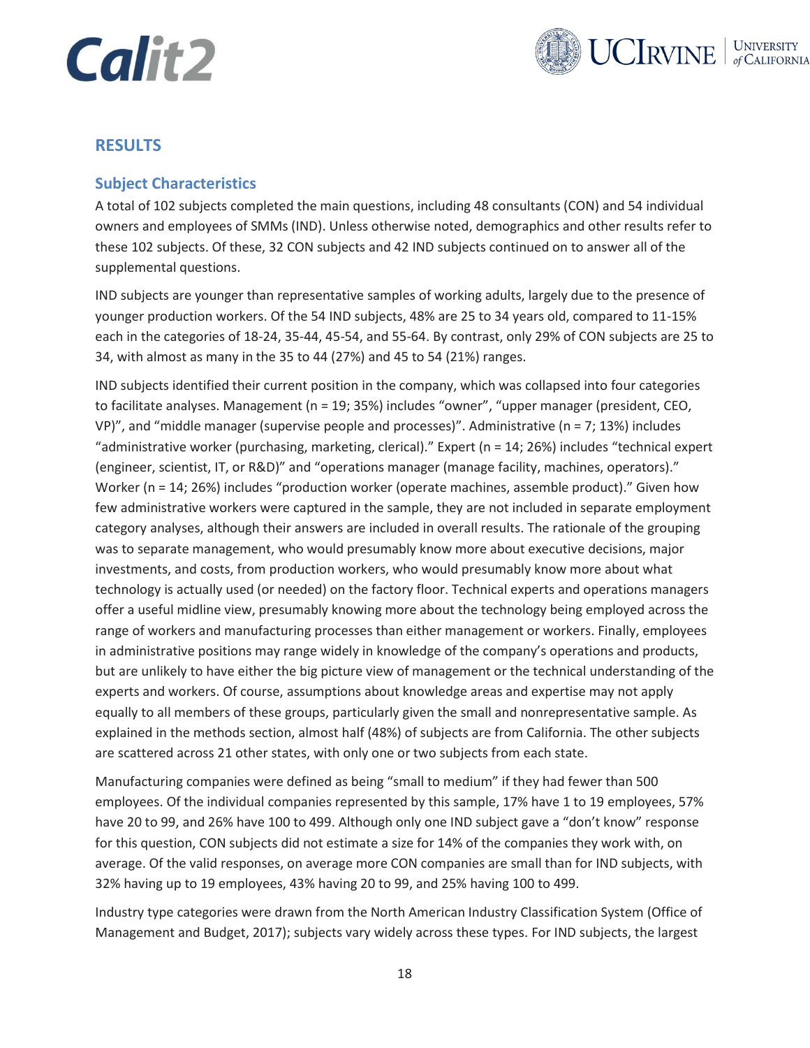## RESULTS

### Subject Characteristics

A total of 102 subjects completed the main questions, including 48 consultants (CON) and 54 individual owners and employees of SMMs (IND). Unless otherwise noted, demographics and other results refer to these 102 subjects. Of these, 32 CON subjects and 42 IND subjects continued on to answer all of the supplemental questions.

IND subjects are younger than representative samples of working adults, largely due to the presence of younger production workers. Of the 54 IND subjects, 48% are 25 to 34 years old, compared to 11-15% each in the categories of 18-24, 35-44, 45-54, and 55-64. By contrast, only 29% of CON subjects are 25 to 34, with almost as many in the 35 to 44 (27%) and 45 to 54 (21%) ranges.

IND subjects identified their current position in the company, which was collapsed into four categories to facilitate analyses. Management (n = 19; 35%) includes "owner", "upper manager (president, CEO, VP)", and "middle manager (supervise people and processes)". Administrative (n = 7; 13%) includes "administrative worker (purchasing, marketing, clerical)." Expert (n = 14; 26%) includes "technical expert (engineer, scientist, IT, or R&D)" and "operations manager (manage facility, machines, operators)." Worker (n = 14; 26%) includes "production worker (operate machines, assemble product)." Given how few administrative workers were captured in the sample, they are not included in separate employment category analyses, although their answers are included in overall results. The rationale of the grouping was to separate management, who would presumably know more about executive decisions, major investments, and costs, from production workers, who would presumably know more about what technology is actually used (or needed) on the factory floor. Technical experts and operations managers offer a useful midline view, presumably knowing more about the technology being employed across the range of workers and manufacturing processes than either management or workers. Finally, employees in administrative positions may range widely in knowledge of the company's operations and products, but are unlikely to have either the big picture view of management or the technical understanding of the experts and workers. Of course, assumptions about knowledge areas and expertise may not apply equally to all members of these groups, particularly given the small and nonrepresentative sample. As explained in the methods section, almost half (48%) of subjects are from California. The other subjects are scattered across 21 other states, with only one or two subjects from each state.

Manufacturing companies were defined as being "small to medium" if they had fewer than 500 employees. Of the individual companies represented by this sample, 17% have 1 to 19 employees, 57% have 20 to 99, and 26% have 100 to 499. Although only one IND subject gave a "don't know" response for this question, CON subjects did not estimate a size for 14% of the companies they work with, on average. Of the valid responses, on average more CON companies are small than for IND subjects, with 32% having up to 19 employees, 43% having 20 to 99, and 25% having 100 to 499.

Industry type categories were drawn from the North American Industry Classification System (Office of Management and Budget, 2017); subjects vary widely across these types. For IND subjects, the largest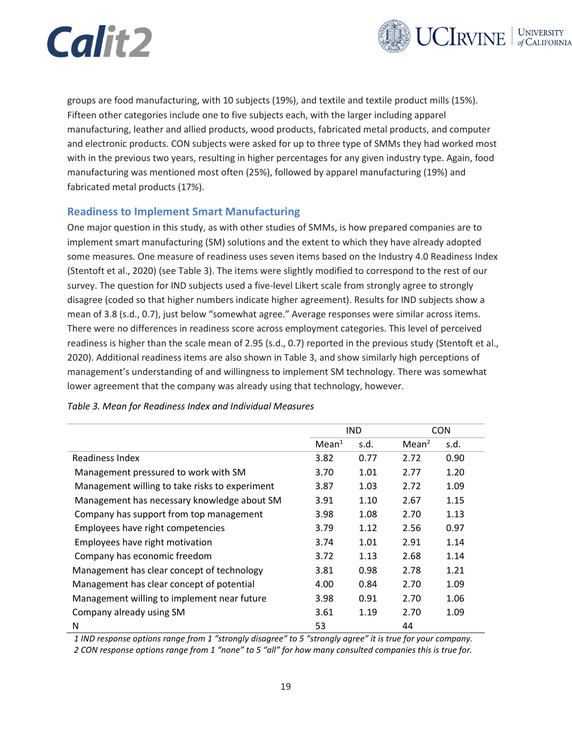groups are food manufacturing, with 10 subjects (19%), and textile and textile product mills (15%). Fifteen other categories include one to five subjects each, with the larger including apparel manufacturing, leather and allied products, wood products, fabricated metal products, and computer and electronic products. CON subjects were asked for up to three type of SMMs they had worked most with in the previous two years, resulting in higher percentages for any given industry type. Again, food manufacturing was mentioned most often (25%), followed by apparel manufacturing (19%) and fabricated metal products (17%).

## Readiness to Implement Smart Manufacturing

One major question in this study, as with other studies of SMMs, is how prepared companies are to implement smart manufacturing (SM) solutions and the extent to which they have already adopted some measures. One measure of readiness uses seven items based on the Industry 4.0 Readiness Index (Stentoft et al., 2020) (see Table 3). The items were slightly modified to correspond to the rest of our survey. The question for IND subjects used a five-level Likert scale from strongly agree to strongly disagree (coded so that higher numbers indicate higher agreement). Results for IND subjects show a mean of 3.8 (s.d., 0.7), just below "somewhat agree." Average responses were similar across items. There were no differences in readiness score across employment categories. This level of perceived readiness is higher than the scale mean of 2.95 (s.d., 0.7) reported in the previous study (Stentoft et al., 2020). Additional readiness items are also shown in Table 3, and show similarly high perceptions of management's understanding of and willingness to implement SM technology. There was somewhat lower agreement that the company was already using that technology, however.

*Table 3. Mean for Readiness Index and Individual Measures*

| | IND | | CON | |
|---|---|---|---|---|
| | Mean[1] | s.d. | Mean[2] | s.d. |
| Readiness Index | 3.82 | 0.77 | 2.72 | 0.90 |
| Management pressured to work with SM | 3.70 | 1.01 | 2.77 | 1.20 |
| Management willing to take risks to experiment | 3.87 | 1.03 | 2.72 | 1.09 |
| Management has necessary knowledge about SM | 3.91 | 1.10 | 2.67 | 1.15 |
| Company has support from top management | 3.98 | 1.08 | 2.70 | 1.13 |
| Employees have right competencies | 3.79 | 1.12 | 2.56 | 0.97 |
| Employees have right motivation | 3.74 | 1.01 | 2.91 | 1.14 |
| Company has economic freedom | 3.72 | 1.13 | 2.68 | 1.14 |
| Management has clear concept of technology | 3.81 | 0.98 | 2.78 | 1.21 |
| Management has clear concept of potential | 4.00 | 0.84 | 2.70 | 1.09 |
| Management willing to implement near future | 3.98 | 0.91 | 2.70 | 1.06 |
| Company already using SM | 3.61 | 1.19 | 2.70 | 1.09 |
| N | 53 | | 44 | |

*1 IND response options range from 1 "strongly disagree" to 5 "strongly agree" it is true for your company.*
*2 CON response options range from 1 "none" to 5 "all" for how many consulted companies this is true for.*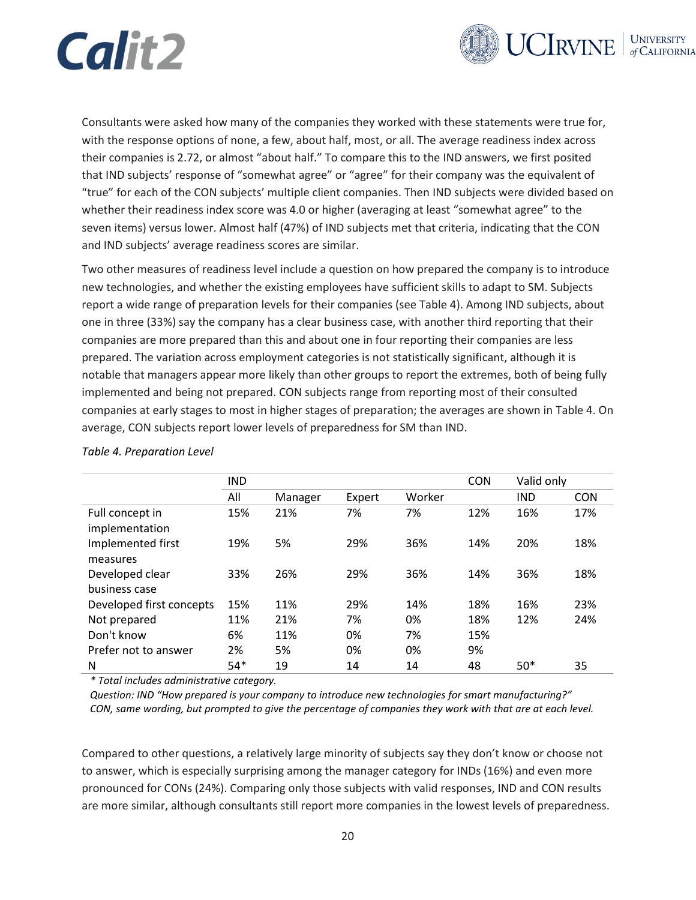Consultants were asked how many of the companies they worked with these statements were true for, with the response options of none, a few, about half, most, or all. The average readiness index across their companies is 2.72, or almost "about half." To compare this to the IND answers, we first posited that IND subjects' response of "somewhat agree" or "agree" for their company was the equivalent of "true" for each of the CON subjects' multiple client companies. Then IND subjects were divided based on whether their readiness index score was 4.0 or higher (averaging at least "somewhat agree" to the seven items) versus lower. Almost half (47%) of IND subjects met that criteria, indicating that the CON and IND subjects' average readiness scores are similar.

Two other measures of readiness level include a question on how prepared the company is to introduce new technologies, and whether the existing employees have sufficient skills to adapt to SM. Subjects report a wide range of preparation levels for their companies (see Table 4). Among IND subjects, about one in three (33%) say the company has a clear business case, with another third reporting that their companies are more prepared than this and about one in four reporting their companies are less prepared. The variation across employment categories is not statistically significant, although it is notable that managers appear more likely than other groups to report the extremes, both of being fully implemented and being not prepared. CON subjects range from reporting most of their consulted companies at early stages to most in higher stages of preparation; the averages are shown in Table 4. On average, CON subjects report lower levels of preparedness for SM than IND.

*Table 4. Preparation Level*

| | IND | | | | CON | Valid only | |
|---|---|---|---|---|---|---|---|
| | All | Manager | Expert | Worker | | IND | CON |
| Full concept in implementation | 15% | 21% | 7% | 7% | 12% | 16% | 17% |
| Implemented first measures | 19% | 5% | 29% | 36% | 14% | 20% | 18% |
| Developed clear business case | 33% | 26% | 29% | 36% | 14% | 36% | 18% |
| Developed first concepts | 15% | 11% | 29% | 14% | 18% | 16% | 23% |
| Not prepared | 11% | 21% | 7% | 0% | 18% | 12% | 24% |
| Don't know | 6% | 11% | 0% | 7% | 15% | | |
| Prefer not to answer | 2% | 5% | 0% | 0% | 9% | | |
| N | 54* | 19 | 14 | 14 | 48 | 50* | 35 |

*\* Total includes administrative category.*

*Question: IND "How prepared is your company to introduce new technologies for smart manufacturing?" CON, same wording, but prompted to give the percentage of companies they work with that are at each level.*

Compared to other questions, a relatively large minority of subjects say they don't know or choose not to answer, which is especially surprising among the manager category for INDs (16%) and even more pronounced for CONs (24%). Comparing only those subjects with valid responses, IND and CON results are more similar, although consultants still report more companies in the lowest levels of preparedness.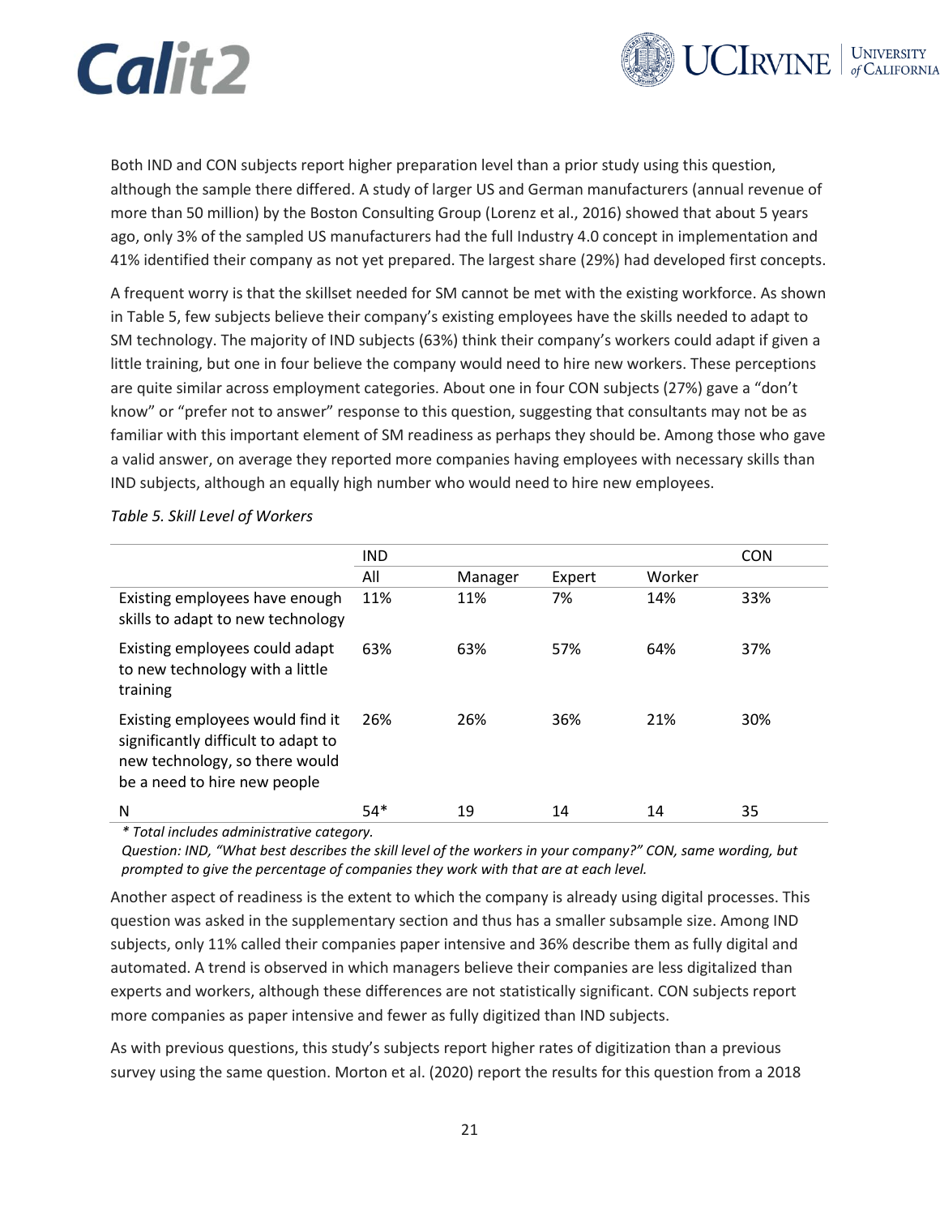Both IND and CON subjects report higher preparation level than a prior study using this question, although the sample there differed. A study of larger US and German manufacturers (annual revenue of more than 50 million) by the Boston Consulting Group (Lorenz et al., 2016) showed that about 5 years ago, only 3% of the sampled US manufacturers had the full Industry 4.0 concept in implementation and 41% identified their company as not yet prepared. The largest share (29%) had developed first concepts.

A frequent worry is that the skillset needed for SM cannot be met with the existing workforce. As shown in Table 5, few subjects believe their company's existing employees have the skills needed to adapt to SM technology. The majority of IND subjects (63%) think their company's workers could adapt if given a little training, but one in four believe the company would need to hire new workers. These perceptions are quite similar across employment categories. About one in four CON subjects (27%) gave a "don't know" or "prefer not to answer" response to this question, suggesting that consultants may not be as familiar with this important element of SM readiness as perhaps they should be. Among those who gave a valid answer, on average they reported more companies having employees with necessary skills than IND subjects, although an equally high number who would need to hire new employees.

*Table 5. Skill Level of Workers*

| | IND | | | | CON |
|---|---|---|---|---|---|
| | All | Manager | Expert | Worker | |
| Existing employees have enough skills to adapt to new technology | 11% | 11% | 7% | 14% | 33% |
| Existing employees could adapt to new technology with a little training | 63% | 63% | 57% | 64% | 37% |
| Existing employees would find it significantly difficult to adapt to new technology, so there would be a need to hire new people | 26% | 26% | 36% | 21% | 30% |
| N | 54* | 19 | 14 | 14 | 35 |

*\* Total includes administrative category.*

*Question: IND, "What best describes the skill level of the workers in your company?" CON, same wording, but prompted to give the percentage of companies they work with that are at each level.*

Another aspect of readiness is the extent to which the company is already using digital processes. This question was asked in the supplementary section and thus has a smaller subsample size. Among IND subjects, only 11% called their companies paper intensive and 36% describe them as fully digital and automated. A trend is observed in which managers believe their companies are less digitalized than experts and workers, although these differences are not statistically significant. CON subjects report more companies as paper intensive and fewer as fully digitized than IND subjects.

As with previous questions, this study's subjects report higher rates of digitization than a previous survey using the same question. Morton et al. (2020) report the results for this question from a 2018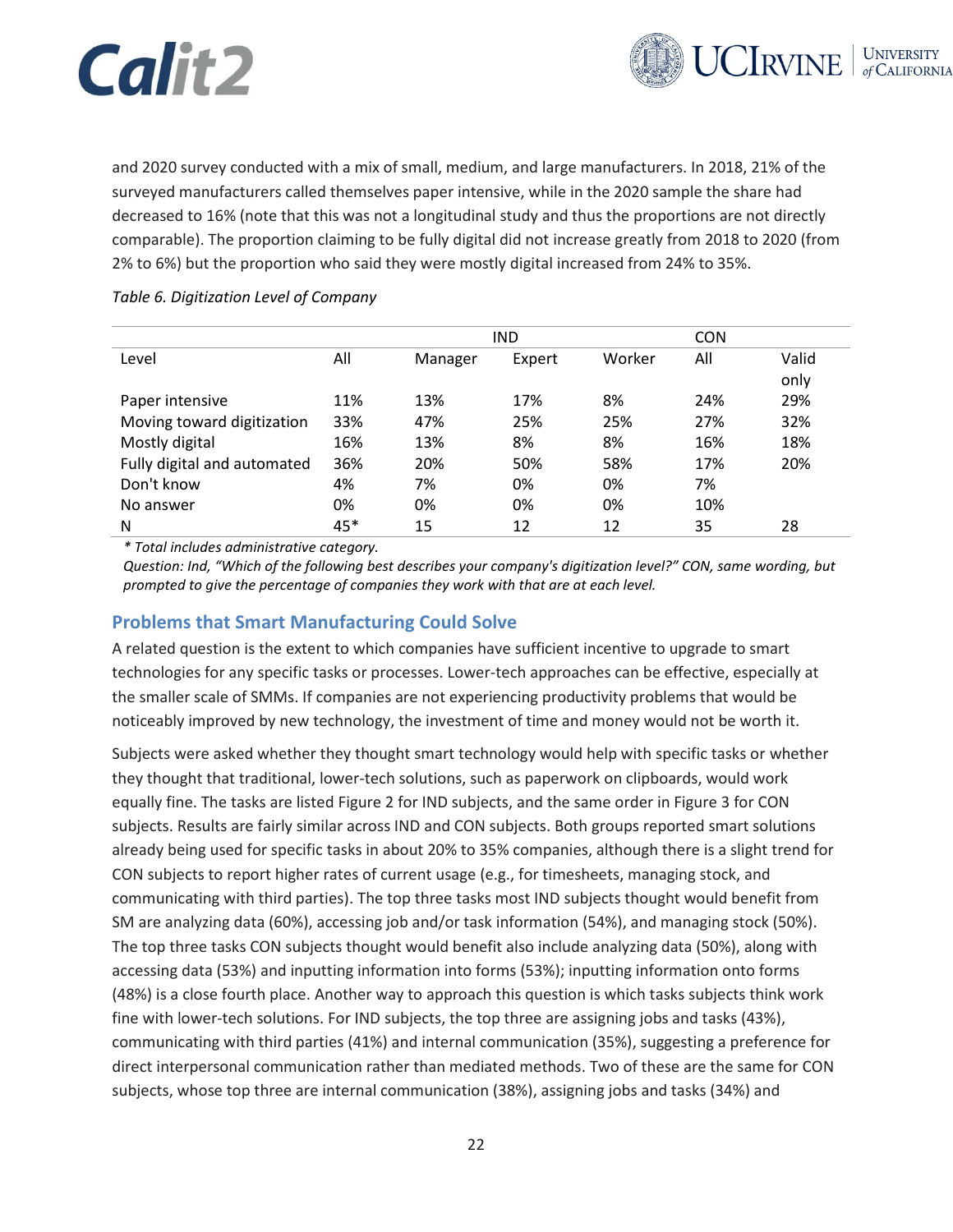and 2020 survey conducted with a mix of small, medium, and large manufacturers. In 2018, 21% of the surveyed manufacturers called themselves paper intensive, while in the 2020 sample the share had decreased to 16% (note that this was not a longitudinal study and thus the proportions are not directly comparable). The proportion claiming to be fully digital did not increase greatly from 2018 to 2020 (from 2% to 6%) but the proportion who said they were mostly digital increased from 24% to 35%.

*Table 6. Digitization Level of Company*

| | IND | | | | CON | |
|---|---|---|---|---|---|---|
| Level | All | Manager | Expert | Worker | All | Valid only |
| Paper intensive | 11% | 13% | 17% | 8% | 24% | 29% |
| Moving toward digitization | 33% | 47% | 25% | 25% | 27% | 32% |
| Mostly digital | 16% | 13% | 8% | 8% | 16% | 18% |
| Fully digital and automated | 36% | 20% | 50% | 58% | 17% | 20% |
| Don't know | 4% | 7% | 0% | 0% | 7% | |
| No answer | 0% | 0% | 0% | 0% | 10% | |
| N | 45* | 15 | 12 | 12 | 35 | 28 |

*\* Total includes administrative category.*

*Question: Ind, "Which of the following best describes your company's digitization level?" CON, same wording, but prompted to give the percentage of companies they work with that are at each level.*

## Problems that Smart Manufacturing Could Solve

A related question is the extent to which companies have sufficient incentive to upgrade to smart technologies for any specific tasks or processes. Lower-tech approaches can be effective, especially at the smaller scale of SMMs. If companies are not experiencing productivity problems that would be noticeably improved by new technology, the investment of time and money would not be worth it.

Subjects were asked whether they thought smart technology would help with specific tasks or whether they thought that traditional, lower-tech solutions, such as paperwork on clipboards, would work equally fine. The tasks are listed Figure 2 for IND subjects, and the same order in Figure 3 for CON subjects. Results are fairly similar across IND and CON subjects. Both groups reported smart solutions already being used for specific tasks in about 20% to 35% companies, although there is a slight trend for CON subjects to report higher rates of current usage (e.g., for timesheets, managing stock, and communicating with third parties). The top three tasks most IND subjects thought would benefit from SM are analyzing data (60%), accessing job and/or task information (54%), and managing stock (50%). The top three tasks CON subjects thought would benefit also include analyzing data (50%), along with accessing data (53%) and inputting information into forms (53%); inputting information onto forms (48%) is a close fourth place. Another way to approach this question is which tasks subjects think work fine with lower-tech solutions. For IND subjects, the top three are assigning jobs and tasks (43%), communicating with third parties (41%) and internal communication (35%), suggesting a preference for direct interpersonal communication rather than mediated methods. Two of these are the same for CON subjects, whose top three are internal communication (38%), assigning jobs and tasks (34%) and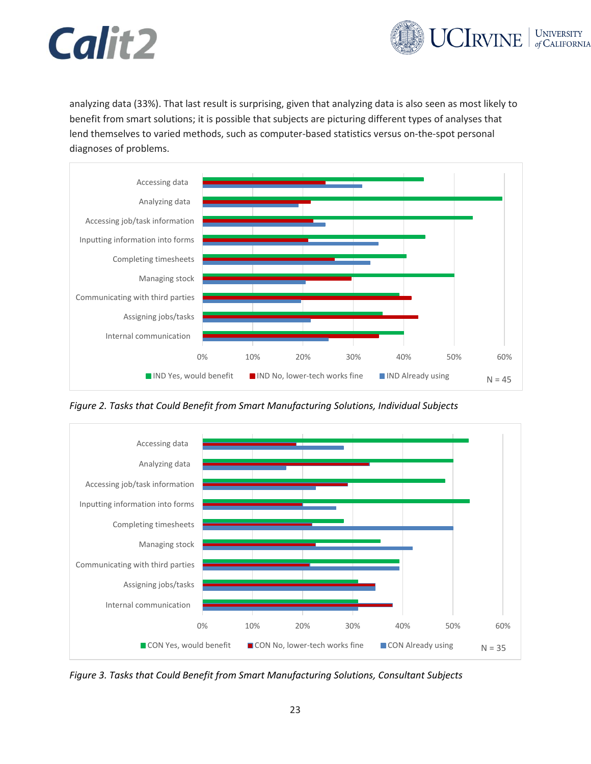analyzing data (33%). That last result is surprising, given that analyzing data is also seen as most likely to benefit from smart solutions; it is possible that subjects are picturing different types of analyses that lend themselves to varied methods, such as computer-based statistics versus on-the-spot personal diagnoses of problems.

*Figure 2. Tasks that Could Benefit from Smart Manufacturing Solutions, Individual Subjects*

*Figure 3. Tasks that Could Benefit from Smart Manufacturing Solutions, Consultant Subjects*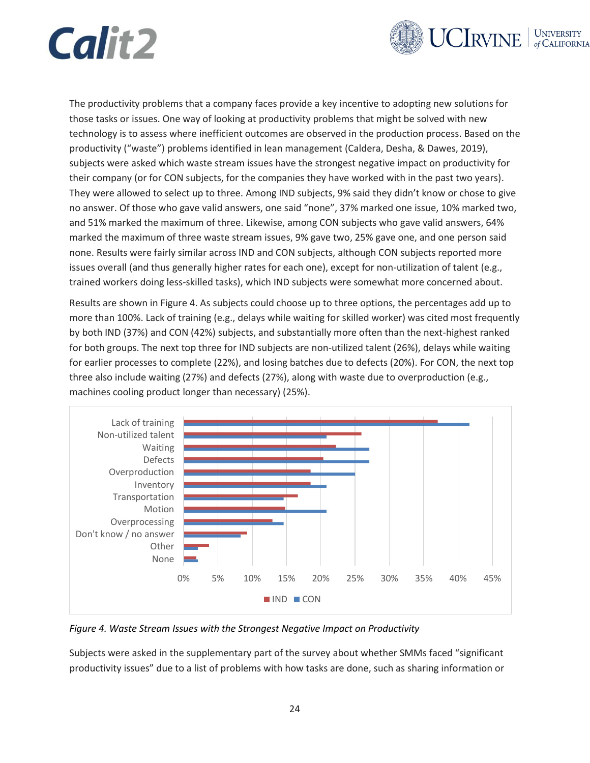The productivity problems that a company faces provide a key incentive to adopting new solutions for those tasks or issues. One way of looking at productivity problems that might be solved with new technology is to assess where inefficient outcomes are observed in the production process. Based on the productivity ("waste") problems identified in lean management (Caldera, Desha, & Dawes, 2019), subjects were asked which waste stream issues have the strongest negative impact on productivity for their company (or for CON subjects, for the companies they have worked with in the past two years). They were allowed to select up to three. Among IND subjects, 9% said they didn't know or chose to give no answer. Of those who gave valid answers, one said "none", 37% marked one issue, 10% marked two, and 51% marked the maximum of three. Likewise, among CON subjects who gave valid answers, 64% marked the maximum of three waste stream issues, 9% gave two, 25% gave one, and one person said none. Results were fairly similar across IND and CON subjects, although CON subjects reported more issues overall (and thus generally higher rates for each one), except for non-utilization of talent (e.g., trained workers doing less-skilled tasks), which IND subjects were somewhat more concerned about.

Results are shown in Figure 4. As subjects could choose up to three options, the percentages add up to more than 100%. Lack of training (e.g., delays while waiting for skilled worker) was cited most frequently by both IND (37%) and CON (42%) subjects, and substantially more often than the next-highest ranked for both groups. The next top three for IND subjects are non-utilized talent (26%), delays while waiting for earlier processes to complete (22%), and losing batches due to defects (20%). For CON, the next top three also include waiting (27%) and defects (27%), along with waste due to overproduction (e.g., machines cooling product longer than necessary) (25%).

*Figure 4. Waste Stream Issues with the Strongest Negative Impact on Productivity*

Subjects were asked in the supplementary part of the survey about whether SMMs faced "significant productivity issues" due to a list of problems with how tasks are done, such as sharing information or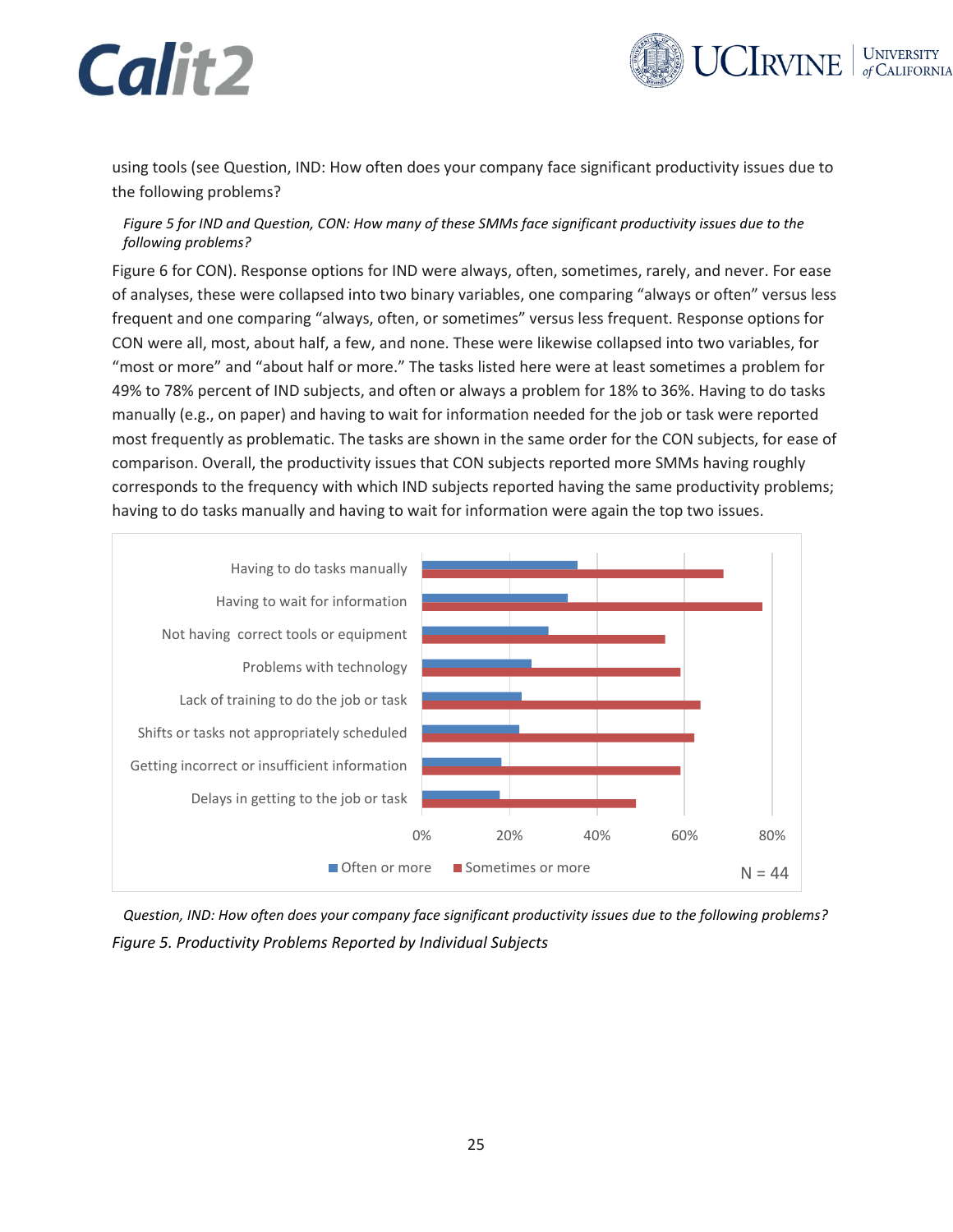using tools (see Question, IND: How often does your company face significant productivity issues due to the following problems?

*Figure 5 for IND and Question, CON: How many of these SMMs face significant productivity issues due to the following problems?*

Figure 6 for CON). Response options for IND were always, often, sometimes, rarely, and never. For ease of analyses, these were collapsed into two binary variables, one comparing "always or often" versus less frequent and one comparing "always, often, or sometimes" versus less frequent. Response options for CON were all, most, about half, a few, and none. These were likewise collapsed into two variables, for "most or more" and "about half or more." The tasks listed here were at least sometimes a problem for 49% to 78% percent of IND subjects, and often or always a problem for 18% to 36%. Having to do tasks manually (e.g., on paper) and having to wait for information needed for the job or task were reported most frequently as problematic. The tasks are shown in the same order for the CON subjects, for ease of comparison. Overall, the productivity issues that CON subjects reported more SMMs having roughly corresponds to the frequency with which IND subjects reported having the same productivity problems; having to do tasks manually and having to wait for information were again the top two issues.

*Question, IND: How often does your company face significant productivity issues due to the following problems?*

*Figure 5. Productivity Problems Reported by Individual Subjects*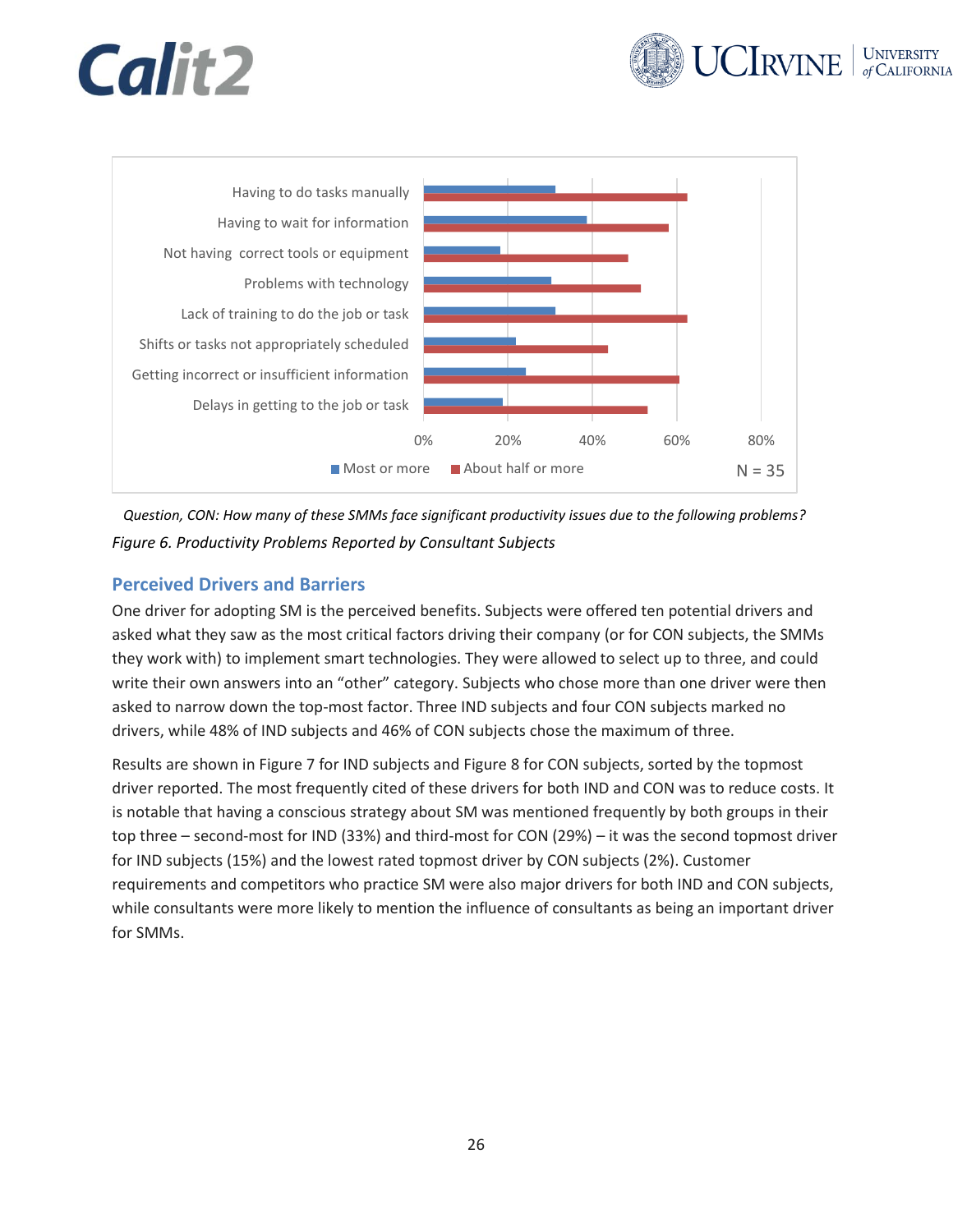Question, CON: How many of these SMMs face significant productivity issues due to the following problems?

*Figure 6. Productivity Problems Reported by Consultant Subjects*

### Perceived Drivers and Barriers

One driver for adopting SM is the perceived benefits. Subjects were offered ten potential drivers and asked what they saw as the most critical factors driving their company (or for CON subjects, the SMMs they work with) to implement smart technologies. They were allowed to select up to three, and could write their own answers into an "other" category. Subjects who chose more than one driver were then asked to narrow down the top-most factor. Three IND subjects and four CON subjects marked no drivers, while 48% of IND subjects and 46% of CON subjects chose the maximum of three.

Results are shown in Figure 7 for IND subjects and Figure 8 for CON subjects, sorted by the topmost driver reported. The most frequently cited of these drivers for both IND and CON was to reduce costs. It is notable that having a conscious strategy about SM was mentioned frequently by both groups in their top three – second-most for IND (33%) and third-most for CON (29%) – it was the second topmost driver for IND subjects (15%) and the lowest rated topmost driver by CON subjects (2%). Customer requirements and competitors who practice SM were also major drivers for both IND and CON subjects, while consultants were more likely to mention the influence of consultants as being an important driver for SMMs.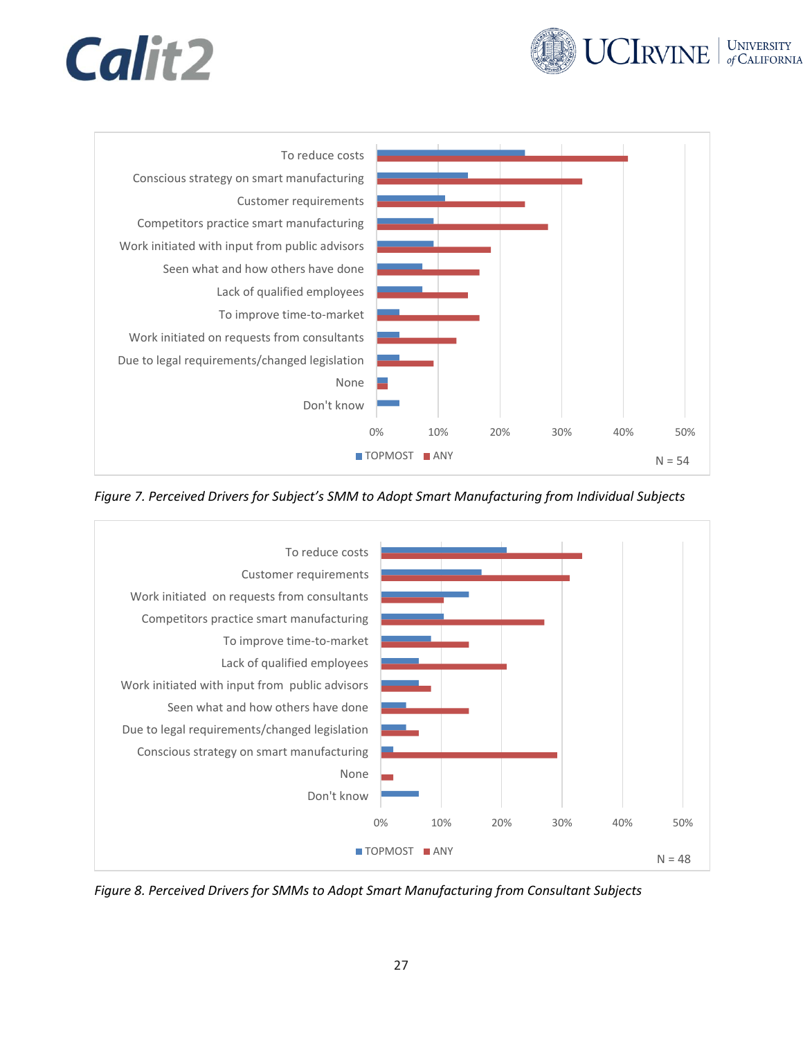*Figure 7. Perceived Drivers for Subject's SMM to Adopt Smart Manufacturing from Individual Subjects*

*Figure 8. Perceived Drivers for SMMs to Adopt Smart Manufacturing from Consultant Subjects*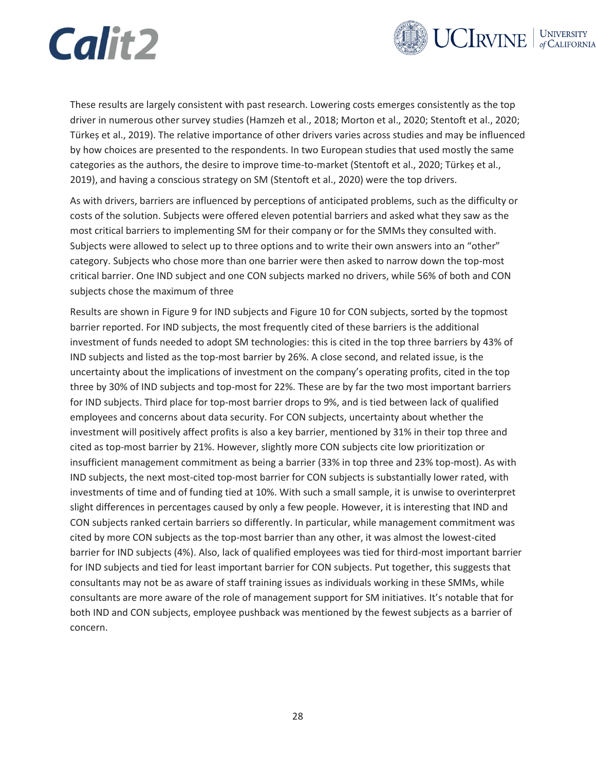These results are largely consistent with past research. Lowering costs emerges consistently as the top driver in numerous other survey studies (Hamzeh et al., 2018; Morton et al., 2020; Stentoft et al., 2020; Türkeș et al., 2019). The relative importance of other drivers varies across studies and may be influenced by how choices are presented to the respondents. In two European studies that used mostly the same categories as the authors, the desire to improve time-to-market (Stentoft et al., 2020; Türkeș et al., 2019), and having a conscious strategy on SM (Stentoft et al., 2020) were the top drivers.

As with drivers, barriers are influenced by perceptions of anticipated problems, such as the difficulty or costs of the solution. Subjects were offered eleven potential barriers and asked what they saw as the most critical barriers to implementing SM for their company or for the SMMs they consulted with. Subjects were allowed to select up to three options and to write their own answers into an "other" category. Subjects who chose more than one barrier were then asked to narrow down the top-most critical barrier. One IND subject and one CON subjects marked no drivers, while 56% of both and CON subjects chose the maximum of three

Results are shown in Figure 9 for IND subjects and Figure 10 for CON subjects, sorted by the topmost barrier reported. For IND subjects, the most frequently cited of these barriers is the additional investment of funds needed to adopt SM technologies: this is cited in the top three barriers by 43% of IND subjects and listed as the top-most barrier by 26%. A close second, and related issue, is the uncertainty about the implications of investment on the company's operating profits, cited in the top three by 30% of IND subjects and top-most for 22%. These are by far the two most important barriers for IND subjects. Third place for top-most barrier drops to 9%, and is tied between lack of qualified employees and concerns about data security. For CON subjects, uncertainty about whether the investment will positively affect profits is also a key barrier, mentioned by 31% in their top three and cited as top-most barrier by 21%. However, slightly more CON subjects cite low prioritization or insufficient management commitment as being a barrier (33% in top three and 23% top-most). As with IND subjects, the next most-cited top-most barrier for CON subjects is substantially lower rated, with investments of time and of funding tied at 10%. With such a small sample, it is unwise to overinterpret slight differences in percentages caused by only a few people. However, it is interesting that IND and CON subjects ranked certain barriers so differently. In particular, while management commitment was cited by more CON subjects as the top-most barrier than any other, it was almost the lowest-cited barrier for IND subjects (4%). Also, lack of qualified employees was tied for third-most important barrier for IND subjects and tied for least important barrier for CON subjects. Put together, this suggests that consultants may not be as aware of staff training issues as individuals working in these SMMs, while consultants are more aware of the role of management support for SM initiatives. It's notable that for both IND and CON subjects, employee pushback was mentioned by the fewest subjects as a barrier of concern.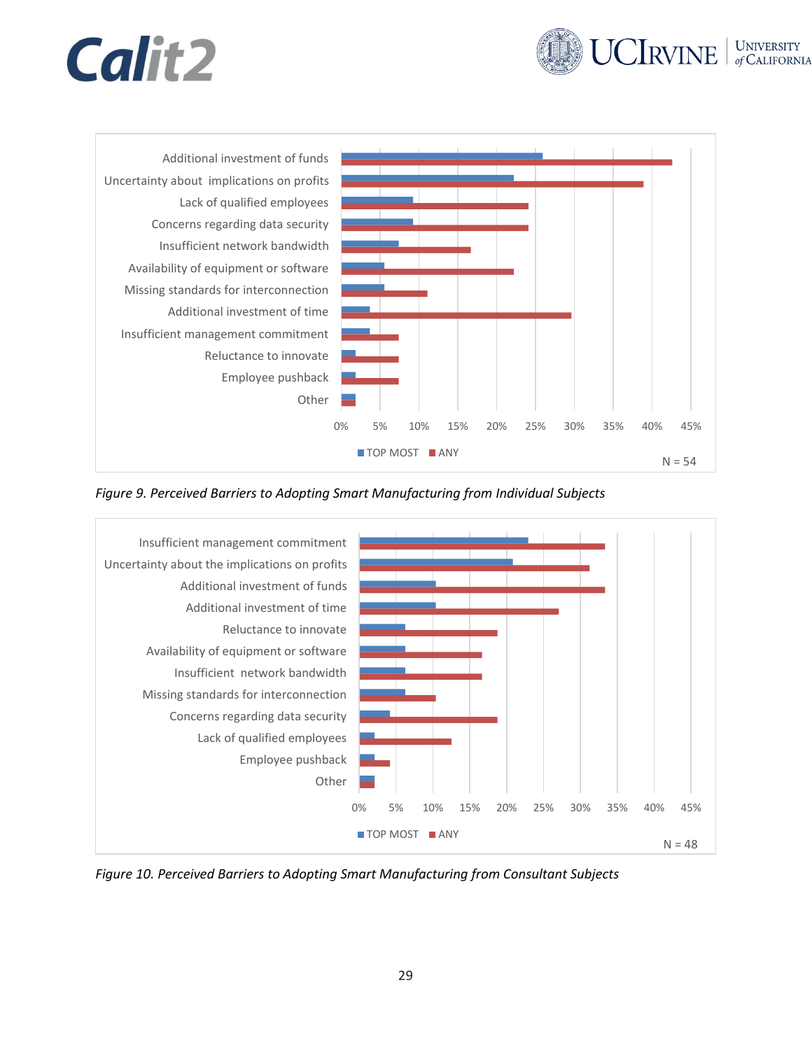*Figure 9. Perceived Barriers to Adopting Smart Manufacturing from Individual Subjects*

*Figure 10. Perceived Barriers to Adopting Smart Manufacturing from Consultant Subjects*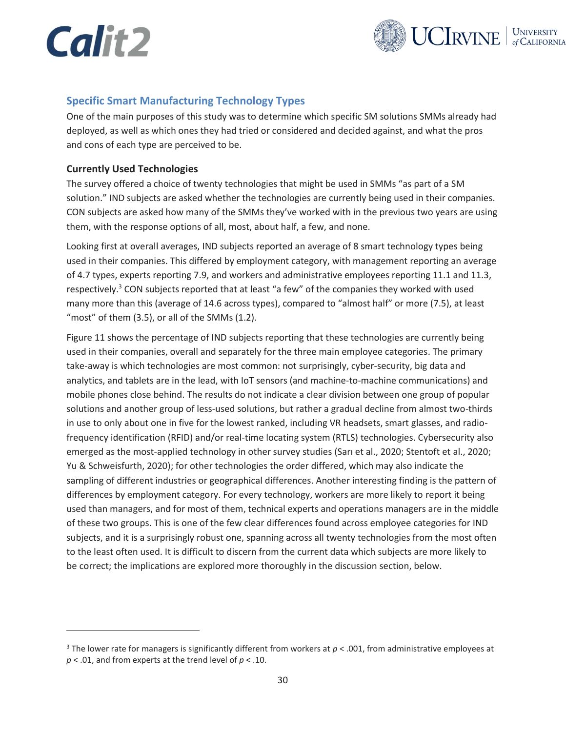## Specific Smart Manufacturing Technology Types

One of the main purposes of this study was to determine which specific SM solutions SMMs already had deployed, as well as which ones they had tried or considered and decided against, and what the pros and cons of each type are perceived to be.

### Currently Used Technologies

The survey offered a choice of twenty technologies that might be used in SMMs "as part of a SM solution." IND subjects are asked whether the technologies are currently being used in their companies. CON subjects are asked how many of the SMMs they've worked with in the previous two years are using them, with the response options of all, most, about half, a few, and none.

Looking first at overall averages, IND subjects reported an average of 8 smart technology types being used in their companies. This differed by employment category, with management reporting an average of 4.7 types, experts reporting 7.9, and workers and administrative employees reporting 11.1 and 11.3, respectively.[3] CON subjects reported that at least "a few" of the companies they worked with used many more than this (average of 14.6 across types), compared to "almost half" or more (7.5), at least "most" of them (3.5), or all of the SMMs (1.2).

Figure 11 shows the percentage of IND subjects reporting that these technologies are currently being used in their companies, overall and separately for the three main employee categories. The primary take-away is which technologies are most common: not surprisingly, cyber-security, big data and analytics, and tablets are in the lead, with IoT sensors (and machine-to-machine communications) and mobile phones close behind. The results do not indicate a clear division between one group of popular solutions and another group of less-used solutions, but rather a gradual decline from almost two-thirds in use to only about one in five for the lowest ranked, including VR headsets, smart glasses, and radio-frequency identification (RFID) and/or real-time locating system (RTLS) technologies. Cybersecurity also emerged as the most-applied technology in other survey studies (Sarı et al., 2020; Stentoft et al., 2020; Yu & Schweisfurth, 2020); for other technologies the order differed, which may also indicate the sampling of different industries or geographical differences. Another interesting finding is the pattern of differences by employment category. For every technology, workers are more likely to report it being used than managers, and for most of them, technical experts and operations managers are in the middle of these two groups. This is one of the few clear differences found across employee categories for IND subjects, and it is a surprisingly robust one, spanning across all twenty technologies from the most often to the least often used. It is difficult to discern from the current data which subjects are more likely to be correct; the implications are explored more thoroughly in the discussion section, below.

---

[3] The lower rate for managers is significantly different from workers at $p < .001$, from administrative employees at $p < .01$, and from experts at the trend level of $p < .10$.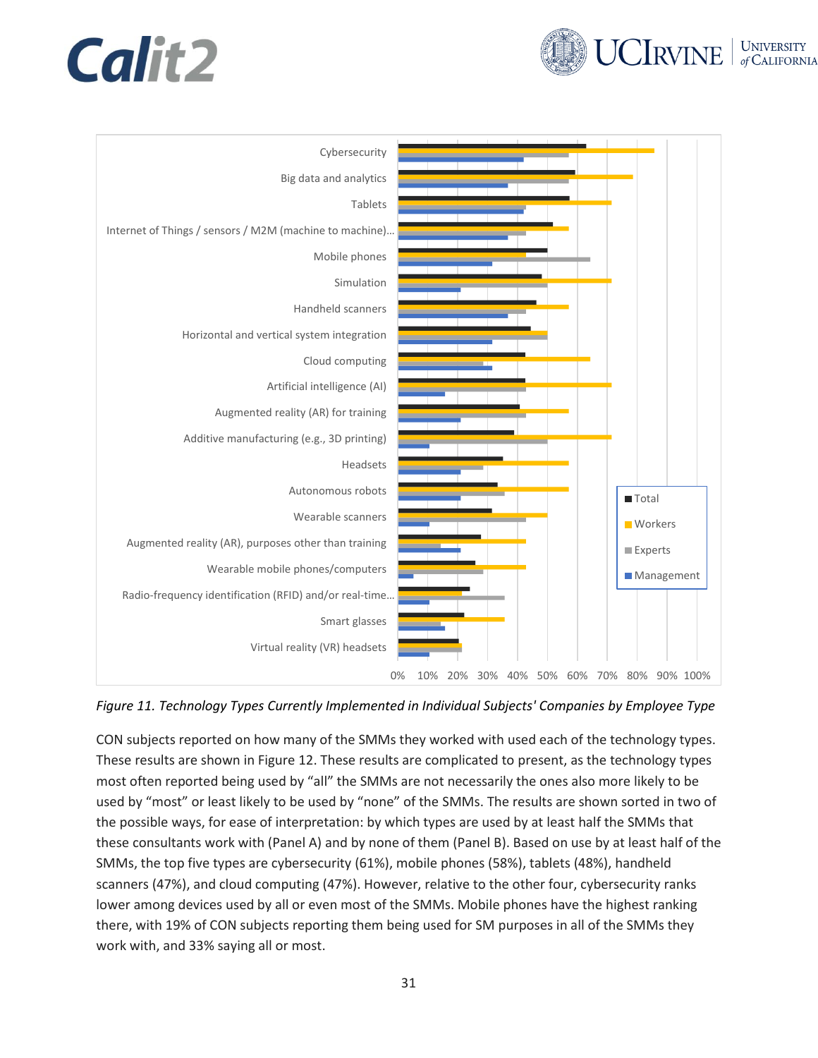*Figure 11. Technology Types Currently Implemented in Individual Subjects' Companies by Employee Type*

CON subjects reported on how many of the SMMs they worked with used each of the technology types. These results are shown in Figure 12. These results are complicated to present, as the technology types most often reported being used by "all" the SMMs are not necessarily the ones also more likely to be used by "most" or least likely to be used by "none" of the SMMs. The results are shown sorted in two of the possible ways, for ease of interpretation: by which types are used by at least half the SMMs that these consultants work with (Panel A) and by none of them (Panel B). Based on use by at least half of the SMMs, the top five types are cybersecurity (61%), mobile phones (58%), tablets (48%), handheld scanners (47%), and cloud computing (47%). However, relative to the other four, cybersecurity ranks lower among devices used by all or even most of the SMMs. Mobile phones have the highest ranking there, with 19% of CON subjects reporting them being used for SM purposes in all of the SMMs they work with, and 33% saying all or most.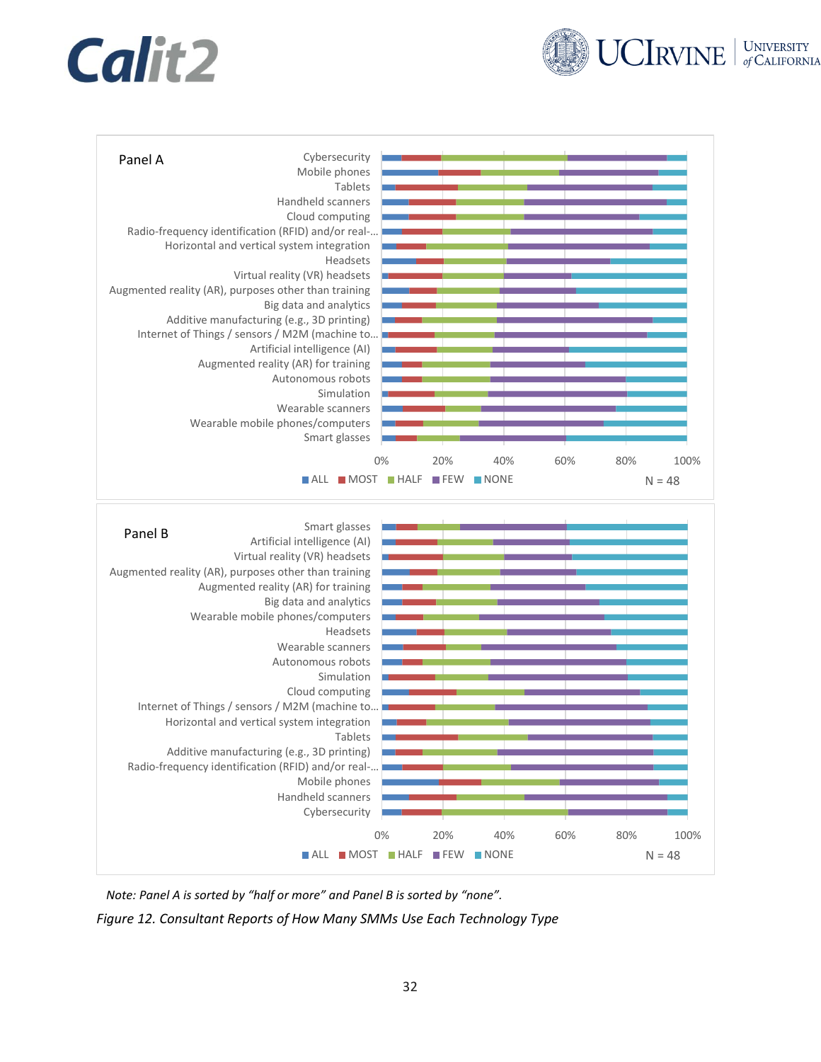Panel A

| Technology |
|---|
| Cybersecurity |
| Mobile phones |
| Tablets |
| Handheld scanners |
| Cloud computing |
| Radio-frequency identification (RFID) and/or real-... |
| Horizontal and vertical system integration |
| Headsets |
| Virtual reality (VR) headsets |
| Augmented reality (AR), purposes other than training |
| Big data and analytics |
| Additive manufacturing (e.g., 3D printing) |
| Internet of Things / sensors / M2M (machine to... |
| Artificial intelligence (AI) |
| Augmented reality (AR) for training |
| Autonomous robots |
| Simulation |
| Wearable scanners |
| Wearable mobile phones/computers |
| Smart glasses |

0% 20% 40% 60% 80% 100%

ALL MOST HALF FEW NONE

N = 48

Panel B

| Technology |
|---|
| Smart glasses |
| Artificial intelligence (AI) |
| Virtual reality (VR) headsets |
| Augmented reality (AR), purposes other than training |
| Augmented reality (AR) for training |
| Big data and analytics |
| Wearable mobile phones/computers |
| Headsets |
| Wearable scanners |
| Autonomous robots |
| Simulation |
| Cloud computing |
| Internet of Things / sensors / M2M (machine to... |
| Horizontal and vertical system integration |
| Tablets |
| Additive manufacturing (e.g., 3D printing) |
| Radio-frequency identification (RFID) and/or real-... |
| Mobile phones |
| Handheld scanners |
| Cybersecurity |

0% 20% 40% 60% 80% 100%

ALL MOST HALF FEW NONE

N = 48

*Note: Panel A is sorted by “half or more” and Panel B is sorted by “none”.*

*Figure 12. Consultant Reports of How Many SMMs Use Each Technology Type*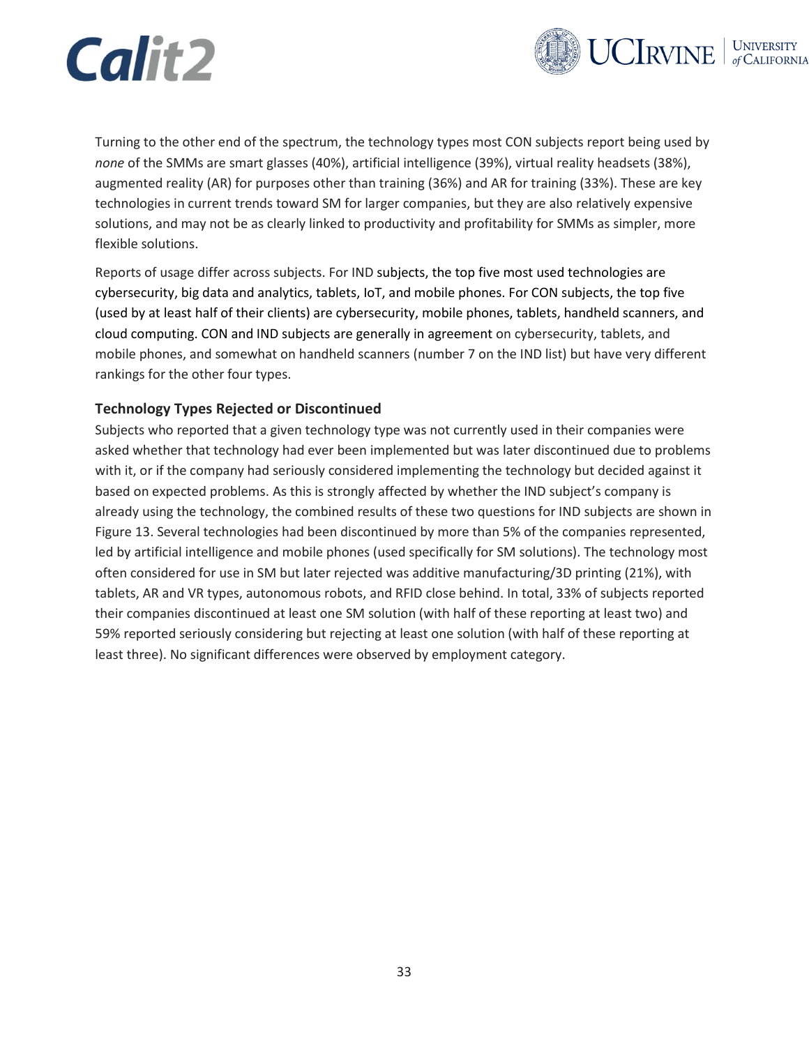Turning to the other end of the spectrum, the technology types most CON subjects report being used by *none* of the SMMs are smart glasses (40%), artificial intelligence (39%), virtual reality headsets (38%), augmented reality (AR) for purposes other than training (36%) and AR for training (33%). These are key technologies in current trends toward SM for larger companies, but they are also relatively expensive solutions, and may not be as clearly linked to productivity and profitability for SMMs as simpler, more flexible solutions.

Reports of usage differ across subjects. For IND subjects, the top five most used technologies are cybersecurity, big data and analytics, tablets, IoT, and mobile phones. For CON subjects, the top five (used by at least half of their clients) are cybersecurity, mobile phones, tablets, handheld scanners, and cloud computing. CON and IND subjects are generally in agreement on cybersecurity, tablets, and mobile phones, and somewhat on handheld scanners (number 7 on the IND list) but have very different rankings for the other four types.

### Technology Types Rejected or Discontinued

Subjects who reported that a given technology type was not currently used in their companies were asked whether that technology had ever been implemented but was later discontinued due to problems with it, or if the company had seriously considered implementing the technology but decided against it based on expected problems. As this is strongly affected by whether the IND subject's company is already using the technology, the combined results of these two questions for IND subjects are shown in Figure 13. Several technologies had been discontinued by more than 5% of the companies represented, led by artificial intelligence and mobile phones (used specifically for SM solutions). The technology most often considered for use in SM but later rejected was additive manufacturing/3D printing (21%), with tablets, AR and VR types, autonomous robots, and RFID close behind. In total, 33% of subjects reported their companies discontinued at least one SM solution (with half of these reporting at least two) and 59% reported seriously considering but rejecting at least one solution (with half of these reporting at least three). No significant differences were observed by employment category.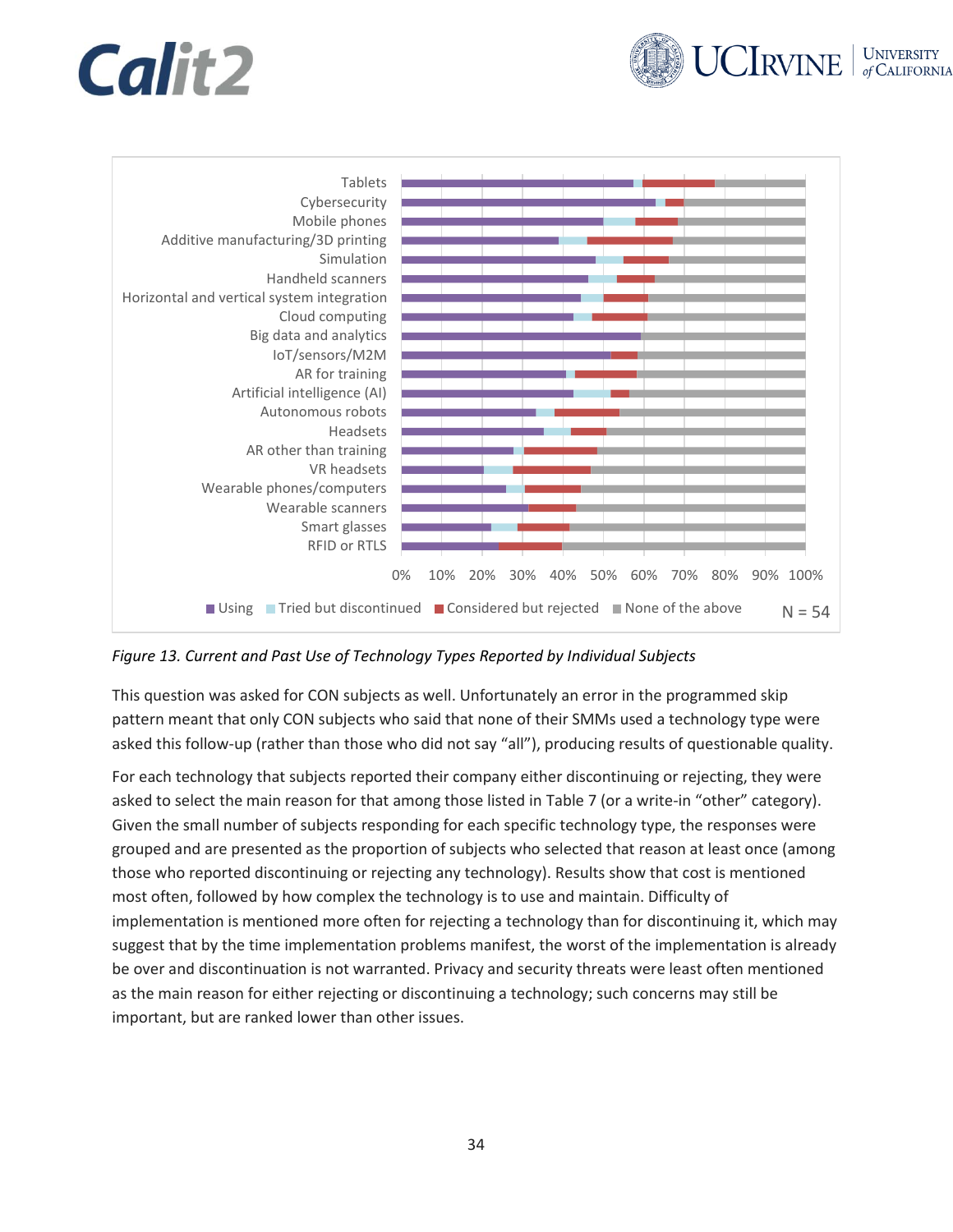*Figure 13. Current and Past Use of Technology Types Reported by Individual Subjects*

This question was asked for CON subjects as well. Unfortunately an error in the programmed skip pattern meant that only CON subjects who said that none of their SMMs used a technology type were asked this follow-up (rather than those who did not say "all"), producing results of questionable quality.

For each technology that subjects reported their company either discontinuing or rejecting, they were asked to select the main reason for that among those listed in Table 7 (or a write-in "other" category). Given the small number of subjects responding for each specific technology type, the responses were grouped and are presented as the proportion of subjects who selected that reason at least once (among those who reported discontinuing or rejecting any technology). Results show that cost is mentioned most often, followed by how complex the technology is to use and maintain. Difficulty of implementation is mentioned more often for rejecting a technology than for discontinuing it, which may suggest that by the time implementation problems manifest, the worst of the implementation is already be over and discontinuation is not warranted. Privacy and security threats were least often mentioned as the main reason for either rejecting or discontinuing a technology; such concerns may still be important, but are ranked lower than other issues.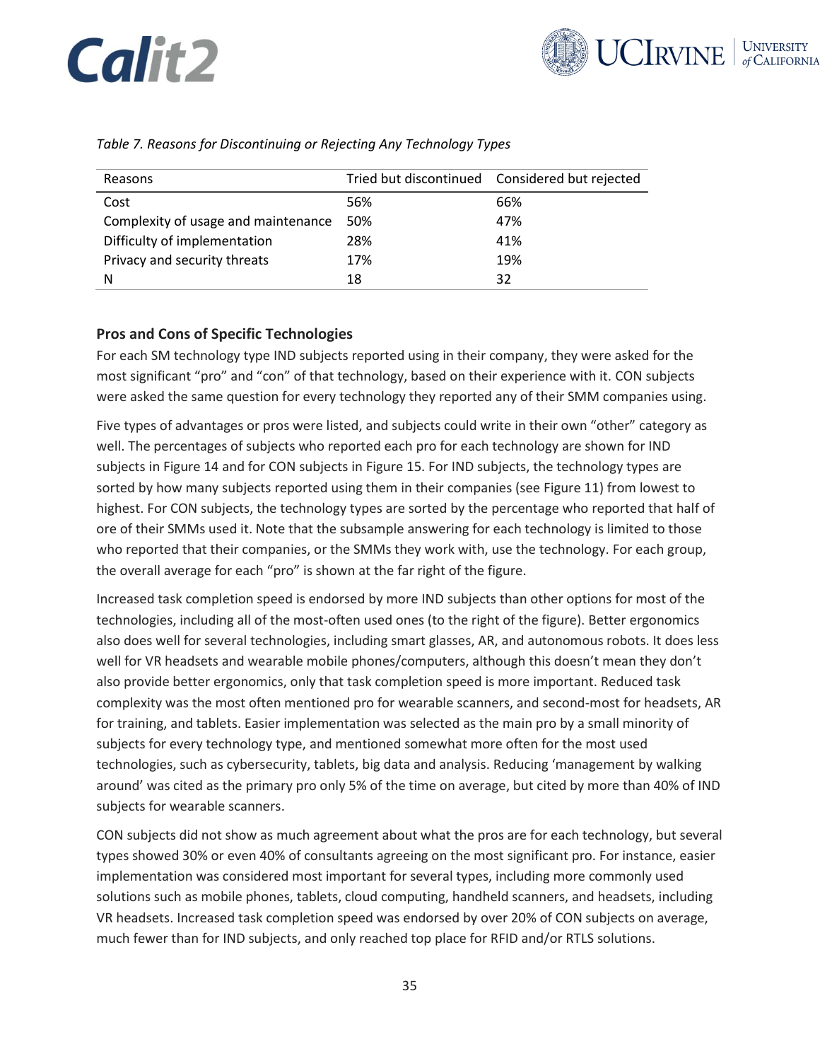*Table 7. Reasons for Discontinuing or Rejecting Any Technology Types*

| Reasons | Tried but discontinued | Considered but rejected |
|---|---|---|
| Cost | 56% | 66% |
| Complexity of usage and maintenance | 50% | 47% |
| Difficulty of implementation | 28% | 41% |
| Privacy and security threats | 17% | 19% |
| N | 18 | 32 |

### Pros and Cons of Specific Technologies

For each SM technology type IND subjects reported using in their company, they were asked for the most significant "pro" and "con" of that technology, based on their experience with it. CON subjects were asked the same question for every technology they reported any of their SMM companies using.

Five types of advantages or pros were listed, and subjects could write in their own "other" category as well. The percentages of subjects who reported each pro for each technology are shown for IND subjects in Figure 14 and for CON subjects in Figure 15. For IND subjects, the technology types are sorted by how many subjects reported using them in their companies (see Figure 11) from lowest to highest. For CON subjects, the technology types are sorted by the percentage who reported that half of ore of their SMMs used it. Note that the subsample answering for each technology is limited to those who reported that their companies, or the SMMs they work with, use the technology. For each group, the overall average for each "pro" is shown at the far right of the figure.

Increased task completion speed is endorsed by more IND subjects than other options for most of the technologies, including all of the most-often used ones (to the right of the figure). Better ergonomics also does well for several technologies, including smart glasses, AR, and autonomous robots. It does less well for VR headsets and wearable mobile phones/computers, although this doesn't mean they don't also provide better ergonomics, only that task completion speed is more important. Reduced task complexity was the most often mentioned pro for wearable scanners, and second-most for headsets, AR for training, and tablets. Easier implementation was selected as the main pro by a small minority of subjects for every technology type, and mentioned somewhat more often for the most used technologies, such as cybersecurity, tablets, big data and analysis. Reducing 'management by walking around' was cited as the primary pro only 5% of the time on average, but cited by more than 40% of IND subjects for wearable scanners.

CON subjects did not show as much agreement about what the pros are for each technology, but several types showed 30% or even 40% of consultants agreeing on the most significant pro. For instance, easier implementation was considered most important for several types, including more commonly used solutions such as mobile phones, tablets, cloud computing, handheld scanners, and headsets, including VR headsets. Increased task completion speed was endorsed by over 20% of CON subjects on average, much fewer than for IND subjects, and only reached top place for RFID and/or RTLS solutions.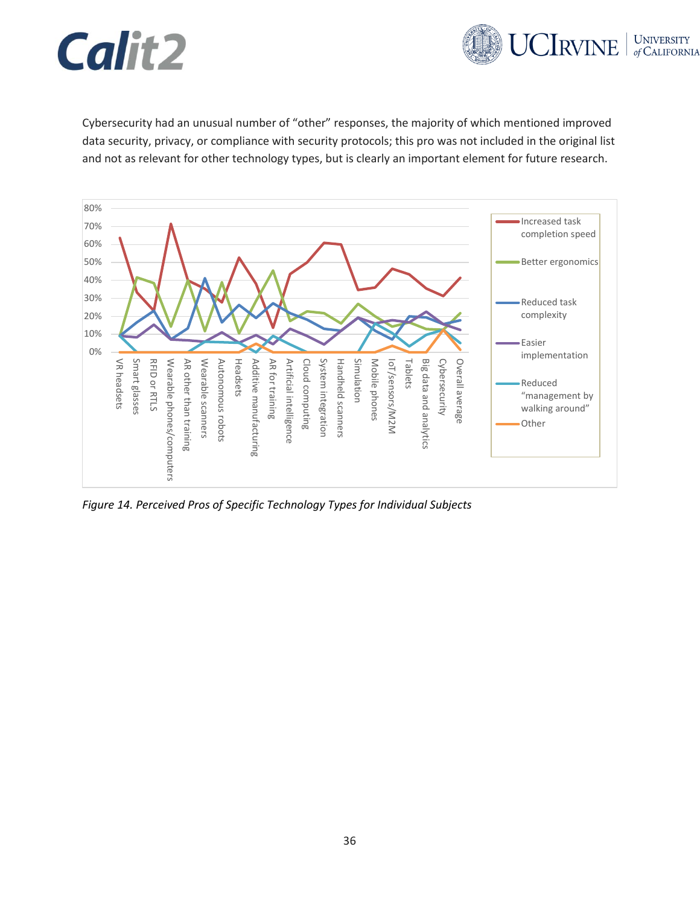Cybersecurity had an unusual number of “other” responses, the majority of which mentioned improved data security, privacy, or compliance with security protocols; this pro was not included in the original list and not as relevant for other technology types, but is clearly an important element for future research.

*Figure 14. Perceived Pros of Specific Technology Types for Individual Subjects*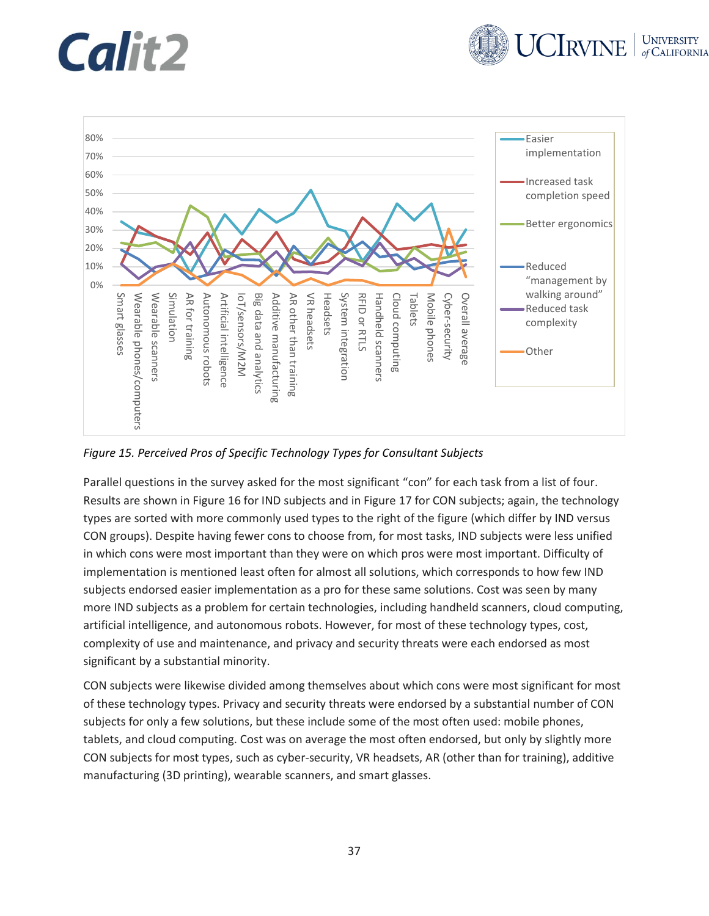*Figure 15. Perceived Pros of Specific Technology Types for Consultant Subjects*

Parallel questions in the survey asked for the most significant "con" for each task from a list of four. Results are shown in Figure 16 for IND subjects and in Figure 17 for CON subjects; again, the technology types are sorted with more commonly used types to the right of the figure (which differ by IND versus CON groups). Despite having fewer cons to choose from, for most tasks, IND subjects were less unified in which cons were most important than they were on which pros were most important. Difficulty of implementation is mentioned least often for almost all solutions, which corresponds to how few IND subjects endorsed easier implementation as a pro for these same solutions. Cost was seen by many more IND subjects as a problem for certain technologies, including handheld scanners, cloud computing, artificial intelligence, and autonomous robots. However, for most of these technology types, cost, complexity of use and maintenance, and privacy and security threats were each endorsed as most significant by a substantial minority.

CON subjects were likewise divided among themselves about which cons were most significant for most of these technology types. Privacy and security threats were endorsed by a substantial number of CON subjects for only a few solutions, but these include some of the most often used: mobile phones, tablets, and cloud computing. Cost was on average the most often endorsed, but only by slightly more CON subjects for most types, such as cyber-security, VR headsets, AR (other than for training), additive manufacturing (3D printing), wearable scanners, and smart glasses.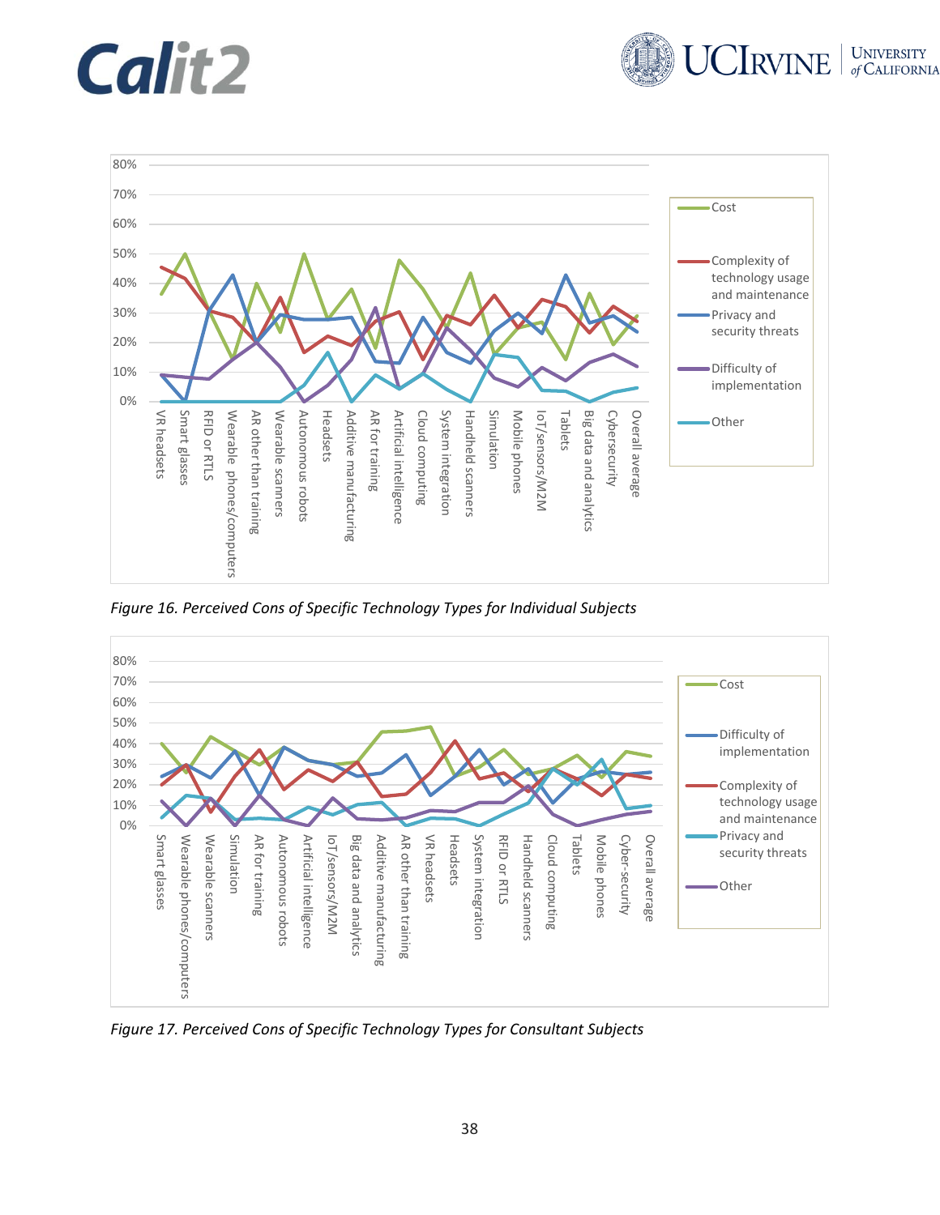*Figure 16. Perceived Cons of Specific Technology Types for Individual Subjects*

*Figure 17. Perceived Cons of Specific Technology Types for Consultant Subjects*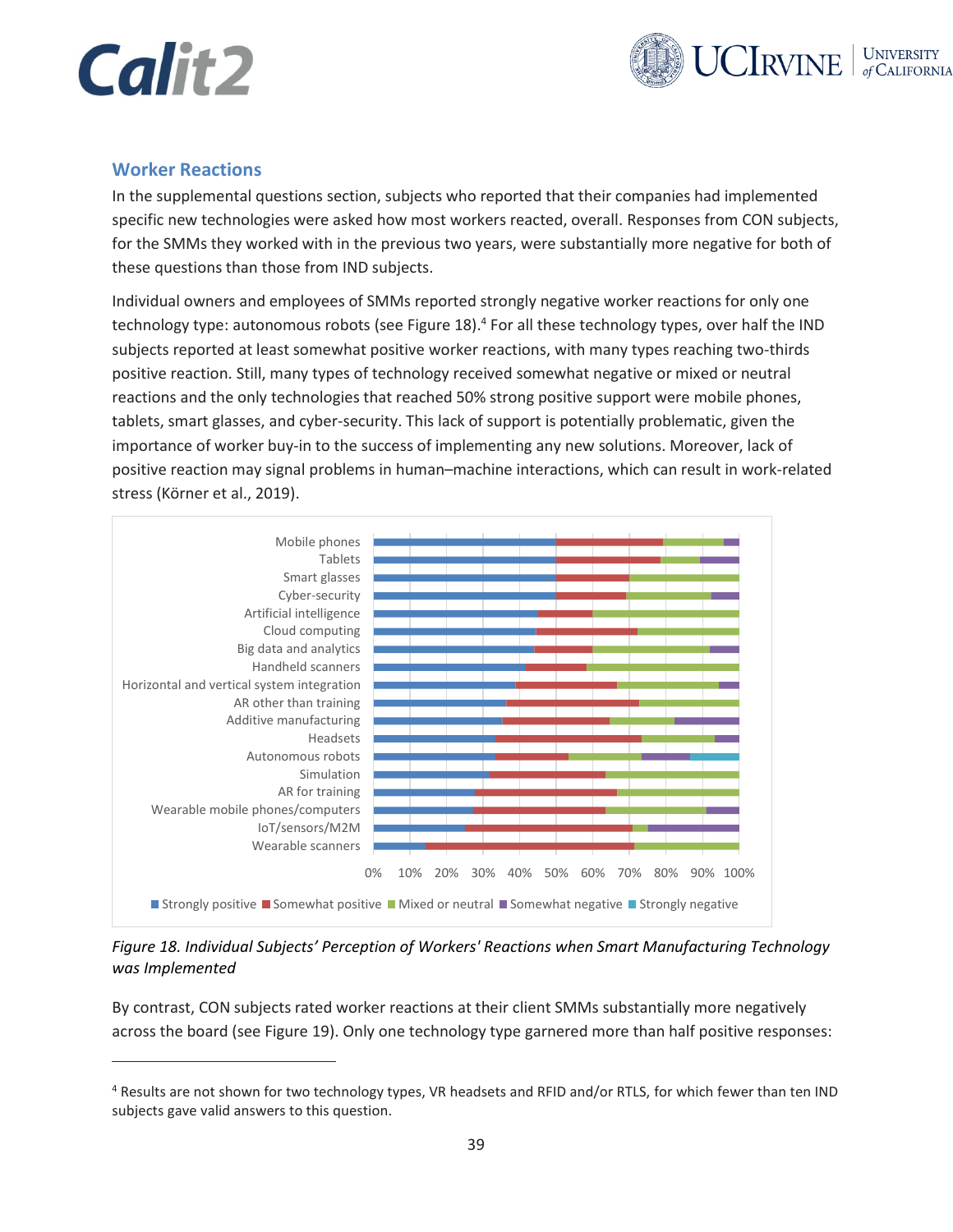## Worker Reactions

In the supplemental questions section, subjects who reported that their companies had implemented specific new technologies were asked how most workers reacted, overall. Responses from CON subjects, for the SMMs they worked with in the previous two years, were substantially more negative for both of these questions than those from IND subjects.

Individual owners and employees of SMMs reported strongly negative worker reactions for only one technology type: autonomous robots (see Figure 18).[4] For all these technology types, over half the IND subjects reported at least somewhat positive worker reactions, with many types reaching two-thirds positive reaction. Still, many types of technology received somewhat negative or mixed or neutral reactions and the only technologies that reached 50% strong positive support were mobile phones, tablets, smart glasses, and cyber-security. This lack of support is potentially problematic, given the importance of worker buy-in to the success of implementing any new solutions. Moreover, lack of positive reaction may signal problems in human–machine interactions, which can result in work-related stress (Körner et al., 2019).

*Figure 18. Individual Subjects' Perception of Workers' Reactions when Smart Manufacturing Technology was Implemented*

By contrast, CON subjects rated worker reactions at their client SMMs substantially more negatively across the board (see Figure 19). Only one technology type garnered more than half positive responses:

[4] Results are not shown for two technology types, VR headsets and RFID and/or RTLS, for which fewer than ten IND subjects gave valid answers to this question.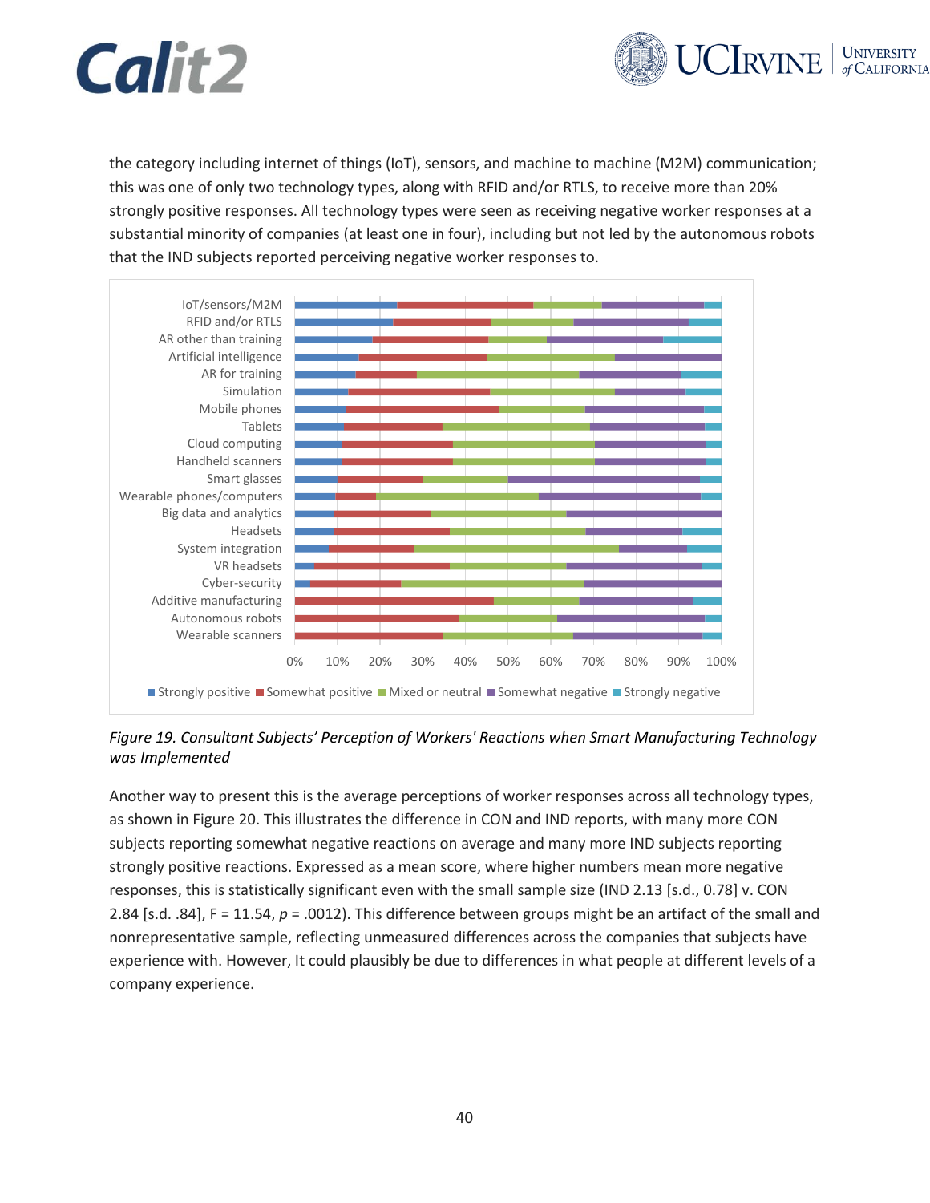the category including internet of things (IoT), sensors, and machine to machine (M2M) communication; this was one of only two technology types, along with RFID and/or RTLS, to receive more than 20% strongly positive responses. All technology types were seen as receiving negative worker responses at a substantial minority of companies (at least one in four), including but not led by the autonomous robots that the IND subjects reported perceiving negative worker responses to.

*Figure 19. Consultant Subjects' Perception of Workers' Reactions when Smart Manufacturing Technology was Implemented*

Another way to present this is the average perceptions of worker responses across all technology types, as shown in Figure 20. This illustrates the difference in CON and IND reports, with many more CON subjects reporting somewhat negative reactions on average and many more IND subjects reporting strongly positive reactions. Expressed as a mean score, where higher numbers mean more negative responses, this is statistically significant even with the small sample size (IND 2.13 [s.d., 0.78] v. CON 2.84 [s.d. .84], F = 11.54, $p$ = .0012). This difference between groups might be an artifact of the small and nonrepresentative sample, reflecting unmeasured differences across the companies that subjects have experience with. However, It could plausibly be due to differences in what people at different levels of a company experience.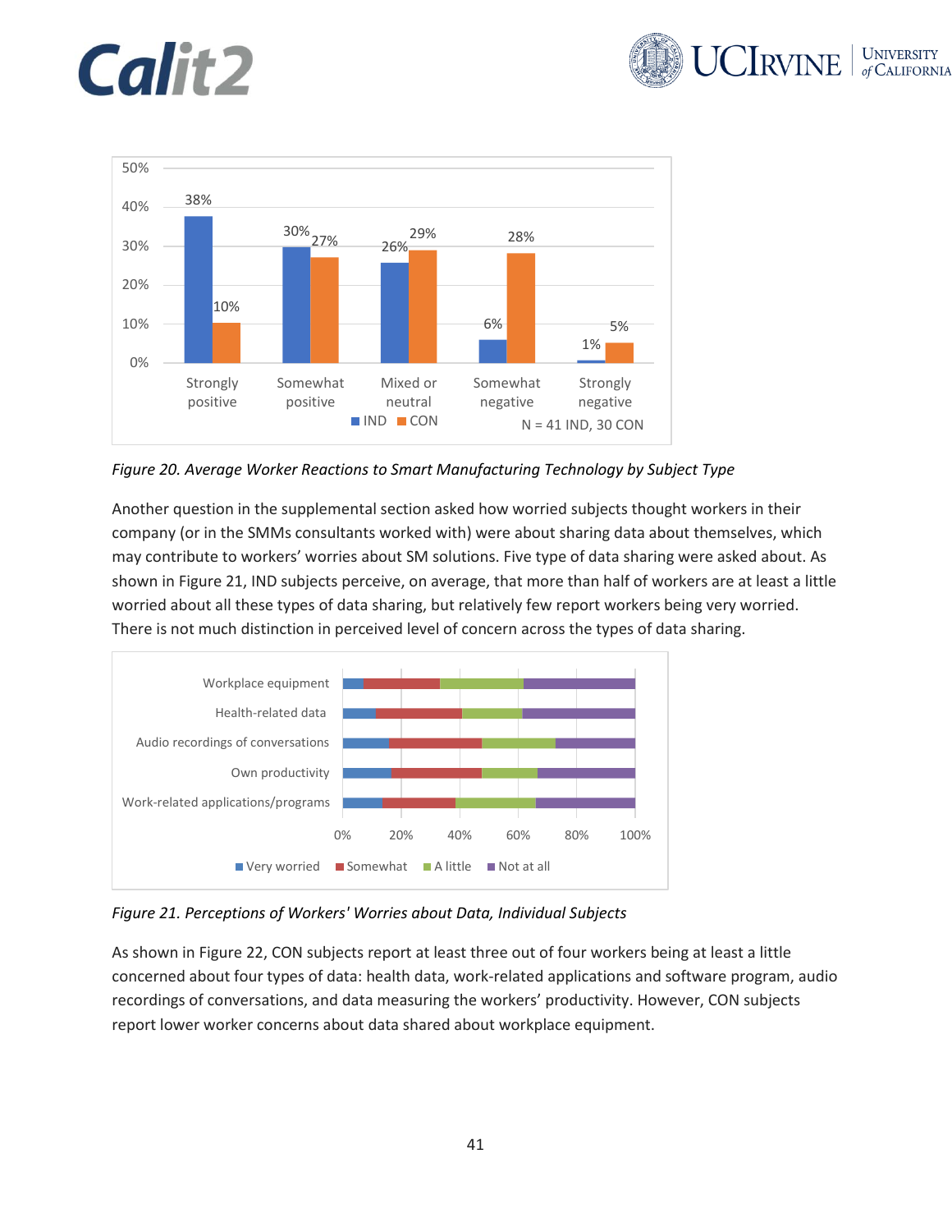*Figure 20. Average Worker Reactions to Smart Manufacturing Technology by Subject Type*

Another question in the supplemental section asked how worried subjects thought workers in their company (or in the SMMs consultants worked with) were about sharing data about themselves, which may contribute to workers' worries about SM solutions. Five type of data sharing were asked about. As shown in Figure 21, IND subjects perceive, on average, that more than half of workers are at least a little worried about all these types of data sharing, but relatively few report workers being very worried. There is not much distinction in perceived level of concern across the types of data sharing.

*Figure 21. Perceptions of Workers' Worries about Data, Individual Subjects*

As shown in Figure 22, CON subjects report at least three out of four workers being at least a little concerned about four types of data: health data, work-related applications and software program, audio recordings of conversations, and data measuring the workers' productivity. However, CON subjects report lower worker concerns about data shared about workplace equipment.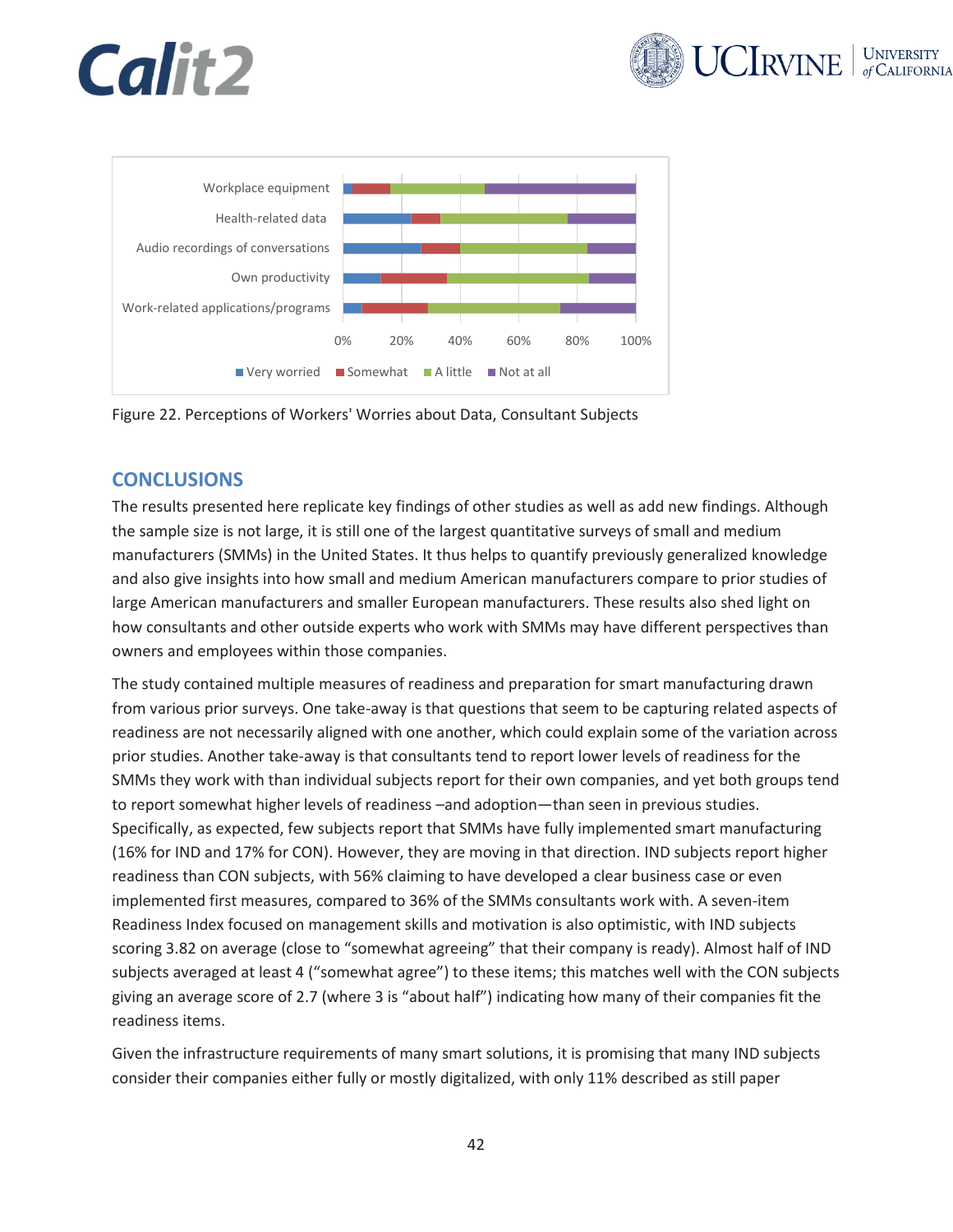Figure 22. Perceptions of Workers' Worries about Data, Consultant Subjects

## CONCLUSIONS

The results presented here replicate key findings of other studies as well as add new findings. Although the sample size is not large, it is still one of the largest quantitative surveys of small and medium manufacturers (SMMs) in the United States. It thus helps to quantify previously generalized knowledge and also give insights into how small and medium American manufacturers compare to prior studies of large American manufacturers and smaller European manufacturers. These results also shed light on how consultants and other outside experts who work with SMMs may have different perspectives than owners and employees within those companies.

The study contained multiple measures of readiness and preparation for smart manufacturing drawn from various prior surveys. One take-away is that questions that seem to be capturing related aspects of readiness are not necessarily aligned with one another, which could explain some of the variation across prior studies. Another take-away is that consultants tend to report lower levels of readiness for the SMMs they work with than individual subjects report for their own companies, and yet both groups tend to report somewhat higher levels of readiness –and adoption—than seen in previous studies. Specifically, as expected, few subjects report that SMMs have fully implemented smart manufacturing (16% for IND and 17% for CON). However, they are moving in that direction. IND subjects report higher readiness than CON subjects, with 56% claiming to have developed a clear business case or even implemented first measures, compared to 36% of the SMMs consultants work with. A seven-item Readiness Index focused on management skills and motivation is also optimistic, with IND subjects scoring 3.82 on average (close to "somewhat agreeing" that their company is ready). Almost half of IND subjects averaged at least 4 ("somewhat agree") to these items; this matches well with the CON subjects giving an average score of 2.7 (where 3 is "about half") indicating how many of their companies fit the readiness items.

Given the infrastructure requirements of many smart solutions, it is promising that many IND subjects consider their companies either fully or mostly digitalized, with only 11% described as still paper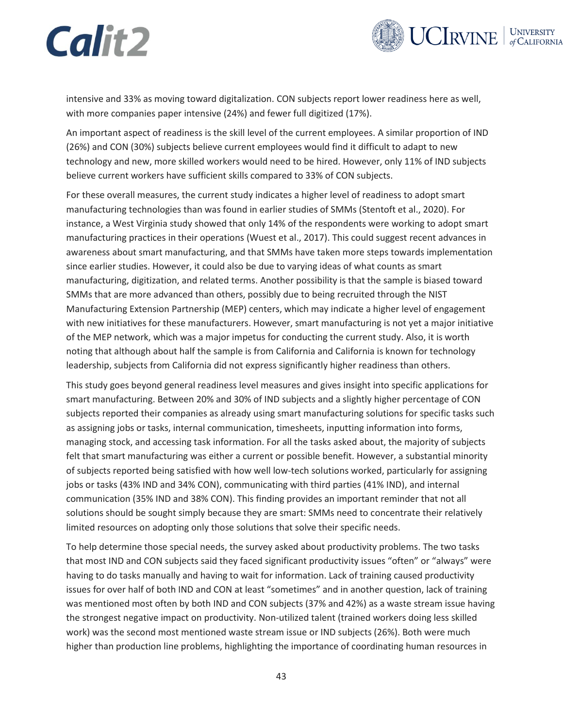intensive and 33% as moving toward digitalization. CON subjects report lower readiness here as well, with more companies paper intensive (24%) and fewer full digitized (17%).

An important aspect of readiness is the skill level of the current employees. A similar proportion of IND (26%) and CON (30%) subjects believe current employees would find it difficult to adapt to new technology and new, more skilled workers would need to be hired. However, only 11% of IND subjects believe current workers have sufficient skills compared to 33% of CON subjects.

For these overall measures, the current study indicates a higher level of readiness to adopt smart manufacturing technologies than was found in earlier studies of SMMs (Stentoft et al., 2020). For instance, a West Virginia study showed that only 14% of the respondents were working to adopt smart manufacturing practices in their operations (Wuest et al., 2017). This could suggest recent advances in awareness about smart manufacturing, and that SMMs have taken more steps towards implementation since earlier studies. However, it could also be due to varying ideas of what counts as smart manufacturing, digitization, and related terms. Another possibility is that the sample is biased toward SMMs that are more advanced than others, possibly due to being recruited through the NIST Manufacturing Extension Partnership (MEP) centers, which may indicate a higher level of engagement with new initiatives for these manufacturers. However, smart manufacturing is not yet a major initiative of the MEP network, which was a major impetus for conducting the current study. Also, it is worth noting that although about half the sample is from California and California is known for technology leadership, subjects from California did not express significantly higher readiness than others.

This study goes beyond general readiness level measures and gives insight into specific applications for smart manufacturing. Between 20% and 30% of IND subjects and a slightly higher percentage of CON subjects reported their companies as already using smart manufacturing solutions for specific tasks such as assigning jobs or tasks, internal communication, timesheets, inputting information into forms, managing stock, and accessing task information. For all the tasks asked about, the majority of subjects felt that smart manufacturing was either a current or possible benefit. However, a substantial minority of subjects reported being satisfied with how well low-tech solutions worked, particularly for assigning jobs or tasks (43% IND and 34% CON), communicating with third parties (41% IND), and internal communication (35% IND and 38% CON). This finding provides an important reminder that not all solutions should be sought simply because they are smart: SMMs need to concentrate their relatively limited resources on adopting only those solutions that solve their specific needs.

To help determine those special needs, the survey asked about productivity problems. The two tasks that most IND and CON subjects said they faced significant productivity issues "often" or "always" were having to do tasks manually and having to wait for information. Lack of training caused productivity issues for over half of both IND and CON at least "sometimes" and in another question, lack of training was mentioned most often by both IND and CON subjects (37% and 42%) as a waste stream issue having the strongest negative impact on productivity. Non-utilized talent (trained workers doing less skilled work) was the second most mentioned waste stream issue or IND subjects (26%). Both were much higher than production line problems, highlighting the importance of coordinating human resources in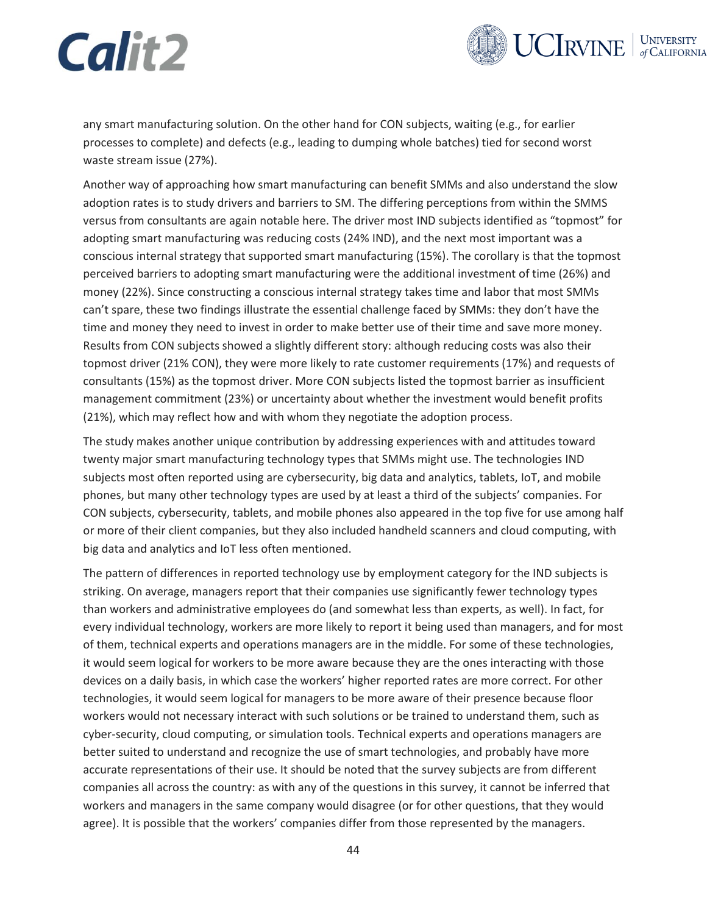any smart manufacturing solution. On the other hand for CON subjects, waiting (e.g., for earlier processes to complete) and defects (e.g., leading to dumping whole batches) tied for second worst waste stream issue (27%).

Another way of approaching how smart manufacturing can benefit SMMs and also understand the slow adoption rates is to study drivers and barriers to SM. The differing perceptions from within the SMMS versus from consultants are again notable here. The driver most IND subjects identified as "topmost" for adopting smart manufacturing was reducing costs (24% IND), and the next most important was a conscious internal strategy that supported smart manufacturing (15%). The corollary is that the topmost perceived barriers to adopting smart manufacturing were the additional investment of time (26%) and money (22%). Since constructing a conscious internal strategy takes time and labor that most SMMs can't spare, these two findings illustrate the essential challenge faced by SMMs: they don't have the time and money they need to invest in order to make better use of their time and save more money. Results from CON subjects showed a slightly different story: although reducing costs was also their topmost driver (21% CON), they were more likely to rate customer requirements (17%) and requests of consultants (15%) as the topmost driver. More CON subjects listed the topmost barrier as insufficient management commitment (23%) or uncertainty about whether the investment would benefit profits (21%), which may reflect how and with whom they negotiate the adoption process.

The study makes another unique contribution by addressing experiences with and attitudes toward twenty major smart manufacturing technology types that SMMs might use. The technologies IND subjects most often reported using are cybersecurity, big data and analytics, tablets, IoT, and mobile phones, but many other technology types are used by at least a third of the subjects' companies. For CON subjects, cybersecurity, tablets, and mobile phones also appeared in the top five for use among half or more of their client companies, but they also included handheld scanners and cloud computing, with big data and analytics and IoT less often mentioned.

The pattern of differences in reported technology use by employment category for the IND subjects is striking. On average, managers report that their companies use significantly fewer technology types than workers and administrative employees do (and somewhat less than experts, as well). In fact, for every individual technology, workers are more likely to report it being used than managers, and for most of them, technical experts and operations managers are in the middle. For some of these technologies, it would seem logical for workers to be more aware because they are the ones interacting with those devices on a daily basis, in which case the workers' higher reported rates are more correct. For other technologies, it would seem logical for managers to be more aware of their presence because floor workers would not necessary interact with such solutions or be trained to understand them, such as cyber-security, cloud computing, or simulation tools. Technical experts and operations managers are better suited to understand and recognize the use of smart technologies, and probably have more accurate representations of their use. It should be noted that the survey subjects are from different companies all across the country: as with any of the questions in this survey, it cannot be inferred that workers and managers in the same company would disagree (or for other questions, that they would agree). It is possible that the workers' companies differ from those represented by the managers.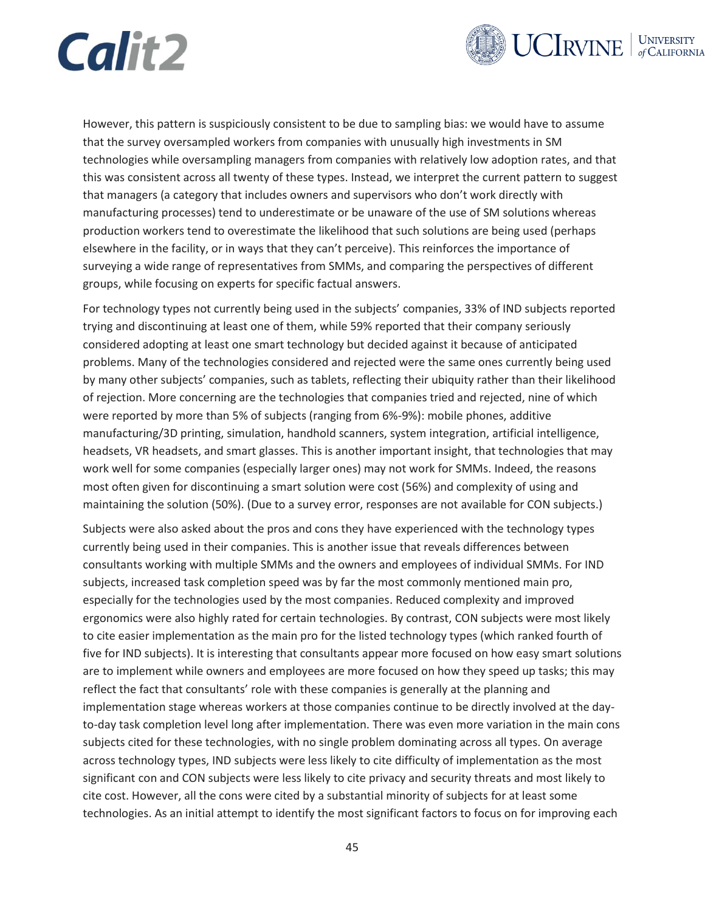However, this pattern is suspiciously consistent to be due to sampling bias: we would have to assume that the survey oversampled workers from companies with unusually high investments in SM technologies while oversampling managers from companies with relatively low adoption rates, and that this was consistent across all twenty of these types. Instead, we interpret the current pattern to suggest that managers (a category that includes owners and supervisors who don't work directly with manufacturing processes) tend to underestimate or be unaware of the use of SM solutions whereas production workers tend to overestimate the likelihood that such solutions are being used (perhaps elsewhere in the facility, or in ways that they can't perceive). This reinforces the importance of surveying a wide range of representatives from SMMs, and comparing the perspectives of different groups, while focusing on experts for specific factual answers.

For technology types not currently being used in the subjects' companies, 33% of IND subjects reported trying and discontinuing at least one of them, while 59% reported that their company seriously considered adopting at least one smart technology but decided against it because of anticipated problems. Many of the technologies considered and rejected were the same ones currently being used by many other subjects' companies, such as tablets, reflecting their ubiquity rather than their likelihood of rejection. More concerning are the technologies that companies tried and rejected, nine of which were reported by more than 5% of subjects (ranging from 6%-9%): mobile phones, additive manufacturing/3D printing, simulation, handhold scanners, system integration, artificial intelligence, headsets, VR headsets, and smart glasses. This is another important insight, that technologies that may work well for some companies (especially larger ones) may not work for SMMs. Indeed, the reasons most often given for discontinuing a smart solution were cost (56%) and complexity of using and maintaining the solution (50%). (Due to a survey error, responses are not available for CON subjects.)

Subjects were also asked about the pros and cons they have experienced with the technology types currently being used in their companies. This is another issue that reveals differences between consultants working with multiple SMMs and the owners and employees of individual SMMs. For IND subjects, increased task completion speed was by far the most commonly mentioned main pro, especially for the technologies used by the most companies. Reduced complexity and improved ergonomics were also highly rated for certain technologies. By contrast, CON subjects were most likely to cite easier implementation as the main pro for the listed technology types (which ranked fourth of five for IND subjects). It is interesting that consultants appear more focused on how easy smart solutions are to implement while owners and employees are more focused on how they speed up tasks; this may reflect the fact that consultants' role with these companies is generally at the planning and implementation stage whereas workers at those companies continue to be directly involved at the day-to-day task completion level long after implementation. There was even more variation in the main cons subjects cited for these technologies, with no single problem dominating across all types. On average across technology types, IND subjects were less likely to cite difficulty of implementation as the most significant con and CON subjects were less likely to cite privacy and security threats and most likely to cite cost. However, all the cons were cited by a substantial minority of subjects for at least some technologies. As an initial attempt to identify the most significant factors to focus on for improving each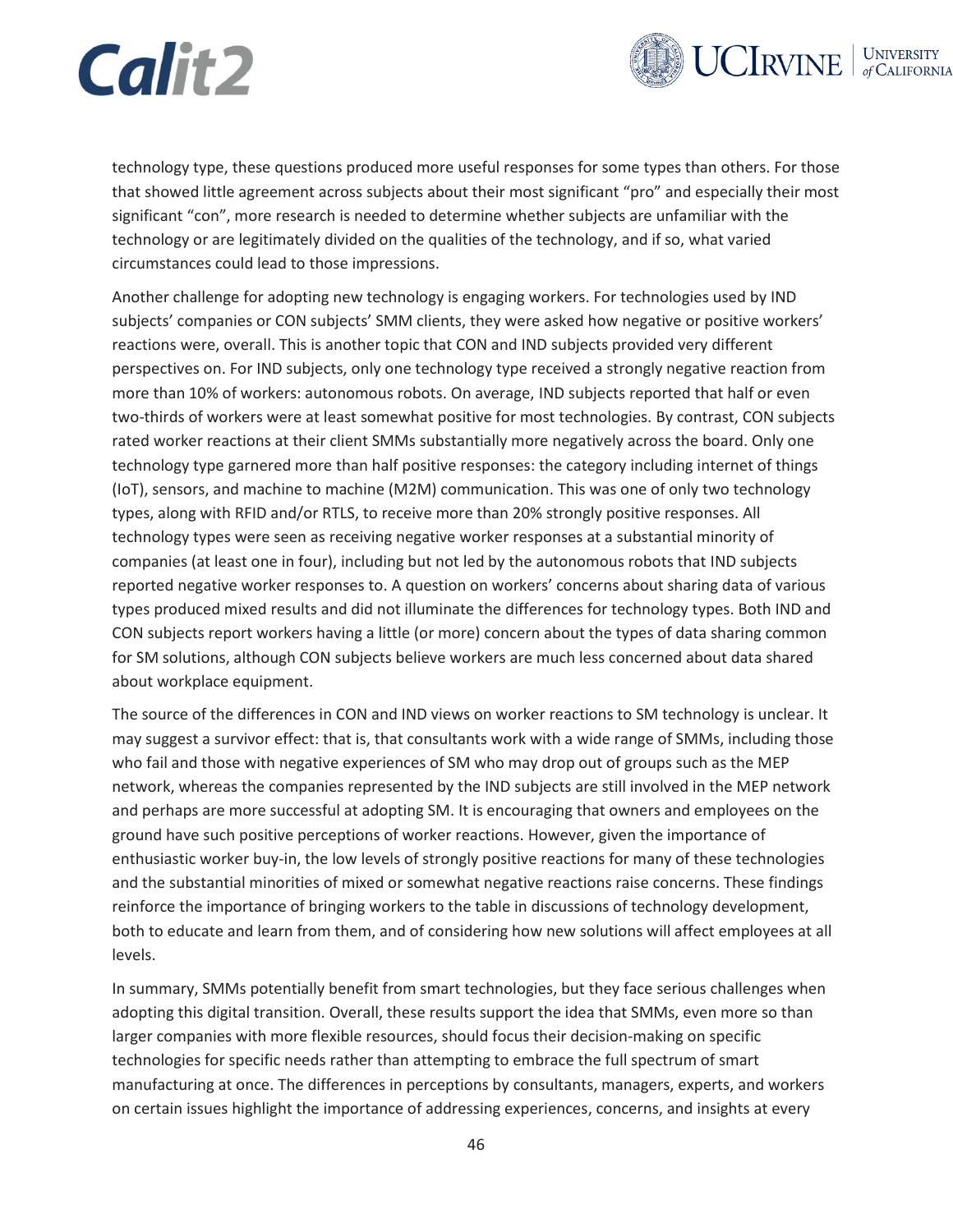technology type, these questions produced more useful responses for some types than others. For those that showed little agreement across subjects about their most significant "pro" and especially their most significant "con", more research is needed to determine whether subjects are unfamiliar with the technology or are legitimately divided on the qualities of the technology, and if so, what varied circumstances could lead to those impressions.

Another challenge for adopting new technology is engaging workers. For technologies used by IND subjects' companies or CON subjects' SMM clients, they were asked how negative or positive workers' reactions were, overall. This is another topic that CON and IND subjects provided very different perspectives on. For IND subjects, only one technology type received a strongly negative reaction from more than 10% of workers: autonomous robots. On average, IND subjects reported that half or even two-thirds of workers were at least somewhat positive for most technologies. By contrast, CON subjects rated worker reactions at their client SMMs substantially more negatively across the board. Only one technology type garnered more than half positive responses: the category including internet of things (IoT), sensors, and machine to machine (M2M) communication. This was one of only two technology types, along with RFID and/or RTLS, to receive more than 20% strongly positive responses. All technology types were seen as receiving negative worker responses at a substantial minority of companies (at least one in four), including but not led by the autonomous robots that IND subjects reported negative worker responses to. A question on workers' concerns about sharing data of various types produced mixed results and did not illuminate the differences for technology types. Both IND and CON subjects report workers having a little (or more) concern about the types of data sharing common for SM solutions, although CON subjects believe workers are much less concerned about data shared about workplace equipment.

The source of the differences in CON and IND views on worker reactions to SM technology is unclear. It may suggest a survivor effect: that is, that consultants work with a wide range of SMMs, including those who fail and those with negative experiences of SM who may drop out of groups such as the MEP network, whereas the companies represented by the IND subjects are still involved in the MEP network and perhaps are more successful at adopting SM. It is encouraging that owners and employees on the ground have such positive perceptions of worker reactions. However, given the importance of enthusiastic worker buy-in, the low levels of strongly positive reactions for many of these technologies and the substantial minorities of mixed or somewhat negative reactions raise concerns. These findings reinforce the importance of bringing workers to the table in discussions of technology development, both to educate and learn from them, and of considering how new solutions will affect employees at all levels.

In summary, SMMs potentially benefit from smart technologies, but they face serious challenges when adopting this digital transition. Overall, these results support the idea that SMMs, even more so than larger companies with more flexible resources, should focus their decision-making on specific technologies for specific needs rather than attempting to embrace the full spectrum of smart manufacturing at once. The differences in perceptions by consultants, managers, experts, and workers on certain issues highlight the importance of addressing experiences, concerns, and insights at every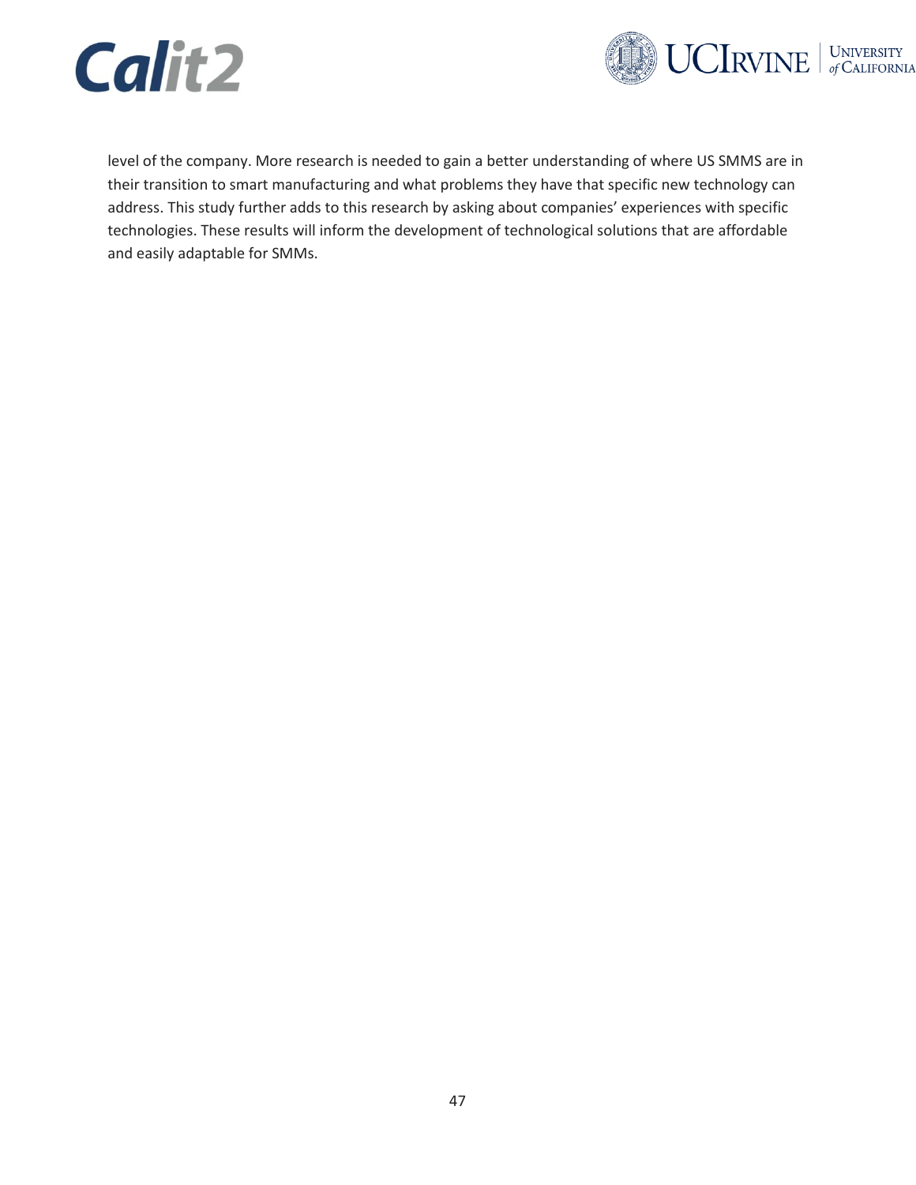level of the company. More research is needed to gain a better understanding of where US SMMS are in their transition to smart manufacturing and what problems they have that specific new technology can address. This study further adds to this research by asking about companies' experiences with specific technologies. These results will inform the development of technological solutions that are affordable and easily adaptable for SMMs.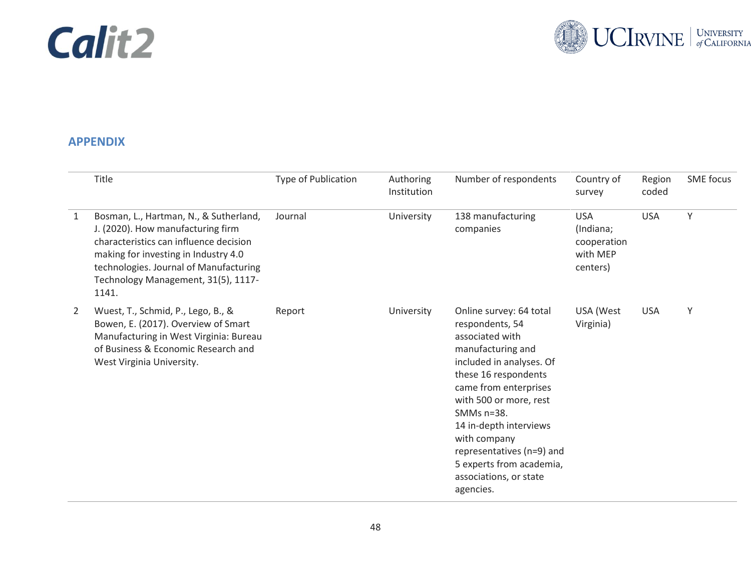## APPENDIX

| | Title | Type of Publication | Authoring Institution | Number of respondents | Country of survey | Region coded | SME focus |
|---|---|---|---|---|---|---|---|
| 1 | Bosman, L., Hartman, N., & Sutherland, J. (2020). How manufacturing firm characteristics can influence decision making for investing in Industry 4.0 technologies. Journal of Manufacturing Technology Management, 31(5), 1117-1141. | Journal | University | 138 manufacturing companies | USA (Indiana; cooperation with MEP centers) | USA | Y |
| 2 | Wuest, T., Schmid, P., Lego, B., & Bowen, E. (2017). Overview of Smart Manufacturing in West Virginia: Bureau of Business & Economic Research and West Virginia University. | Report | University | Online survey: 64 total respondents, 54 associated with manufacturing and included in analyses. Of these 16 respondents came from enterprises with 500 or more, rest SMMs n=38. 14 in-depth interviews with company representatives (n=9) and 5 experts from academia, associations, or state agencies. | USA (West Virginia) | USA | Y |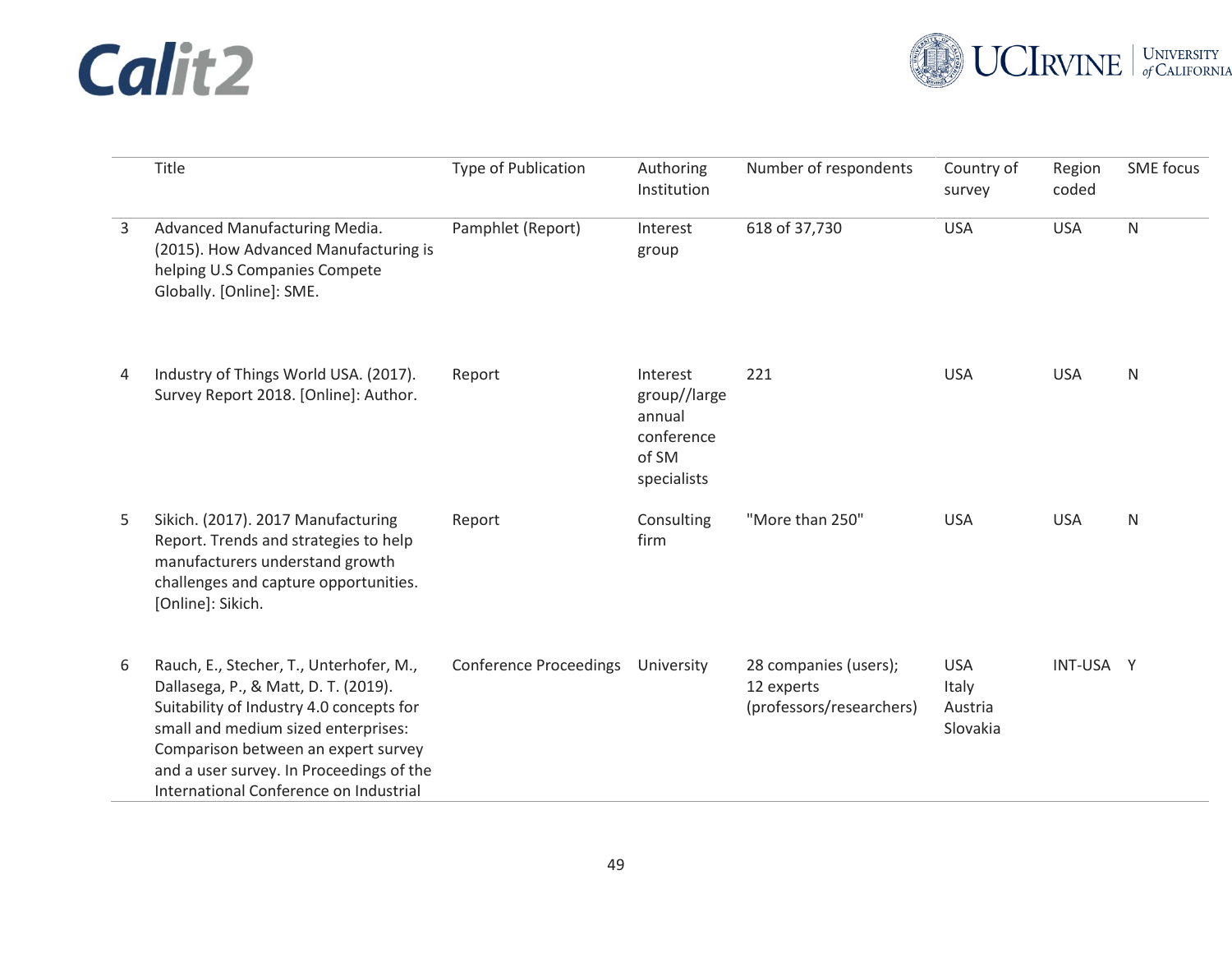|  | Title | Type of Publication | Authoring Institution | Number of respondents | Country of survey | Region coded | SME focus |
|---|---|---|---|---|---|---|---|
| 3 | Advanced Manufacturing Media. (2015). How Advanced Manufacturing is helping U.S Companies Compete Globally. [Online]: SME. | Pamphlet (Report) | Interest group | 618 of 37,730 | USA | USA | N |
| 4 | Industry of Things World USA. (2017). Survey Report 2018. [Online]: Author. | Report | Interest group//large annual conference of SM specialists | 221 | USA | USA | N |
| 5 | Sikich. (2017). 2017 Manufacturing Report. Trends and strategies to help manufacturers understand growth challenges and capture opportunities. [Online]: Sikich. | Report | Consulting firm | "More than 250" | USA | USA | N |
| 6 | Rauch, E., Stecher, T., Unterhofer, M., Dallasega, P., & Matt, D. T. (2019). Suitability of Industry 4.0 concepts for small and medium sized enterprises: Comparison between an expert survey and a user survey. In Proceedings of the International Conference on Industrial | Conference Proceedings | University | 28 companies (users); 12 experts (professors/researchers) | USA Italy Austria Slovakia | INT-USA | Y |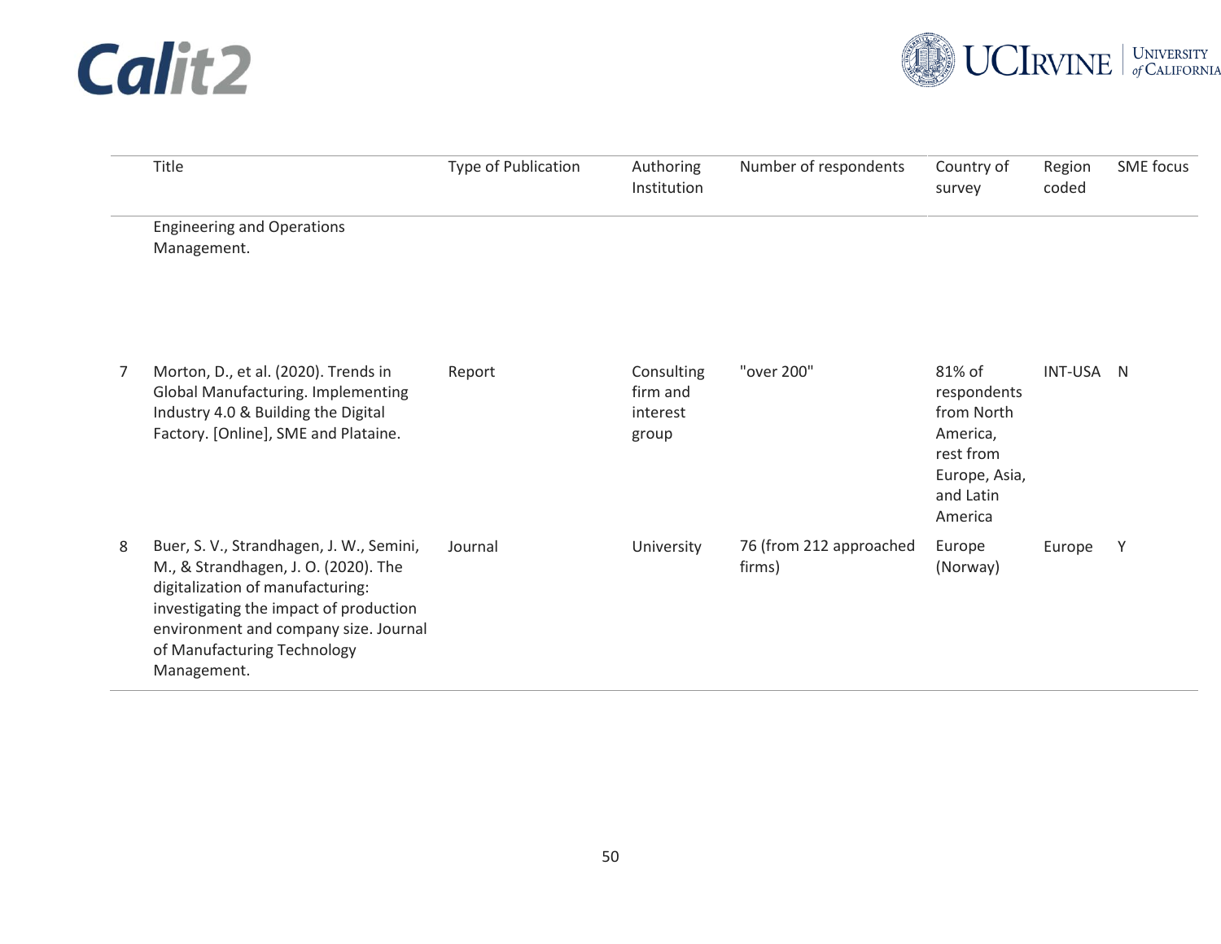| | Title | Type of Publication | Authoring Institution | Number of respondents | Country of survey | Region coded | SME focus |
|---|---|---|---|---|---|---|---|
| | Engineering and Operations Management. | | | | | | |
| 7 | Morton, D., et al. (2020). Trends in Global Manufacturing. Implementing Industry 4.0 & Building the Digital Factory. [Online], SME and Plataine. | Report | Consulting firm and interest group | "over 200" | 81% of respondents from North America, rest from Europe, Asia, and Latin America | INT-USA | N |
| 8 | Buer, S. V., Strandhagen, J. W., Semini, M., & Strandhagen, J. O. (2020). The digitalization of manufacturing: investigating the impact of production environment and company size. Journal of Manufacturing Technology Management. | Journal | University | 76 (from 212 approached firms) | Europe (Norway) | Europe | Y |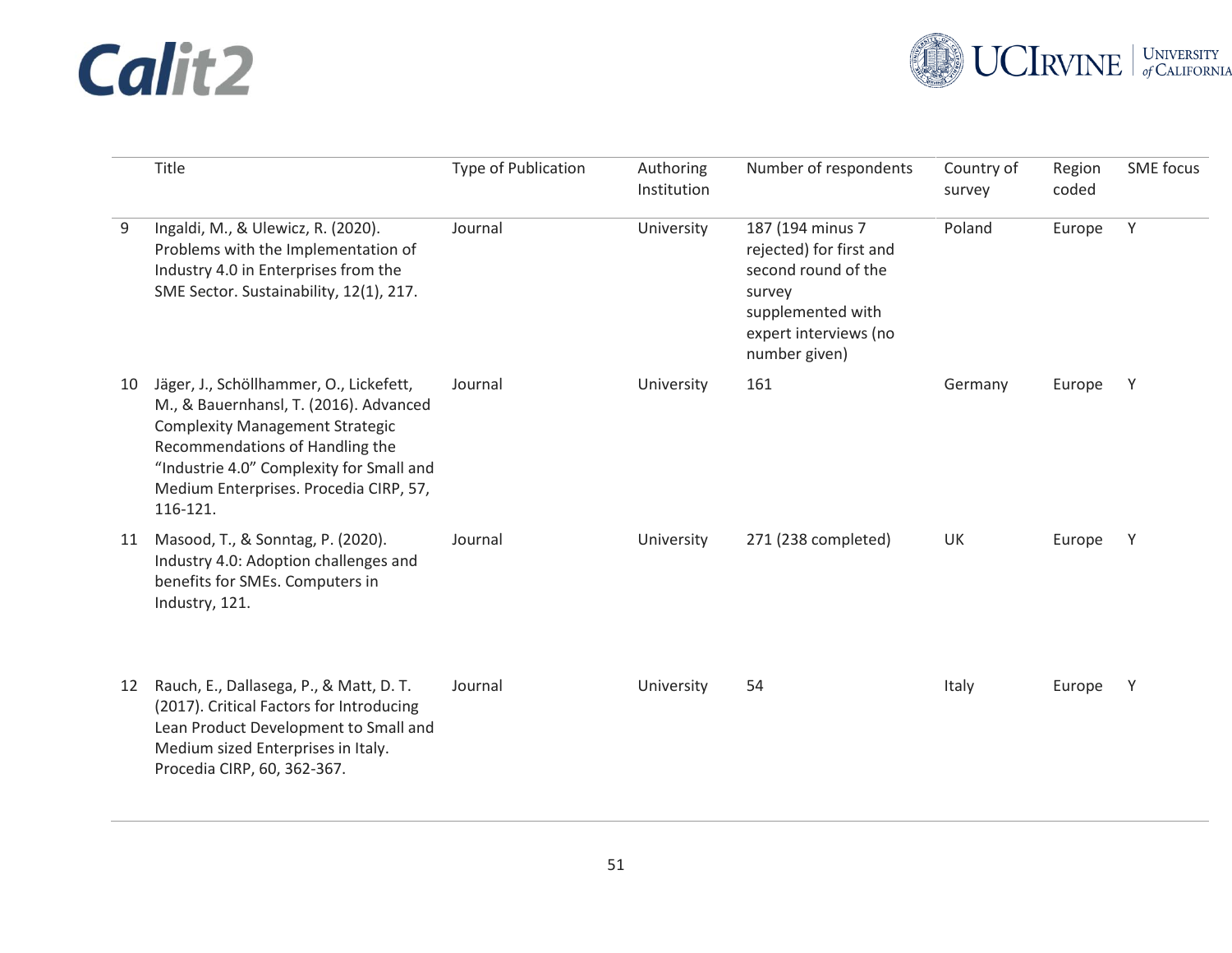| | Title | Type of Publication | Authoring Institution | Number of respondents | Country of survey | Region coded | SME focus |
|---|---|---|---|---|---|---|---|
| 9 | Ingaldi, M., & Ulewicz, R. (2020). Problems with the Implementation of Industry 4.0 in Enterprises from the SME Sector. Sustainability, 12(1), 217. | Journal | University | 187 (194 minus 7 rejected) for first and second round of the survey supplemented with expert interviews (no number given) | Poland | Europe | Y |
| 10 | Jäger, J., Schöllhammer, O., Lickefett, M., & Bauernhansl, T. (2016). Advanced Complexity Management Strategic Recommendations of Handling the "Industrie 4.0" Complexity for Small and Medium Enterprises. Procedia CIRP, 57, 116-121. | Journal | University | 161 | Germany | Europe | Y |
| 11 | Masood, T., & Sonntag, P. (2020). Industry 4.0: Adoption challenges and benefits for SMEs. Computers in Industry, 121. | Journal | University | 271 (238 completed) | UK | Europe | Y |
| 12 | Rauch, E., Dallasega, P., & Matt, D. T. (2017). Critical Factors for Introducing Lean Product Development to Small and Medium sized Enterprises in Italy. Procedia CIRP, 60, 362-367. | Journal | University | 54 | Italy | Europe | Y |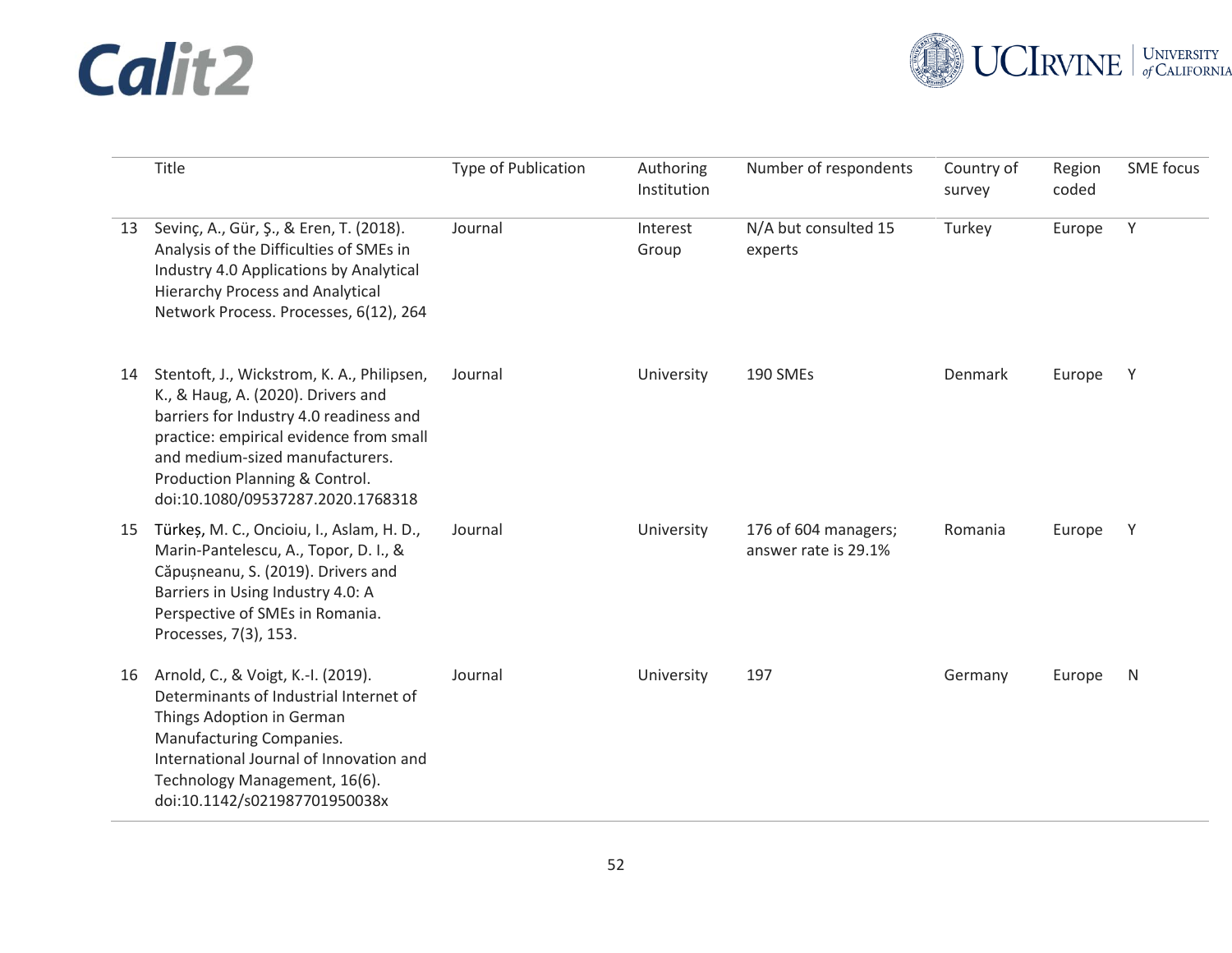| | Title | Type of Publication | Authoring Institution | Number of respondents | Country of survey | Region coded | SME focus |
|---|---|---|---|---|---|---|---|
| 13 | Sevinç, A., Gür, Ş., & Eren, T. (2018). Analysis of the Difficulties of SMEs in Industry 4.0 Applications by Analytical Hierarchy Process and Analytical Network Process. Processes, 6(12), 264 | Journal | Interest Group | N/A but consulted 15 experts | Turkey | Europe | Y |
| 14 | Stentoft, J., Wickstrom, K. A., Philipsen, K., & Haug, A. (2020). Drivers and barriers for Industry 4.0 readiness and practice: empirical evidence from small and medium-sized manufacturers. Production Planning & Control. doi:10.1080/09537287.2020.1768318 | Journal | University | 190 SMEs | Denmark | Europe | Y |
| 15 | Türkeș, M. C., Oncioiu, I., Aslam, H. D., Marin-Pantelescu, A., Topor, D. I., & Căpușneanu, S. (2019). Drivers and Barriers in Using Industry 4.0: A Perspective of SMEs in Romania. Processes, 7(3), 153. | Journal | University | 176 of 604 managers; answer rate is 29.1% | Romania | Europe | Y |
| 16 | Arnold, C., & Voigt, K.-I. (2019). Determinants of Industrial Internet of Things Adoption in German Manufacturing Companies. International Journal of Innovation and Technology Management, 16(6). doi:10.1142/s021987701950038x | Journal | University | 197 | Germany | Europe | N |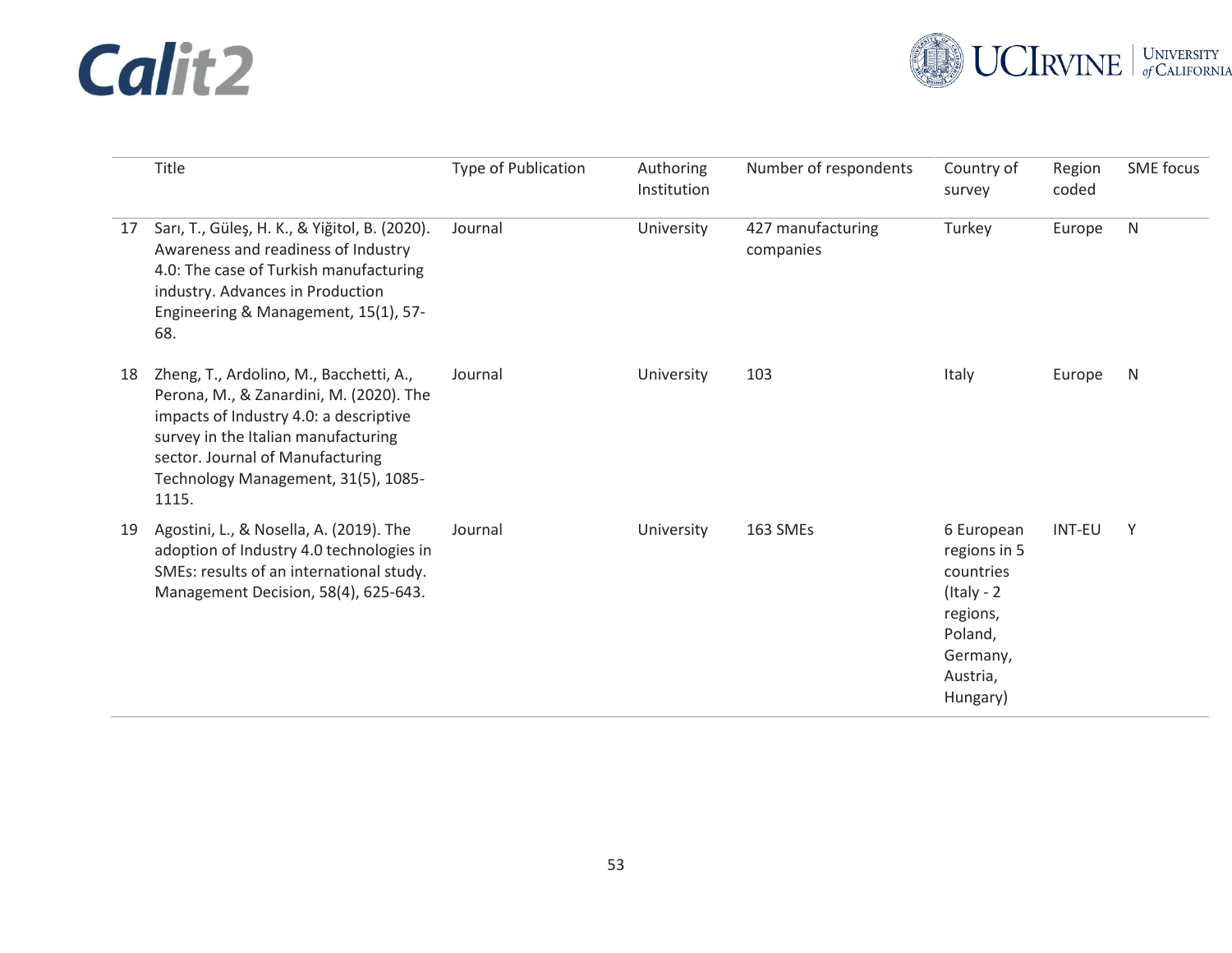| | Title | Type of Publication | Authoring Institution | Number of respondents | Country of survey | Region coded | SME focus |
|---|---|---|---|---|---|---|---|
| 17 | Sarı, T., Güleş, H. K., & Yiğitol, B. (2020). Awareness and readiness of Industry 4.0: The case of Turkish manufacturing industry. Advances in Production Engineering & Management, 15(1), 57-68. | Journal | University | 427 manufacturing companies | Turkey | Europe | N |
| 18 | Zheng, T., Ardolino, M., Bacchetti, A., Perona, M., & Zanardini, M. (2020). The impacts of Industry 4.0: a descriptive survey in the Italian manufacturing sector. Journal of Manufacturing Technology Management, 31(5), 1085-1115. | Journal | University | 103 | Italy | Europe | N |
| 19 | Agostini, L., & Nosella, A. (2019). The adoption of Industry 4.0 technologies in SMEs: results of an international study. Management Decision, 58(4), 625-643. | Journal | University | 163 SMEs | 6 European regions in 5 countries (Italy - 2 regions, Poland, Germany, Austria, Hungary) | INT-EU | Y |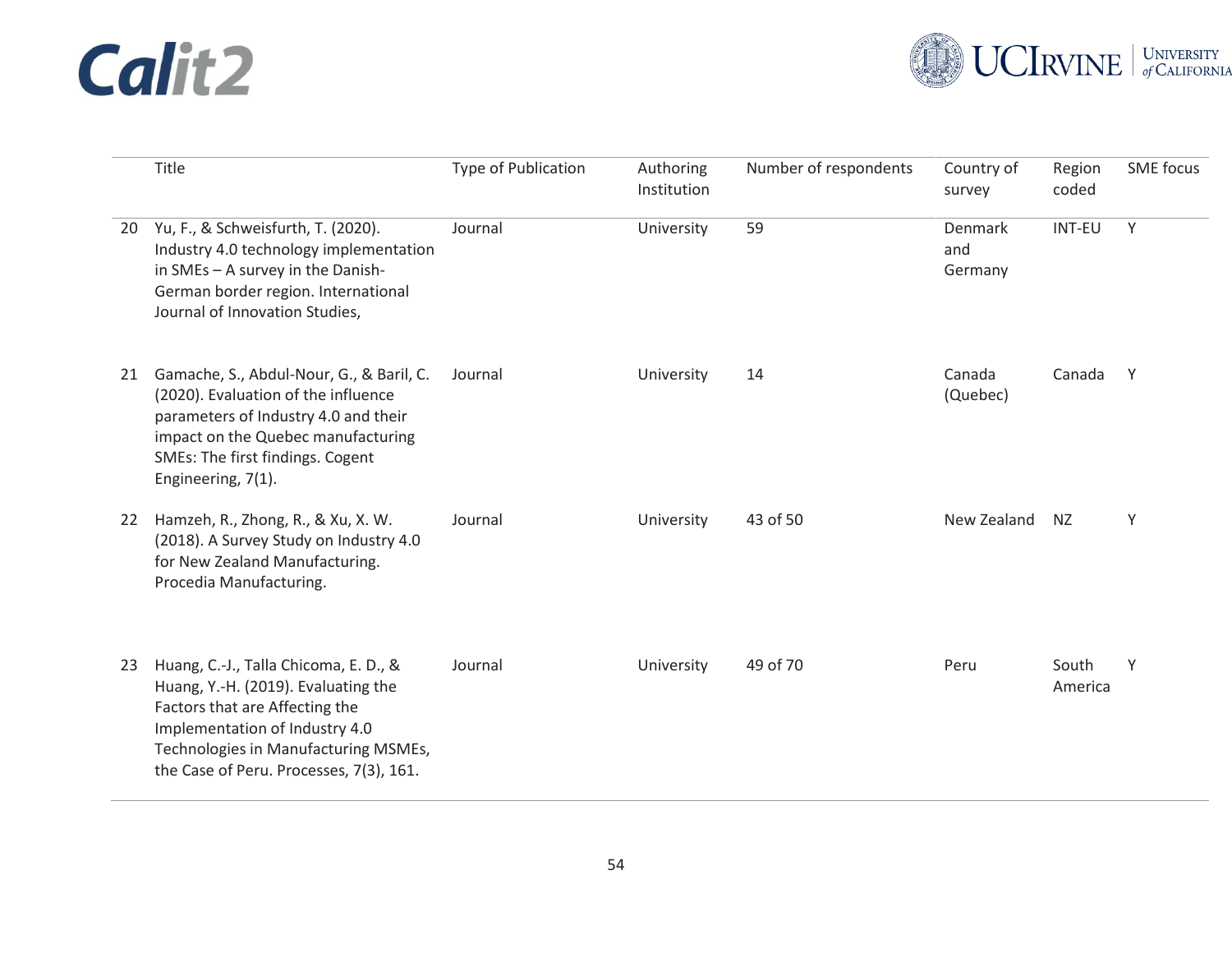| | Title | Type of Publication | Authoring Institution | Number of respondents | Country of survey | Region coded | SME focus |
|---|---|---|---|---|---|---|---|
| 20 | Yu, F., & Schweisfurth, T. (2020). Industry 4.0 technology implementation in SMEs – A survey in the Danish-German border region. International Journal of Innovation Studies, | Journal | University | 59 | Denmark and Germany | INT-EU | Y |
| 21 | Gamache, S., Abdul-Nour, G., & Baril, C. (2020). Evaluation of the influence parameters of Industry 4.0 and their impact on the Quebec manufacturing SMEs: The first findings. Cogent Engineering, 7(1). | Journal | University | 14 | Canada (Quebec) | Canada | Y |
| 22 | Hamzeh, R., Zhong, R., & Xu, X. W. (2018). A Survey Study on Industry 4.0 for New Zealand Manufacturing. Procedia Manufacturing. | Journal | University | 43 of 50 | New Zealand | NZ | Y |
| 23 | Huang, C.-J., Talla Chicoma, E. D., & Huang, Y.-H. (2019). Evaluating the Factors that are Affecting the Implementation of Industry 4.0 Technologies in Manufacturing MSMEs, the Case of Peru. Processes, 7(3), 161. | Journal | University | 49 of 70 | Peru | South America | Y |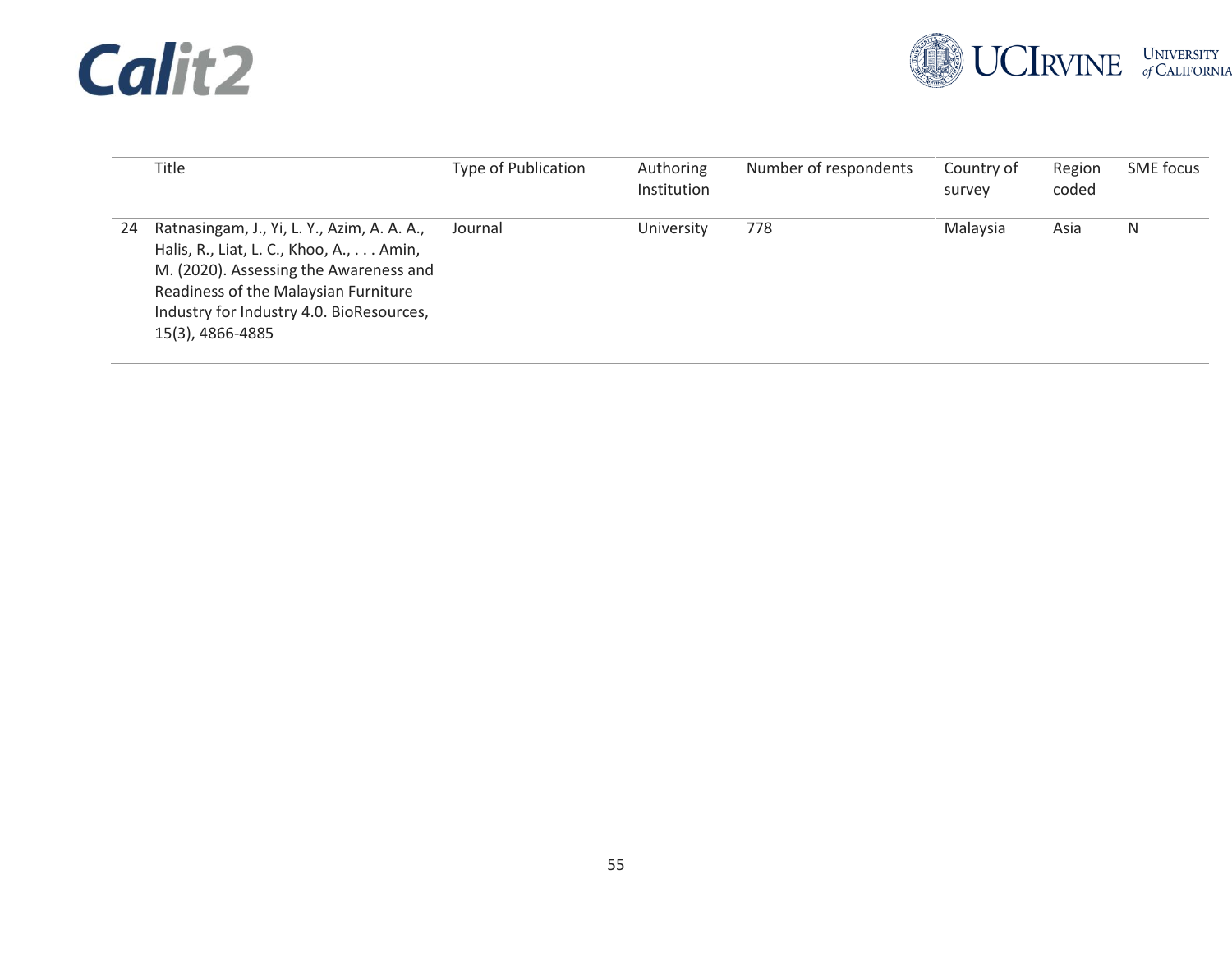| | Title | Type of Publication | Authoring Institution | Number of respondents | Country of survey | Region coded | SME focus |
|---|---|---|---|---|---|---|---|
| 24 | Ratnasingam, J., Yi, L. Y., Azim, A. A. A., Halis, R., Liat, L. C., Khoo, A., . . . Amin, M. (2020). Assessing the Awareness and Readiness of the Malaysian Furniture Industry for Industry 4.0. BioResources, 15(3), 4866-4885 | Journal | University | 778 | Malaysia | Asia | N |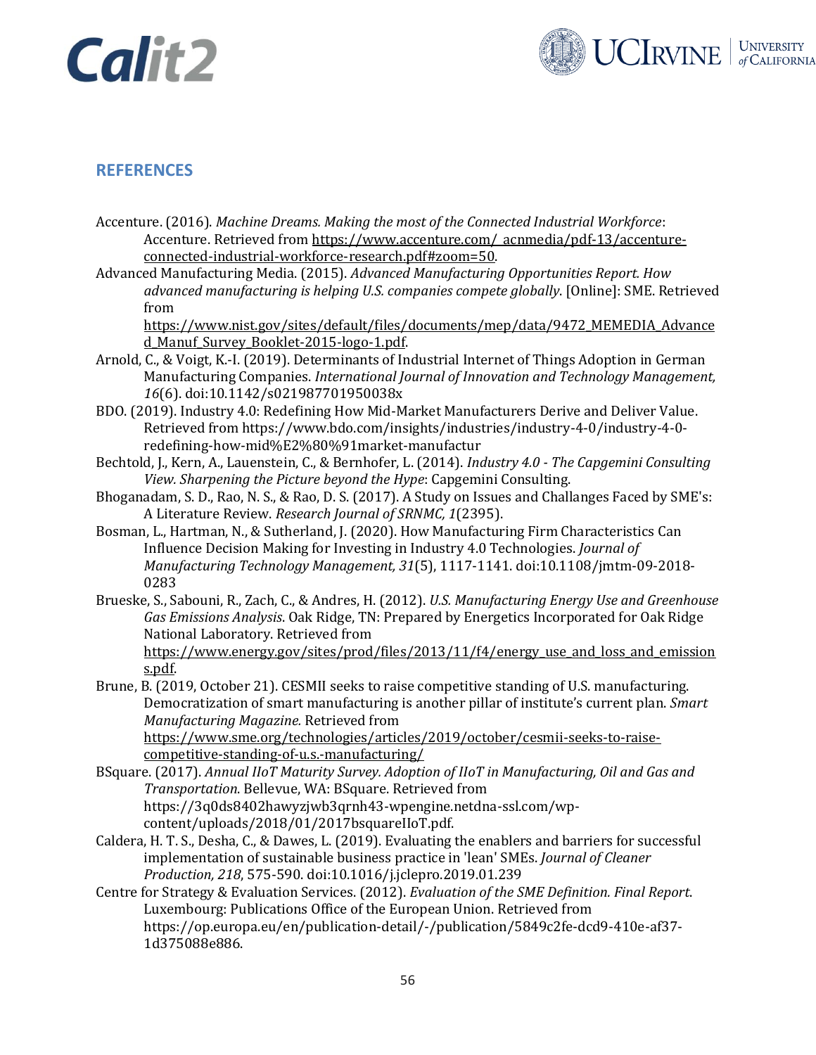## REFERENCES

Accenture. (2016). *Machine Dreams. Making the most of the Connected Industrial Workforce*: Accenture. Retrieved from https://www.accenture.com/_acnmedia/pdf-13/accenture-connected-industrial-workforce-research.pdf#zoom=50.

Advanced Manufacturing Media. (2015). *Advanced Manufacturing Opportunities Report. How advanced manufacturing is helping U.S. companies compete globally*. [Online]: SME. Retrieved from https://www.nist.gov/sites/default/files/documents/mep/data/9472_MEMEDIA_Advanced_Manuf_Survey_Booklet-2015-logo-1.pdf.

Arnold, C., & Voigt, K.-I. (2019). Determinants of Industrial Internet of Things Adoption in German Manufacturing Companies. *International Journal of Innovation and Technology Management, 16*(6). doi:10.1142/s021987701950038x

BDO. (2019). Industry 4.0: Redefining How Mid-Market Manufacturers Derive and Deliver Value. Retrieved from https://www.bdo.com/insights/industries/industry-4-0/industry-4-0-redefining-how-mid%E2%80%91market-manufactur

Bechtold, J., Kern, A., Lauenstein, C., & Bernhofer, L. (2014). *Industry 4.0 - The Capgemini Consulting View. Sharpening the Picture beyond the Hype*: Capgemini Consulting.

Bhoganadam, S. D., Rao, N. S., & Rao, D. S. (2017). A Study on Issues and Challanges Faced by SME's: A Literature Review. *Research Journal of SRNMC, 1*(2395).

Bosman, L., Hartman, N., & Sutherland, J. (2020). How Manufacturing Firm Characteristics Can Influence Decision Making for Investing in Industry 4.0 Technologies. *Journal of Manufacturing Technology Management, 31*(5), 1117-1141. doi:10.1108/jmtm-09-2018-0283

Brueske, S., Sabouni, R., Zach, C., & Andres, H. (2012). *U.S. Manufacturing Energy Use and Greenhouse Gas Emissions Analysis*. Oak Ridge, TN: Prepared by Energetics Incorporated for Oak Ridge National Laboratory. Retrieved from https://www.energy.gov/sites/prod/files/2013/11/f4/energy_use_and_loss_and_emissions.pdf.

Brune, B. (2019, October 21). CESMII seeks to raise competitive standing of U.S. manufacturing. Democratization of smart manufacturing is another pillar of institute's current plan. *Smart Manufacturing Magazine.* Retrieved from https://www.sme.org/technologies/articles/2019/october/cesmii-seeks-to-raise-competitive-standing-of-u.s.-manufacturing/

BSquare. (2017). *Annual IIoT Maturity Survey. Adoption of IIoT in Manufacturing, Oil and Gas and Transportation*. Bellevue, WA: BSquare. Retrieved from https://3q0ds8402hawyzjwb3qrnh43-wpengine.netdna-ssl.com/wp-content/uploads/2018/01/2017bsquareIIoT.pdf.

Caldera, H. T. S., Desha, C., & Dawes, L. (2019). Evaluating the enablers and barriers for successful implementation of sustainable business practice in 'lean' SMEs. *Journal of Cleaner Production, 218*, 575-590. doi:10.1016/j.jclepro.2019.01.239

Centre for Strategy & Evaluation Services. (2012). *Evaluation of the SME Definition. Final Report.* Luxembourg: Publications Office of the European Union. Retrieved from https://op.europa.eu/en/publication-detail/-/publication/5849c2fe-dcd9-410e-af37-1d375088e886.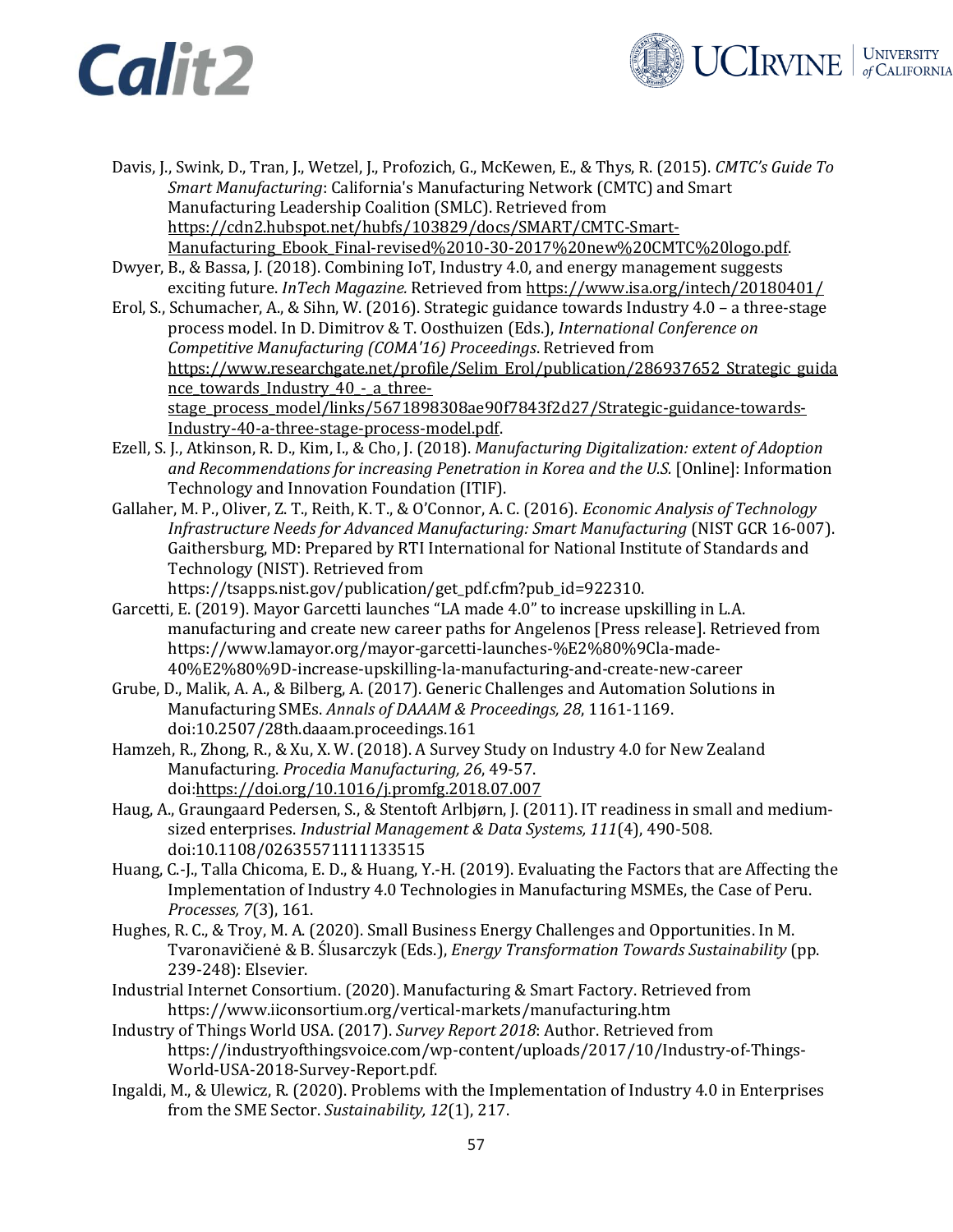Davis, J., Swink, D., Tran, J., Wetzel, J., Profozich, G., McKewen, E., & Thys, R. (2015). *CMTC's Guide To Smart Manufacturing*: California's Manufacturing Network (CMTC) and Smart Manufacturing Leadership Coalition (SMLC). Retrieved from https://cdn2.hubspot.net/hubfs/103829/docs/SMART/CMTC-Smart-Manufacturing_Ebook_Final-revised%2010-30-2017%20new%20CMTC%20logo.pdf.

Dwyer, B., & Bassa, J. (2018). Combining IoT, Industry 4.0, and energy management suggests exciting future. *InTech Magazine.* Retrieved from https://www.isa.org/intech/20180401/

Erol, S., Schumacher, A., & Sihn, W. (2016). Strategic guidance towards Industry 4.0 – a three-stage process model. In D. Dimitrov & T. Oosthuizen (Eds.), *International Conference on Competitive Manufacturing (COMA'16) Proceedings*. Retrieved from https://www.researchgate.net/profile/Selim_Erol/publication/286937652_Strategic_guidance_towards_Industry_40_-_a_three-stage_process_model/links/5671898308ae90f7843f2d27/Strategic-guidance-towards-Industry-40-a-three-stage-process-model.pdf.

Ezell, S. J., Atkinson, R. D., Kim, I., & Cho, J. (2018). *Manufacturing Digitalization: extent of Adoption and Recommendations for increasing Penetration in Korea and the U.S.* [Online]: Information Technology and Innovation Foundation (ITIF).

Gallaher, M. P., Oliver, Z. T., Reith, K. T., & O'Connor, A. C. (2016). *Economic Analysis of Technology Infrastructure Needs for Advanced Manufacturing: Smart Manufacturing* (NIST GCR 16-007). Gaithersburg, MD: Prepared by RTI International for National Institute of Standards and Technology (NIST). Retrieved from https://tsapps.nist.gov/publication/get_pdf.cfm?pub_id=922310.

Garcetti, E. (2019). Mayor Garcetti launches "LA made 4.0" to increase upskilling in L.A. manufacturing and create new career paths for Angelenos [Press release]. Retrieved from https://www.lamayor.org/mayor-garcetti-launches-%E2%80%9Cla-made-40%E2%80%9D-increase-upskilling-la-manufacturing-and-create-new-career

Grube, D., Malik, A. A., & Bilberg, A. (2017). Generic Challenges and Automation Solutions in Manufacturing SMEs. *Annals of DAAAM & Proceedings, 28*, 1161-1169. doi:10.2507/28th.daaam.proceedings.161

Hamzeh, R., Zhong, R., & Xu, X. W. (2018). A Survey Study on Industry 4.0 for New Zealand Manufacturing. *Procedia Manufacturing, 26*, 49-57. doi:https://doi.org/10.1016/j.promfg.2018.07.007

Haug, A., Graungaard Pedersen, S., & Stentoft Arlbjørn, J. (2011). IT readiness in small and medium-sized enterprises. *Industrial Management & Data Systems, 111*(4), 490-508. doi:10.1108/02635571111133515

Huang, C.-J., Talla Chicoma, E. D., & Huang, Y.-H. (2019). Evaluating the Factors that are Affecting the Implementation of Industry 4.0 Technologies in Manufacturing MSMEs, the Case of Peru. *Processes, 7*(3), 161.

Hughes, R. C., & Troy, M. A. (2020). Small Business Energy Challenges and Opportunities. In M. Tvaronavičienė & B. Ślusarczyk (Eds.), *Energy Transformation Towards Sustainability* (pp. 239-248): Elsevier.

Industrial Internet Consortium. (2020). Manufacturing & Smart Factory. Retrieved from https://www.iiconsortium.org/vertical-markets/manufacturing.htm

Industry of Things World USA. (2017). *Survey Report 2018*: Author. Retrieved from https://industryofthingsvoice.com/wp-content/uploads/2017/10/Industry-of-Things-World-USA-2018-Survey-Report.pdf.

Ingaldi, M., & Ulewicz, R. (2020). Problems with the Implementation of Industry 4.0 in Enterprises from the SME Sector. *Sustainability, 12*(1), 217.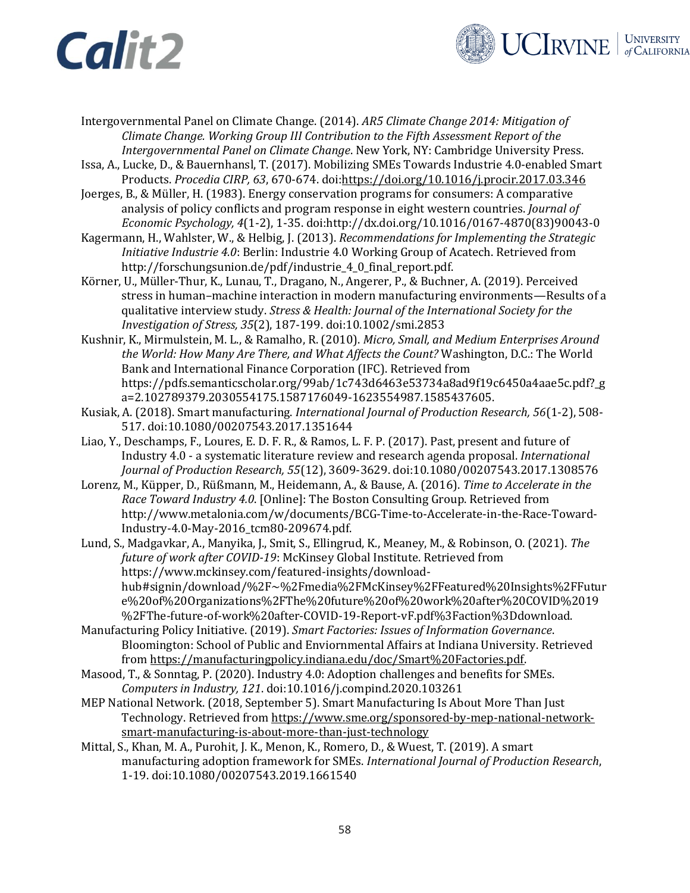Intergovernmental Panel on Climate Change. (2014). *AR5 Climate Change 2014: Mitigation of Climate Change. Working Group III Contribution to the Fifth Assessment Report of the Intergovernmental Panel on Climate Change*. New York, NY: Cambridge University Press.

Issa, A., Lucke, D., & Bauernhansl, T. (2017). Mobilizing SMEs Towards Industrie 4.0-enabled Smart Products. *Procedia CIRP, 63*, 670-674. doi:https://doi.org/10.1016/j.procir.2017.03.346

Joerges, B., & Müller, H. (1983). Energy conservation programs for consumers: A comparative analysis of policy conflicts and program response in eight western countries. *Journal of Economic Psychology, 4*(1-2), 1-35. doi:http://dx.doi.org/10.1016/0167-4870(83)90043-0

Kagermann, H., Wahlster, W., & Helbig, J. (2013). *Recommendations for Implementing the Strategic Initiative Industrie 4.0*: Berlin: Industrie 4.0 Working Group of Acatech. Retrieved from http://forschungsunion.de/pdf/industrie_4_0_final_report.pdf.

Körner, U., Müller-Thur, K., Lunau, T., Dragano, N., Angerer, P., & Buchner, A. (2019). Perceived stress in human–machine interaction in modern manufacturing environments—Results of a qualitative interview study. *Stress & Health: Journal of the International Society for the Investigation of Stress, 35*(2), 187-199. doi:10.1002/smi.2853

Kushnir, K., Mirmulstein, M. L., & Ramalho, R. (2010). *Micro, Small, and Medium Enterprises Around the World: How Many Are There, and What Affects the Count?* Washington, D.C.: The World Bank and International Finance Corporation (IFC). Retrieved from https://pdfs.semanticscholar.org/99ab/1c743d6463e53734a8ad9f19c6450a4aae5c.pdf?_ga=2.102789379.2030554175.1587176049-1623554987.1585437605.

Kusiak, A. (2018). Smart manufacturing. *International Journal of Production Research, 56*(1-2), 508-517. doi:10.1080/00207543.2017.1351644

Liao, Y., Deschamps, F., Loures, E. D. F. R., & Ramos, L. F. P. (2017). Past, present and future of Industry 4.0 - a systematic literature review and research agenda proposal. *International Journal of Production Research, 55*(12), 3609-3629. doi:10.1080/00207543.2017.1308576

Lorenz, M., Küpper, D., Rüßmann, M., Heidemann, A., & Bause, A. (2016). *Time to Accelerate in the Race Toward Industry 4.0*. [Online]: The Boston Consulting Group. Retrieved from http://www.metalonia.com/w/documents/BCG-Time-to-Accelerate-in-the-Race-Toward-Industry-4.0-May-2016_tcm80-209674.pdf.

Lund, S., Madgavkar, A., Manyika, J., Smit, S., Ellingrud, K., Meaney, M., & Robinson, O. (2021). *The future of work after COVID-19*: McKinsey Global Institute. Retrieved from https://www.mckinsey.com/featured-insights/download-hub#signin/download/%2F~%2Fmedia%2FMcKinsey%2FFeatured%20Insights%2FFuture%20of%20Organizations%2FThe%20future%20of%20work%20after%20COVID%2019%2FThe-future-of-work%20after-COVID-19-Report-vF.pdf%3Faction%3Ddownload.

Manufacturing Policy Initiative. (2019). *Smart Factories: Issues of Information Governance*. Bloomington: School of Public and Enviornmental Affairs at Indiana University. Retrieved from https://manufacturingpolicy.indiana.edu/doc/Smart%20Factories.pdf.

Masood, T., & Sonntag, P. (2020). Industry 4.0: Adoption challenges and benefits for SMEs. *Computers in Industry, 121*. doi:10.1016/j.compind.2020.103261

MEP National Network. (2018, September 5). Smart Manufacturing Is About More Than Just Technology. Retrieved from https://www.sme.org/sponsored-by-mep-national-network-smart-manufacturing-is-about-more-than-just-technology

Mittal, S., Khan, M. A., Purohit, J. K., Menon, K., Romero, D., & Wuest, T. (2019). A smart manufacturing adoption framework for SMEs. *International Journal of Production Research*, 1-19. doi:10.1080/00207543.2019.1661540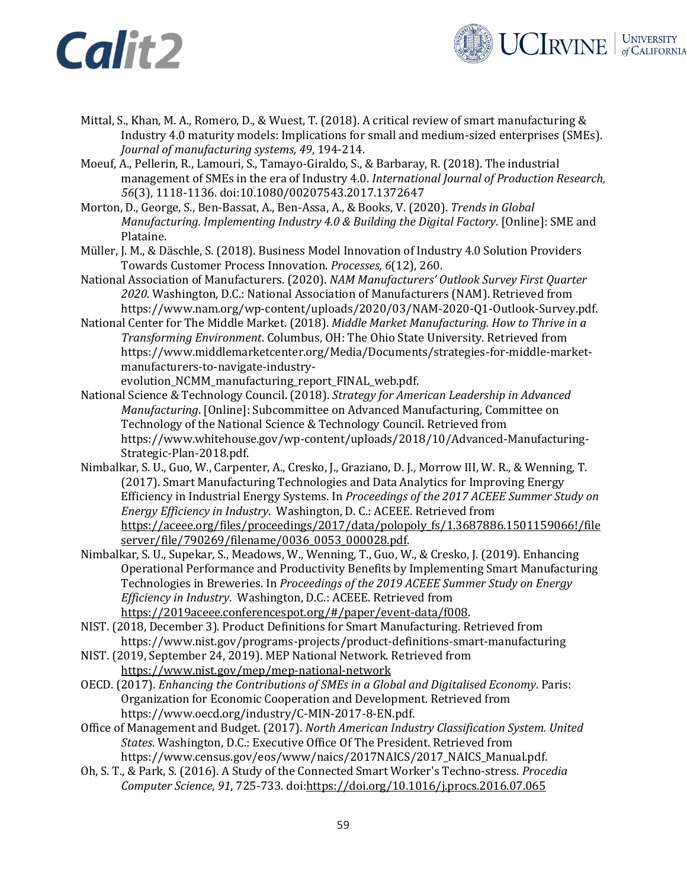Mittal, S., Khan, M. A., Romero, D., & Wuest, T. (2018). A critical review of smart manufacturing & Industry 4.0 maturity models: Implications for small and medium-sized enterprises (SMEs). *Journal of manufacturing systems, 49*, 194-214.

Moeuf, A., Pellerin, R., Lamouri, S., Tamayo-Giraldo, S., & Barbaray, R. (2018). The industrial management of SMEs in the era of Industry 4.0. *International Journal of Production Research, 56*(3), 1118-1136. doi:10.1080/00207543.2017.1372647

Morton, D., George, S., Ben-Bassat, A., Ben-Assa, A., & Books, V. (2020). *Trends in Global Manufacturing. Implementing Industry 4.0 & Building the Digital Factory*. [Online]: SME and Plataine.

Müller, J. M., & Däschle, S. (2018). Business Model Innovation of Industry 4.0 Solution Providers Towards Customer Process Innovation. *Processes, 6*(12), 260.

National Association of Manufacturers. (2020). *NAM Manufacturers' Outlook Survey First Quarter 2020*. Washington, D.C.: National Association of Manufacturers (NAM). Retrieved from https://www.nam.org/wp-content/uploads/2020/03/NAM-2020-Q1-Outlook-Survey.pdf.

National Center for The Middle Market. (2018). *Middle Market Manufacturing. How to Thrive in a Transforming Environment*. Columbus, OH: The Ohio State University. Retrieved from https://www.middlemarketcenter.org/Media/Documents/strategies-for-middle-market-manufacturers-to-navigate-industry-evolution_NCMM_manufacturing_report_FINAL_web.pdf.

National Science & Technology Council. (2018). *Strategy for American Leadership in Advanced Manufacturing*. [Online]: Subcommittee on Advanced Manufacturing, Committee on Technology of the National Science & Technology Council. Retrieved from https://www.whitehouse.gov/wp-content/uploads/2018/10/Advanced-Manufacturing-Strategic-Plan-2018.pdf.

Nimbalkar, S. U., Guo, W., Carpenter, A., Cresko, J., Graziano, D. J., Morrow III, W. R., & Wenning, T. (2017). Smart Manufacturing Technologies and Data Analytics for Improving Energy Efficiency in Industrial Energy Systems. In *Proceedings of the 2017 ACEEE Summer Study on Energy Efficiency in Industry*. Washington, D. C.: ACEEE. Retrieved from https://aceee.org/files/proceedings/2017/data/polopoly_fs/1.3687886.1501159066!/fileserver/file/790269/filename/0036_0053_000028.pdf.

Nimbalkar, S. U., Supekar, S., Meadows, W., Wenning, T., Guo, W., & Cresko, J. (2019). Enhancing Operational Performance and Productivity Benefits by Implementing Smart Manufacturing Technologies in Breweries. In *Proceedings of the 2019 ACEEE Summer Study on Energy Efficiency in Industry*. Washington, D.C.: ACEEE. Retrieved from https://2019aceee.conferencespot.org/#/paper/event-data/f008.

NIST. (2018, December 3). Product Definitions for Smart Manufacturing. Retrieved from https://www.nist.gov/programs-projects/product-definitions-smart-manufacturing

NIST. (2019, September 24, 2019). MEP National Network. Retrieved from https://www.nist.gov/mep/mep-national-network

OECD. (2017). *Enhancing the Contributions of SMEs in a Global and Digitalised Economy*. Paris: Organization for Economic Cooperation and Development. Retrieved from https://www.oecd.org/industry/C-MIN-2017-8-EN.pdf.

Office of Management and Budget. (2017). *North American Industry Classification System. United States*. Washington, D.C.: Executive Office Of The President. Retrieved from https://www.census.gov/eos/www/naics/2017NAICS/2017_NAICS_Manual.pdf.

Oh, S. T., & Park, S. (2016). A Study of the Connected Smart Worker's Techno-stress. *Procedia Computer Science, 91*, 725-733. doi:https://doi.org/10.1016/j.procs.2016.07.065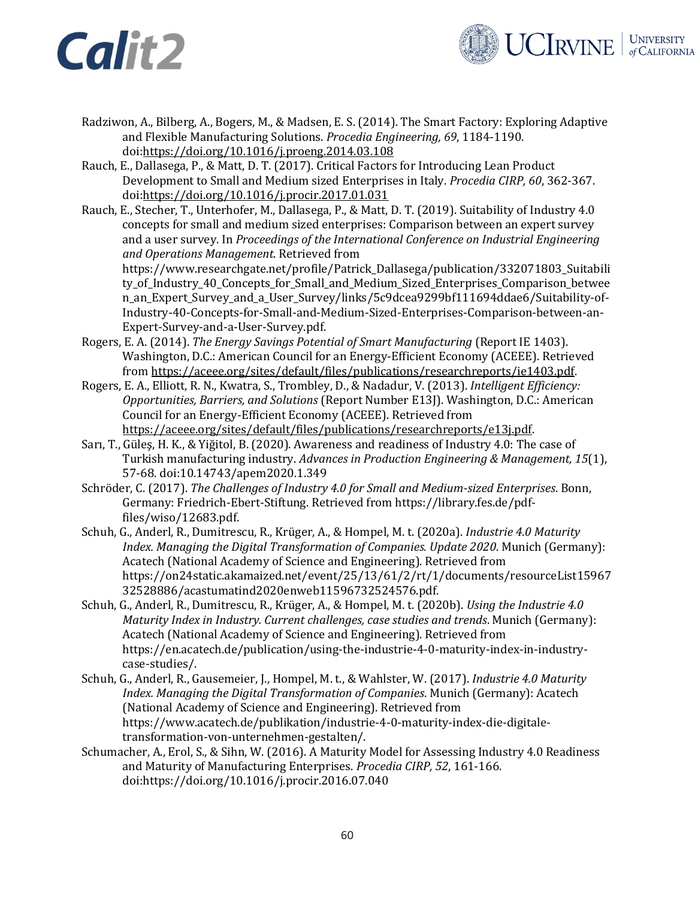Radziwon, A., Bilberg, A., Bogers, M., & Madsen, E. S. (2014). The Smart Factory: Exploring Adaptive and Flexible Manufacturing Solutions. *Procedia Engineering, 69*, 1184-1190. doi:https://doi.org/10.1016/j.proeng.2014.03.108

Rauch, E., Dallasega, P., & Matt, D. T. (2017). Critical Factors for Introducing Lean Product Development to Small and Medium sized Enterprises in Italy. *Procedia CIRP, 60*, 362-367. doi:https://doi.org/10.1016/j.procir.2017.01.031

Rauch, E., Stecher, T., Unterhofer, M., Dallasega, P., & Matt, D. T. (2019). Suitability of Industry 4.0 concepts for small and medium sized enterprises: Comparison between an expert survey and a user survey. In *Proceedings of the International Conference on Industrial Engineering and Operations Management*. Retrieved from https://www.researchgate.net/profile/Patrick_Dallasega/publication/332071803_Suitability_of_Industry_40_Concepts_for_Small_and_Medium_Sized_Enterprises_Comparison_between_an_Expert_Survey_and_a_User_Survey/links/5c9dcea9299bf111694ddae6/Suitability-of-Industry-40-Concepts-for-Small-and-Medium-Sized-Enterprises-Comparison-between-an-Expert-Survey-and-a-User-Survey.pdf.

Rogers, E. A. (2014). *The Energy Savings Potential of Smart Manufacturing* (Report IE 1403). Washington, D.C.: American Council for an Energy-Efficient Economy (ACEEE). Retrieved from https://aceee.org/sites/default/files/publications/researchreports/ie1403.pdf.

Rogers, E. A., Elliott, R. N., Kwatra, S., Trombley, D., & Nadadur, V. (2013). *Intelligent Efficiency: Opportunities, Barriers, and Solutions* (Report Number E13J). Washington, D.C.: American Council for an Energy-Efficient Economy (ACEEE). Retrieved from https://aceee.org/sites/default/files/publications/researchreports/e13j.pdf.

Sarı, T., Güleş, H. K., & Yiğitol, B. (2020). Awareness and readiness of Industry 4.0: The case of Turkish manufacturing industry. *Advances in Production Engineering & Management, 15*(1), 57-68. doi:10.14743/apem2020.1.349

Schröder, C. (2017). *The Challenges of Industry 4.0 for Small and Medium-sized Enterprises*. Bonn, Germany: Friedrich-Ebert-Stiftung. Retrieved from https://library.fes.de/pdf-files/wiso/12683.pdf.

Schuh, G., Anderl, R., Dumitrescu, R., Krüger, A., & Hompel, M. t. (2020a). *Industrie 4.0 Maturity Index. Managing the Digital Transformation of Companies. Update 2020*. Munich (Germany): Acatech (National Academy of Science and Engineering). Retrieved from https://on24static.akamaized.net/event/25/13/61/2/rt/1/documents/resourceList1596732528886/acastumatind2020enweb11596732524576.pdf.

Schuh, G., Anderl, R., Dumitrescu, R., Krüger, A., & Hompel, M. t. (2020b). *Using the Industrie 4.0 Maturity Index in Industry. Current challenges, case studies and trends*. Munich (Germany): Acatech (National Academy of Science and Engineering). Retrieved from https://en.acatech.de/publication/using-the-industrie-4-0-maturity-index-in-industry-case-studies/.

Schuh, G., Anderl, R., Gausemeier, J., Hompel, M. t., & Wahlster, W. (2017). *Industrie 4.0 Maturity Index. Managing the Digital Transformation of Companies*. Munich (Germany): Acatech (National Academy of Science and Engineering). Retrieved from https://www.acatech.de/publikation/industrie-4-0-maturity-index-die-digitale-transformation-von-unternehmen-gestalten/.

Schumacher, A., Erol, S., & Sihn, W. (2016). A Maturity Model for Assessing Industry 4.0 Readiness and Maturity of Manufacturing Enterprises. *Procedia CIRP, 52*, 161-166. doi:https://doi.org/10.1016/j.procir.2016.07.040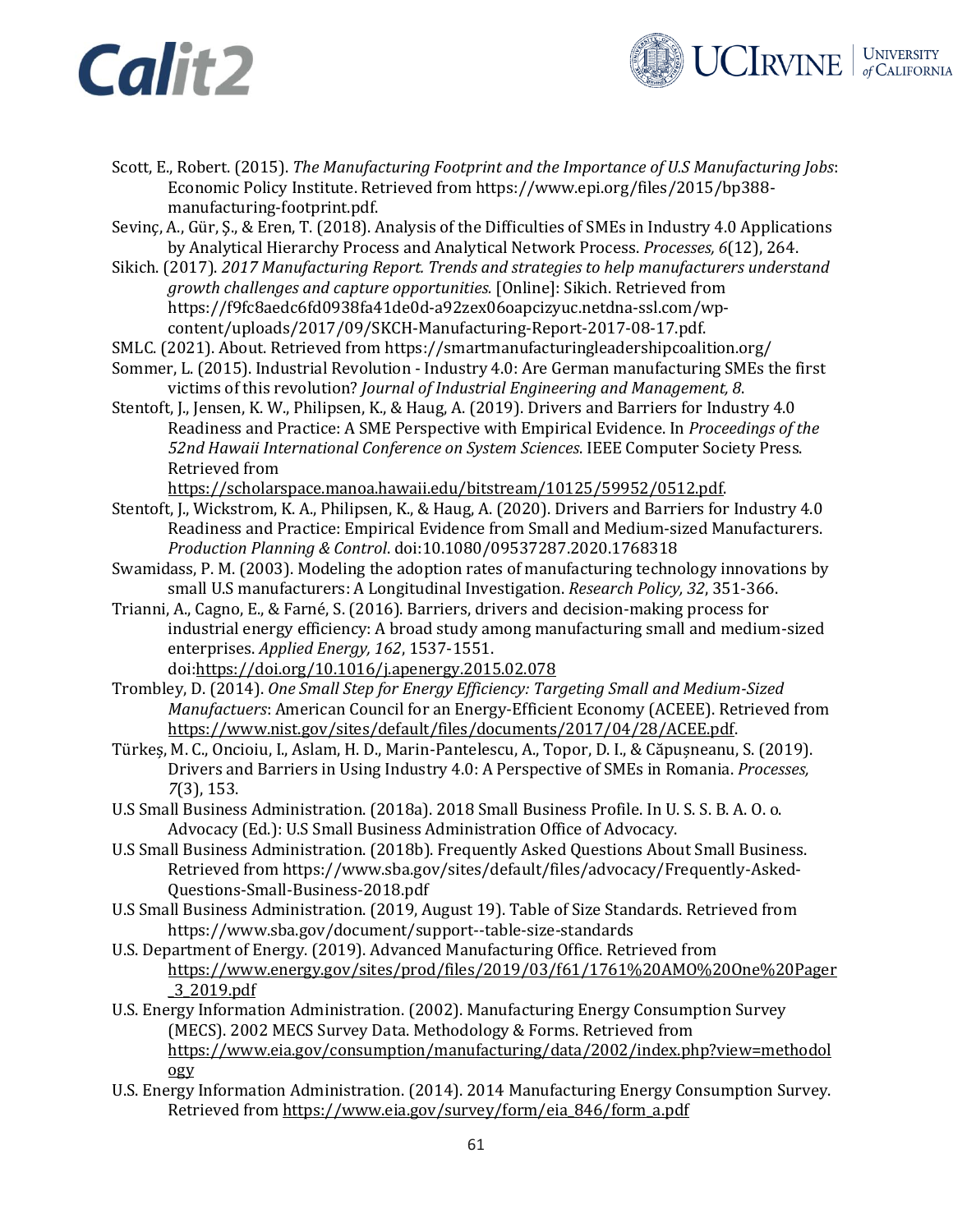Scott, E., Robert. (2015). *The Manufacturing Footprint and the Importance of U.S Manufacturing Jobs*: Economic Policy Institute. Retrieved from https://www.epi.org/files/2015/bp388-manufacturing-footprint.pdf.

Sevinç, A., Gür, Ş., & Eren, T. (2018). Analysis of the Difficulties of SMEs in Industry 4.0 Applications by Analytical Hierarchy Process and Analytical Network Process. *Processes, 6*(12), 264.

Sikich. (2017). *2017 Manufacturing Report. Trends and strategies to help manufacturers understand growth challenges and capture opportunities.* [Online]: Sikich. Retrieved from https://f9fc8aedc6fd0938fa41de0d-a92zex06oapcizyuc.netdna-ssl.com/wp-content/uploads/2017/09/SKCH-Manufacturing-Report-2017-08-17.pdf.

SMLC. (2021). About. Retrieved from https://smartmanufacturingleadershipcoalition.org/

Sommer, L. (2015). Industrial Revolution - Industry 4.0: Are German manufacturing SMEs the first victims of this revolution? *Journal of Industrial Engineering and Management, 8*.

Stentoft, J., Jensen, K. W., Philipsen, K., & Haug, A. (2019). Drivers and Barriers for Industry 4.0 Readiness and Practice: A SME Perspective with Empirical Evidence. In *Proceedings of the 52nd Hawaii International Conference on System Sciences*. IEEE Computer Society Press. Retrieved from https://scholarspace.manoa.hawaii.edu/bitstream/10125/59952/0512.pdf.

Stentoft, J., Wickstrom, K. A., Philipsen, K., & Haug, A. (2020). Drivers and Barriers for Industry 4.0 Readiness and Practice: Empirical Evidence from Small and Medium-sized Manufacturers. *Production Planning & Control*. doi:10.1080/09537287.2020.1768318

Swamidass, P. M. (2003). Modeling the adoption rates of manufacturing technology innovations by small U.S manufacturers: A Longitudinal Investigation. *Research Policy, 32*, 351-366.

Trianni, A., Cagno, E., & Farné, S. (2016). Barriers, drivers and decision-making process for industrial energy efficiency: A broad study among manufacturing small and medium-sized enterprises. *Applied Energy, 162*, 1537-1551. doi:https://doi.org/10.1016/j.apenergy.2015.02.078

Trombley, D. (2014). *One Small Step for Energy Efficiency: Targeting Small and Medium-Sized Manufactuers*: American Council for an Energy-Efficient Economy (ACEEE). Retrieved from https://www.nist.gov/sites/default/files/documents/2017/04/28/ACEE.pdf.

Türkeş, M. C., Oncioiu, I., Aslam, H. D., Marin-Pantelescu, A., Topor, D. I., & Căpușneanu, S. (2019). Drivers and Barriers in Using Industry 4.0: A Perspective of SMEs in Romania. *Processes, 7*(3), 153.

U.S Small Business Administration. (2018a). 2018 Small Business Profile. In U. S. S. B. A. O. o. Advocacy (Ed.): U.S Small Business Administration Office of Advocacy.

U.S Small Business Administration. (2018b). Frequently Asked Questions About Small Business. Retrieved from https://www.sba.gov/sites/default/files/advocacy/Frequently-Asked-Questions-Small-Business-2018.pdf

U.S Small Business Administration. (2019, August 19). Table of Size Standards. Retrieved from https://www.sba.gov/document/support--table-size-standards

U.S. Department of Energy. (2019). Advanced Manufacturing Office. Retrieved from https://www.energy.gov/sites/prod/files/2019/03/f61/1761%20AMO%20One%20Pager_3_2019.pdf

U.S. Energy Information Administration. (2002). Manufacturing Energy Consumption Survey (MECS). 2002 MECS Survey Data. Methodology & Forms. Retrieved from https://www.eia.gov/consumption/manufacturing/data/2002/index.php?view=methodology

U.S. Energy Information Administration. (2014). 2014 Manufacturing Energy Consumption Survey. Retrieved from https://www.eia.gov/survey/form/eia_846/form_a.pdf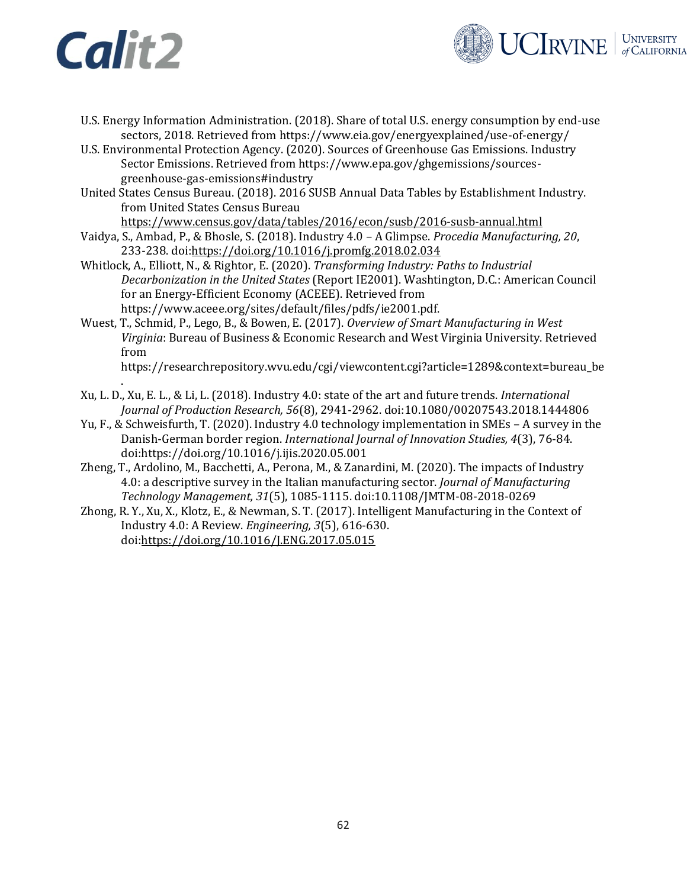U.S. Energy Information Administration. (2018). Share of total U.S. energy consumption by end-use sectors, 2018. Retrieved from https://www.eia.gov/energyexplained/use-of-energy/

U.S. Environmental Protection Agency. (2020). Sources of Greenhouse Gas Emissions. Industry Sector Emissions. Retrieved from https://www.epa.gov/ghgemissions/sources-greenhouse-gas-emissions#industry

United States Census Bureau. (2018). 2016 SUSB Annual Data Tables by Establishment Industry. from United States Census Bureau https://www.census.gov/data/tables/2016/econ/susb/2016-susb-annual.html

Vaidya, S., Ambad, P., & Bhosle, S. (2018). Industry 4.0 – A Glimpse. *Procedia Manufacturing, 20*, 233-238. doi:https://doi.org/10.1016/j.promfg.2018.02.034

Whitlock, A., Elliott, N., & Rightor, E. (2020). *Transforming Industry: Paths to Industrial Decarbonization in the United States* (Report IE2001). Washtington, D.C.: American Council for an Energy-Efficient Economy (ACEEE). Retrieved from https://www.aceee.org/sites/default/files/pdfs/ie2001.pdf.

Wuest, T., Schmid, P., Lego, B., & Bowen, E. (2017). *Overview of Smart Manufacturing in West Virginia*: Bureau of Business & Economic Research and West Virginia University. Retrieved from https://researchrepository.wvu.edu/cgi/viewcontent.cgi?article=1289&context=bureau_be.

Xu, L. D., Xu, E. L., & Li, L. (2018). Industry 4.0: state of the art and future trends. *International Journal of Production Research, 56*(8), 2941-2962. doi:10.1080/00207543.2018.1444806

Yu, F., & Schweisfurth, T. (2020). Industry 4.0 technology implementation in SMEs – A survey in the Danish-German border region. *International Journal of Innovation Studies, 4*(3), 76-84. doi:https://doi.org/10.1016/j.ijis.2020.05.001

Zheng, T., Ardolino, M., Bacchetti, A., Perona, M., & Zanardini, M. (2020). The impacts of Industry 4.0: a descriptive survey in the Italian manufacturing sector. *Journal of Manufacturing Technology Management, 31*(5), 1085-1115. doi:10.1108/JMTM-08-2018-0269

Zhong, R. Y., Xu, X., Klotz, E., & Newman, S. T. (2017). Intelligent Manufacturing in the Context of Industry 4.0: A Review. *Engineering, 3*(5), 616-630. doi:https://doi.org/10.1016/J.ENG.2017.05.015